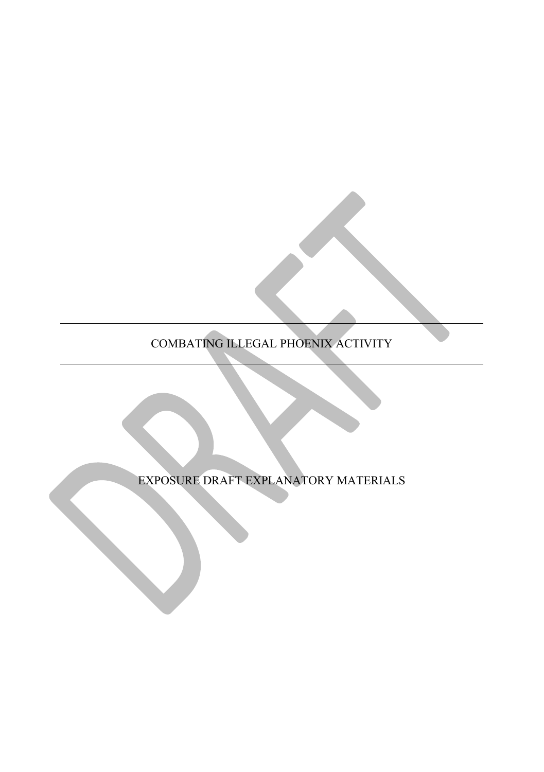# COMBATING ILLEGAL PHOENIX ACTIVITY

EXPOSURE DRAFT EXPLANATORY MATERIALS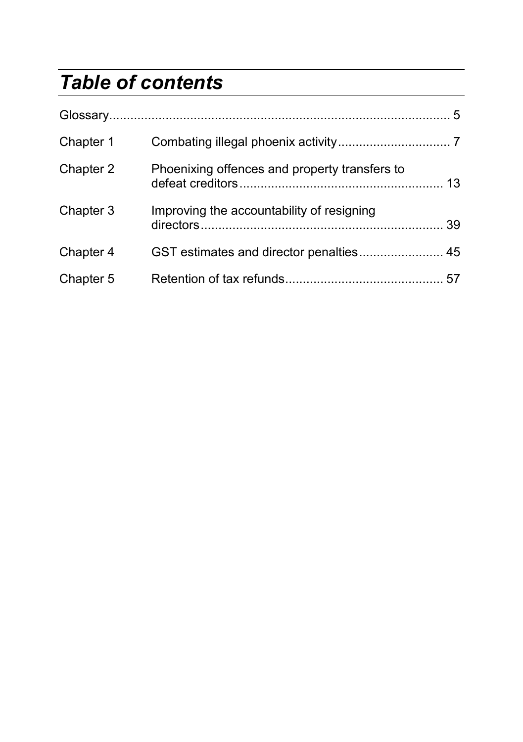# *Table of contents*

| | | |
|---|---|---|
| Glossary | | 5 |
| Chapter 1 | Combating illegal phoenix activity | 7 |
| Chapter 2 | Phoenixing offences and property transfers to defeat creditors | 13 |
| Chapter 3 | Improving the accountability of resigning directors | 39 |
| Chapter 4 | GST estimates and director penalties | 45 |
| Chapter 5 | Retention of tax refunds | 57 |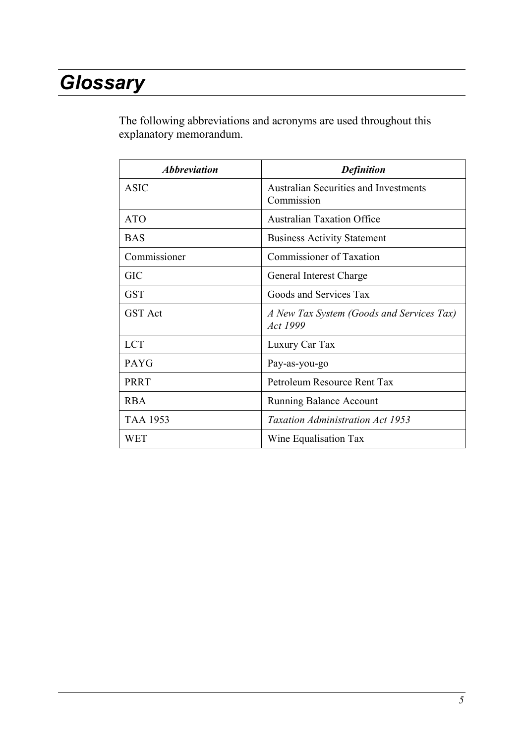# *Glossary*

The following abbreviations and acronyms are used throughout this explanatory memorandum.

| ***Abbreviation*** | ***Definition*** |
|---|---|
| ASIC | Australian Securities and Investments Commission |
| ATO | Australian Taxation Office |
| BAS | Business Activity Statement |
| Commissioner | Commissioner of Taxation |
| GIC | General Interest Charge |
| GST | Goods and Services Tax |
| GST Act | *A New Tax System (Goods and Services Tax) Act 1999* |
| LCT | Luxury Car Tax |
| PAYG | Pay-as-you-go |
| PRRT | Petroleum Resource Rent Tax |
| RBA | Running Balance Account |
| TAA 1953 | *Taxation Administration Act 1953* |
| WET | Wine Equalisation Tax |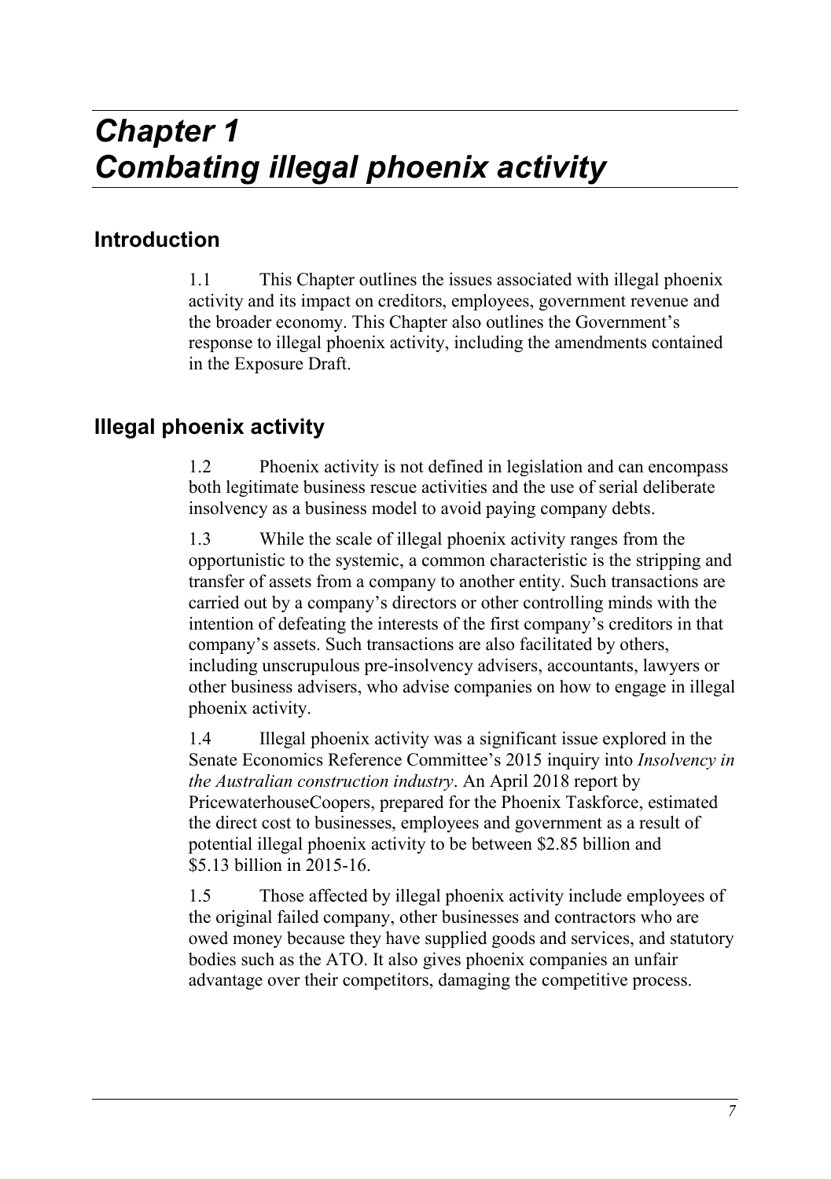# *Chapter 1*
# *Combating illegal phoenix activity*

## Introduction

1.1 This Chapter outlines the issues associated with illegal phoenix activity and its impact on creditors, employees, government revenue and the broader economy. This Chapter also outlines the Government's response to illegal phoenix activity, including the amendments contained in the Exposure Draft.

## Illegal phoenix activity

1.2 Phoenix activity is not defined in legislation and can encompass both legitimate business rescue activities and the use of serial deliberate insolvency as a business model to avoid paying company debts.

1.3 While the scale of illegal phoenix activity ranges from the opportunistic to the systemic, a common characteristic is the stripping and transfer of assets from a company to another entity. Such transactions are carried out by a company's directors or other controlling minds with the intention of defeating the interests of the first company's creditors in that company's assets. Such transactions are also facilitated by others, including unscrupulous pre-insolvency advisers, accountants, lawyers or other business advisers, who advise companies on how to engage in illegal phoenix activity.

1.4 Illegal phoenix activity was a significant issue explored in the Senate Economics Reference Committee's 2015 inquiry into *Insolvency in the Australian construction industry*. An April 2018 report by PricewaterhouseCoopers, prepared for the Phoenix Taskforce, estimated the direct cost to businesses, employees and government as a result of potential illegal phoenix activity to be between $2.85 billion and $5.13 billion in 2015-16.

1.5 Those affected by illegal phoenix activity include employees of the original failed company, other businesses and contractors who are owed money because they have supplied goods and services, and statutory bodies such as the ATO. It also gives phoenix companies an unfair advantage over their competitors, damaging the competitive process.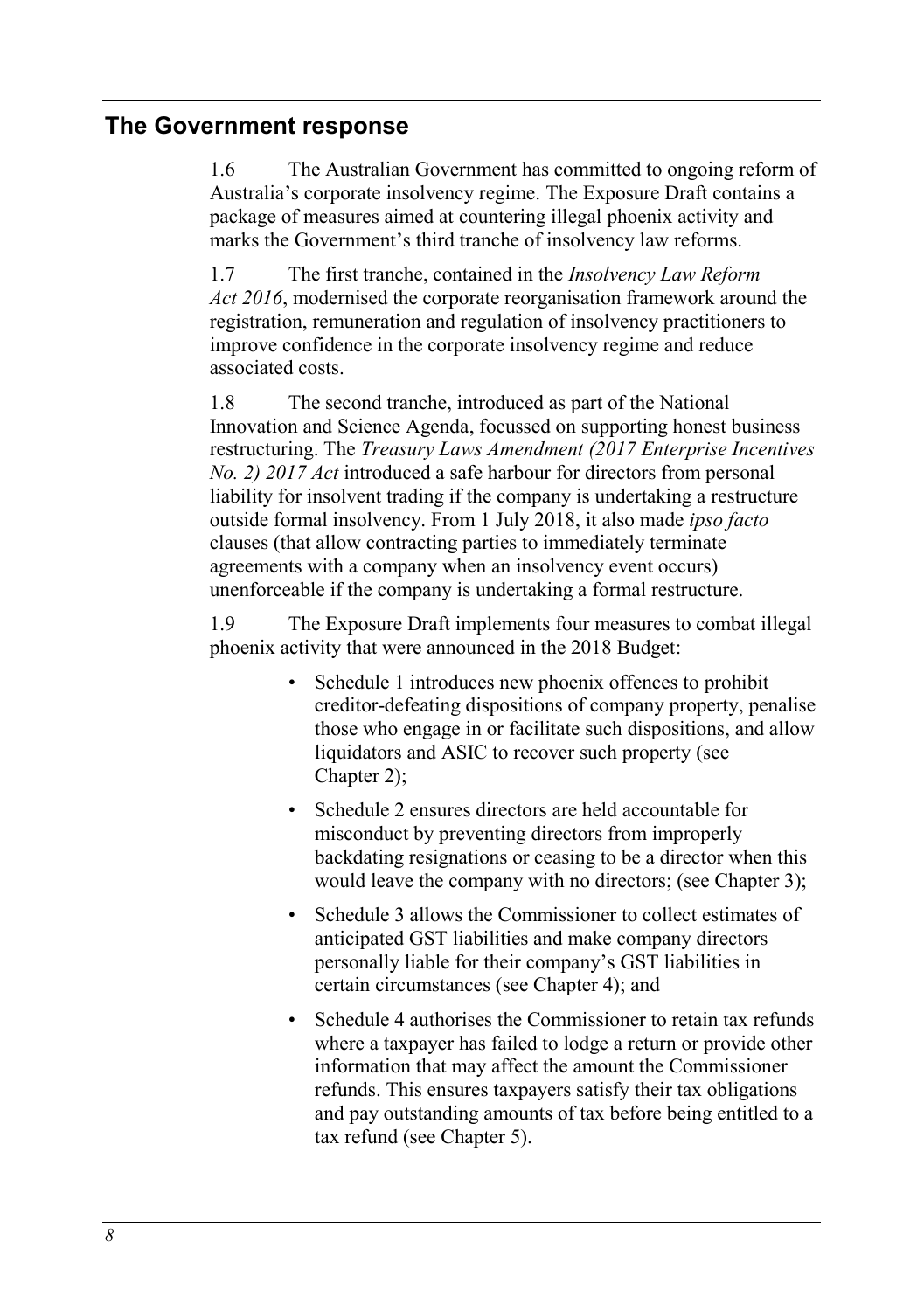## The Government response

1.6 The Australian Government has committed to ongoing reform of Australia's corporate insolvency regime. The Exposure Draft contains a package of measures aimed at countering illegal phoenix activity and marks the Government's third tranche of insolvency law reforms.

1.7 The first tranche, contained in the *Insolvency Law Reform Act 2016*, modernised the corporate reorganisation framework around the registration, remuneration and regulation of insolvency practitioners to improve confidence in the corporate insolvency regime and reduce associated costs.

1.8 The second tranche, introduced as part of the National Innovation and Science Agenda, focussed on supporting honest business restructuring. The *Treasury Laws Amendment (2017 Enterprise Incentives No. 2) 2017 Act* introduced a safe harbour for directors from personal liability for insolvent trading if the company is undertaking a restructure outside formal insolvency. From 1 July 2018, it also made *ipso facto* clauses (that allow contracting parties to immediately terminate agreements with a company when an insolvency event occurs) unenforceable if the company is undertaking a formal restructure.

1.9 The Exposure Draft implements four measures to combat illegal phoenix activity that were announced in the 2018 Budget:

- Schedule 1 introduces new phoenix offences to prohibit creditor-defeating dispositions of company property, penalise those who engage in or facilitate such dispositions, and allow liquidators and ASIC to recover such property (see Chapter 2);
- Schedule 2 ensures directors are held accountable for misconduct by preventing directors from improperly backdating resignations or ceasing to be a director when this would leave the company with no directors; (see Chapter 3);
- Schedule 3 allows the Commissioner to collect estimates of anticipated GST liabilities and make company directors personally liable for their company's GST liabilities in certain circumstances (see Chapter 4); and
- Schedule 4 authorises the Commissioner to retain tax refunds where a taxpayer has failed to lodge a return or provide other information that may affect the amount the Commissioner refunds. This ensures taxpayers satisfy their tax obligations and pay outstanding amounts of tax before being entitled to a tax refund (see Chapter 5).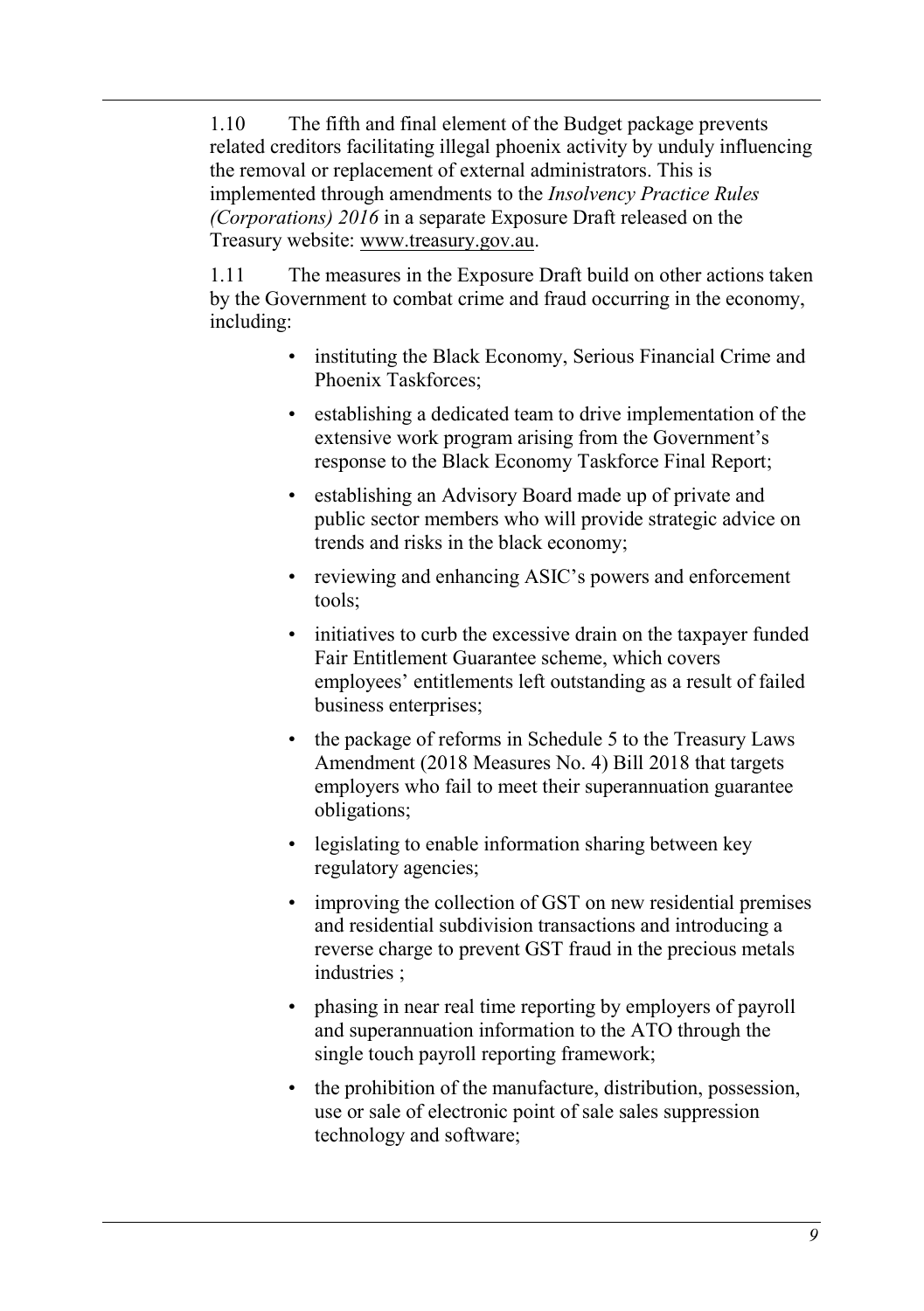1.10 The fifth and final element of the Budget package prevents related creditors facilitating illegal phoenix activity by unduly influencing the removal or replacement of external administrators. This is implemented through amendments to the *Insolvency Practice Rules (Corporations) 2016* in a separate Exposure Draft released on the Treasury website: www.treasury.gov.au.

1.11 The measures in the Exposure Draft build on other actions taken by the Government to combat crime and fraud occurring in the economy, including:

- instituting the Black Economy, Serious Financial Crime and Phoenix Taskforces;
- establishing a dedicated team to drive implementation of the extensive work program arising from the Government's response to the Black Economy Taskforce Final Report;
- establishing an Advisory Board made up of private and public sector members who will provide strategic advice on trends and risks in the black economy;
- reviewing and enhancing ASIC's powers and enforcement tools;
- initiatives to curb the excessive drain on the taxpayer funded Fair Entitlement Guarantee scheme, which covers employees' entitlements left outstanding as a result of failed business enterprises;
- the package of reforms in Schedule 5 to the Treasury Laws Amendment (2018 Measures No. 4) Bill 2018 that targets employers who fail to meet their superannuation guarantee obligations;
- legislating to enable information sharing between key regulatory agencies;
- improving the collection of GST on new residential premises and residential subdivision transactions and introducing a reverse charge to prevent GST fraud in the precious metals industries ;
- phasing in near real time reporting by employers of payroll and superannuation information to the ATO through the single touch payroll reporting framework;
- the prohibition of the manufacture, distribution, possession, use or sale of electronic point of sale sales suppression technology and software;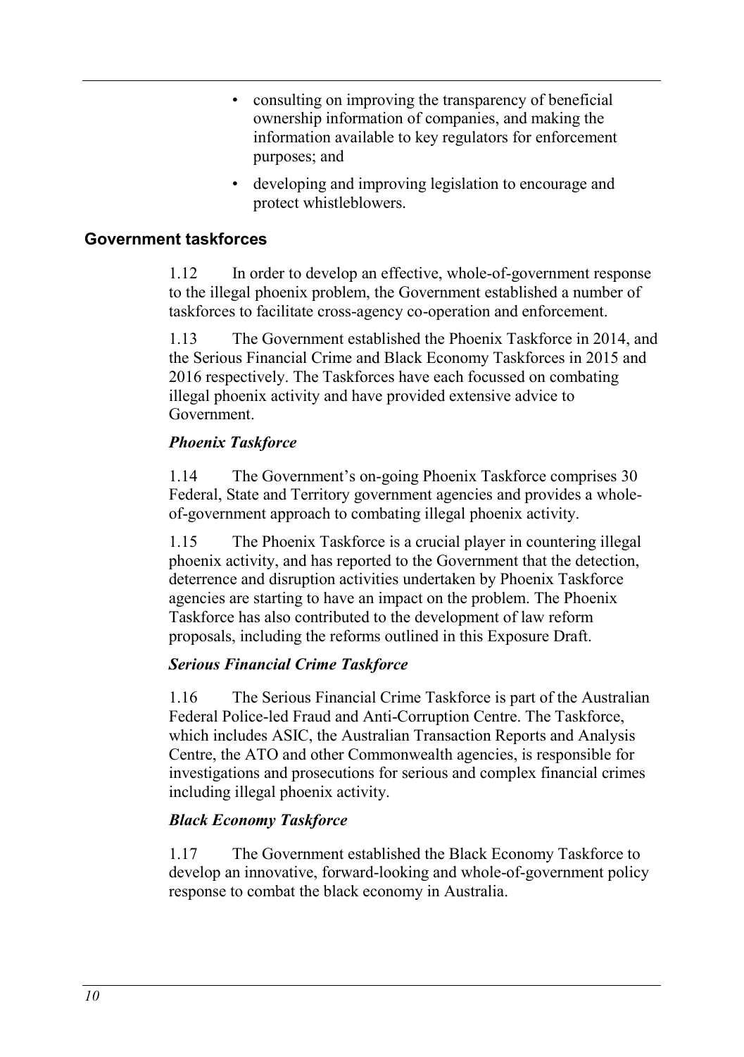- consulting on improving the transparency of beneficial ownership information of companies, and making the information available to key regulators for enforcement purposes; and
- developing and improving legislation to encourage and protect whistleblowers.

## Government taskforces

1.12 In order to develop an effective, whole-of-government response to the illegal phoenix problem, the Government established a number of taskforces to facilitate cross-agency co-operation and enforcement.

1.13 The Government established the Phoenix Taskforce in 2014, and the Serious Financial Crime and Black Economy Taskforces in 2015 and 2016 respectively. The Taskforces have each focussed on combating illegal phoenix activity and have provided extensive advice to Government.

### *Phoenix Taskforce*

1.14 The Government's on-going Phoenix Taskforce comprises 30 Federal, State and Territory government agencies and provides a whole-of-government approach to combating illegal phoenix activity.

1.15 The Phoenix Taskforce is a crucial player in countering illegal phoenix activity, and has reported to the Government that the detection, deterrence and disruption activities undertaken by Phoenix Taskforce agencies are starting to have an impact on the problem. The Phoenix Taskforce has also contributed to the development of law reform proposals, including the reforms outlined in this Exposure Draft.

### *Serious Financial Crime Taskforce*

1.16 The Serious Financial Crime Taskforce is part of the Australian Federal Police-led Fraud and Anti-Corruption Centre. The Taskforce, which includes ASIC, the Australian Transaction Reports and Analysis Centre, the ATO and other Commonwealth agencies, is responsible for investigations and prosecutions for serious and complex financial crimes including illegal phoenix activity.

### *Black Economy Taskforce*

1.17 The Government established the Black Economy Taskforce to develop an innovative, forward-looking and whole-of-government policy response to combat the black economy in Australia.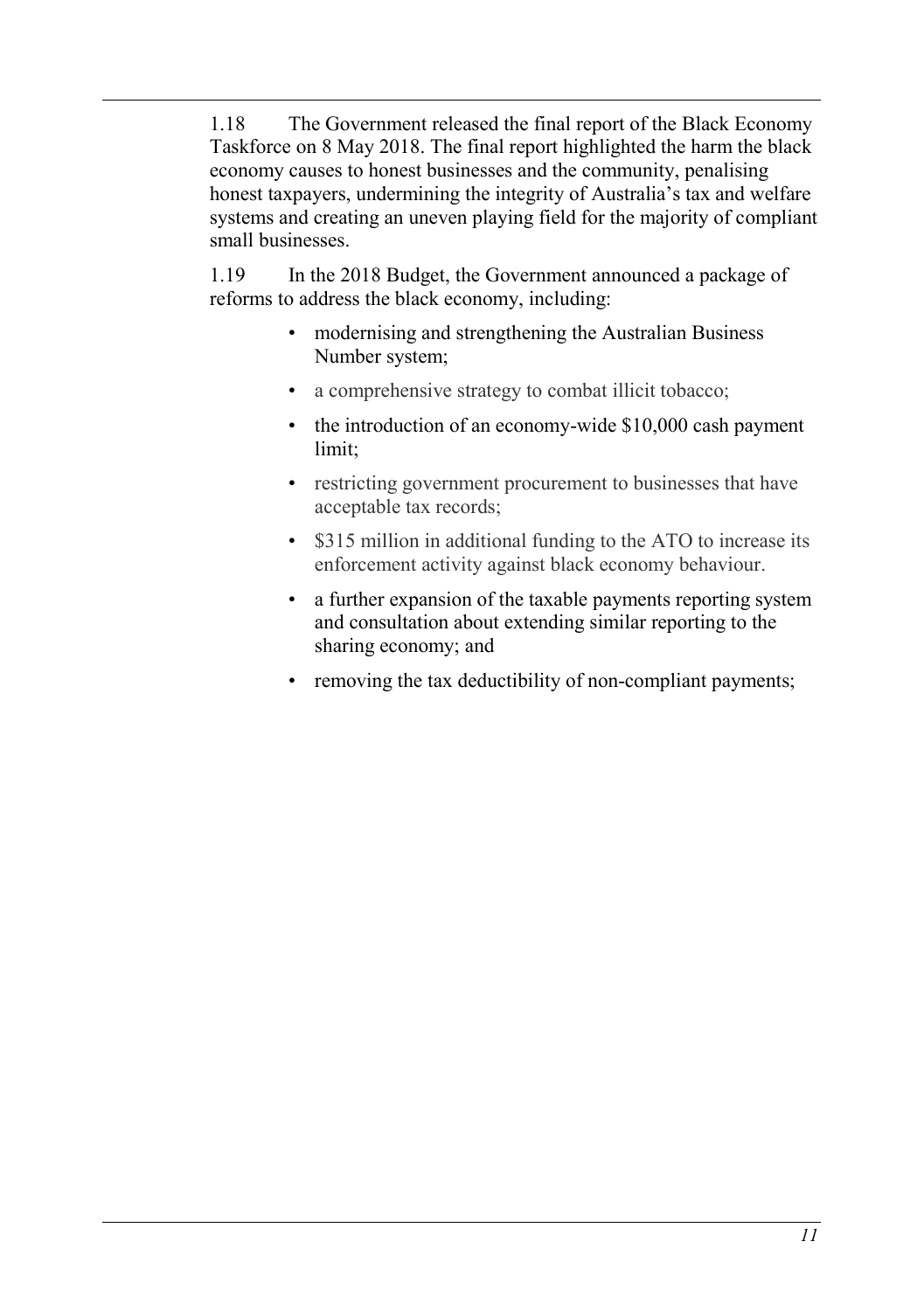1.18 The Government released the final report of the Black Economy Taskforce on 8 May 2018. The final report highlighted the harm the black economy causes to honest businesses and the community, penalising honest taxpayers, undermining the integrity of Australia's tax and welfare systems and creating an uneven playing field for the majority of compliant small businesses.

1.19 In the 2018 Budget, the Government announced a package of reforms to address the black economy, including:

- modernising and strengthening the Australian Business Number system;
- a comprehensive strategy to combat illicit tobacco;
- the introduction of an economy-wide $10,000 cash payment limit;
- restricting government procurement to businesses that have acceptable tax records;
- $315 million in additional funding to the ATO to increase its enforcement activity against black economy behaviour.
- a further expansion of the taxable payments reporting system and consultation about extending similar reporting to the sharing economy; and
- removing the tax deductibility of non-compliant payments;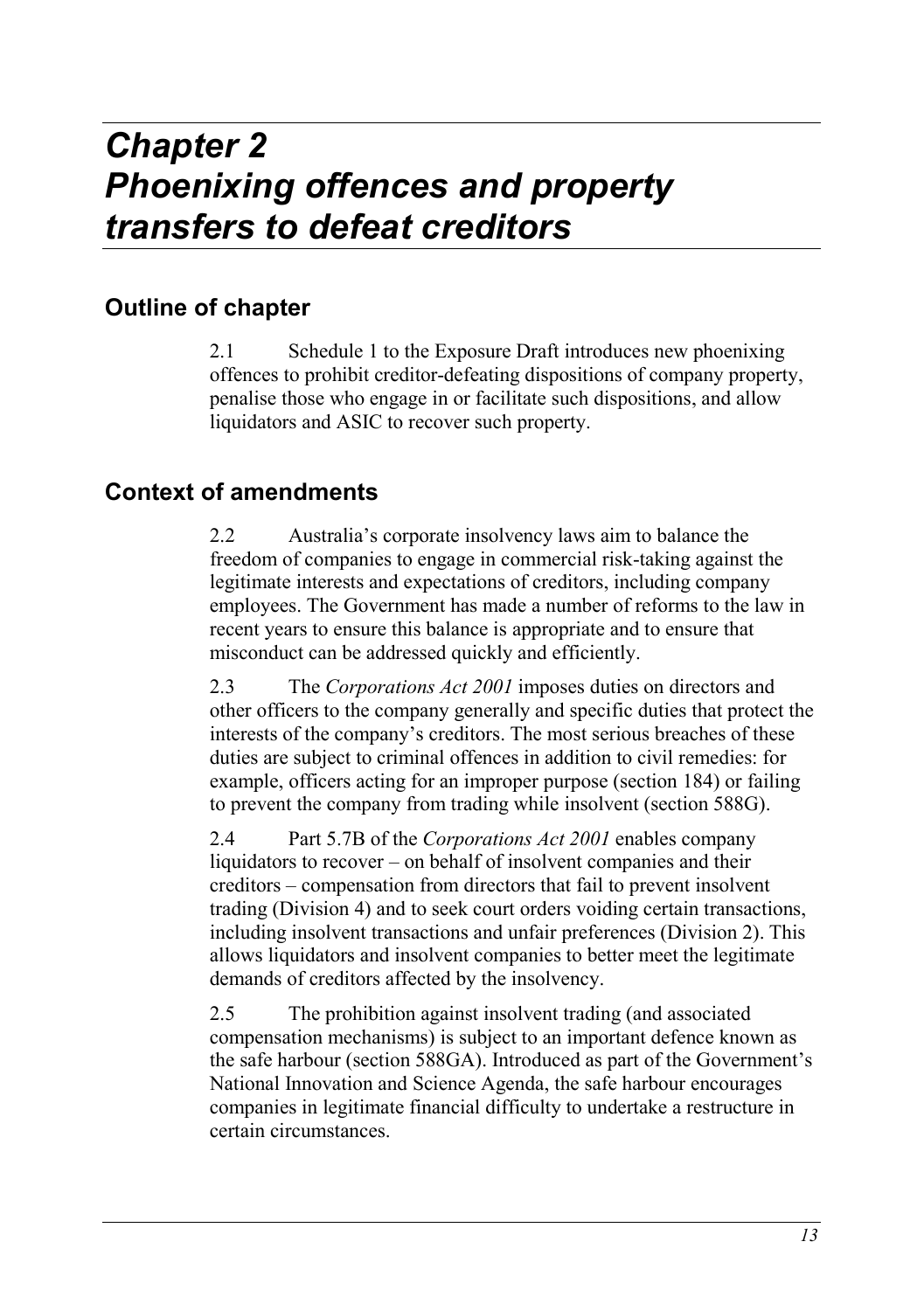# *Chapter 2*
# *Phoenixing offences and property transfers to defeat creditors*

## Outline of chapter

2.1 Schedule 1 to the Exposure Draft introduces new phoenixing offences to prohibit creditor-defeating dispositions of company property, penalise those who engage in or facilitate such dispositions, and allow liquidators and ASIC to recover such property.

## Context of amendments

2.2 Australia's corporate insolvency laws aim to balance the freedom of companies to engage in commercial risk-taking against the legitimate interests and expectations of creditors, including company employees. The Government has made a number of reforms to the law in recent years to ensure this balance is appropriate and to ensure that misconduct can be addressed quickly and efficiently.

2.3 The *Corporations Act 2001* imposes duties on directors and other officers to the company generally and specific duties that protect the interests of the company's creditors. The most serious breaches of these duties are subject to criminal offences in addition to civil remedies: for example, officers acting for an improper purpose (section 184) or failing to prevent the company from trading while insolvent (section 588G).

2.4 Part 5.7B of the *Corporations Act 2001* enables company liquidators to recover – on behalf of insolvent companies and their creditors – compensation from directors that fail to prevent insolvent trading (Division 4) and to seek court orders voiding certain transactions, including insolvent transactions and unfair preferences (Division 2). This allows liquidators and insolvent companies to better meet the legitimate demands of creditors affected by the insolvency.

2.5 The prohibition against insolvent trading (and associated compensation mechanisms) is subject to an important defence known as the safe harbour (section 588GA). Introduced as part of the Government's National Innovation and Science Agenda, the safe harbour encourages companies in legitimate financial difficulty to undertake a restructure in certain circumstances.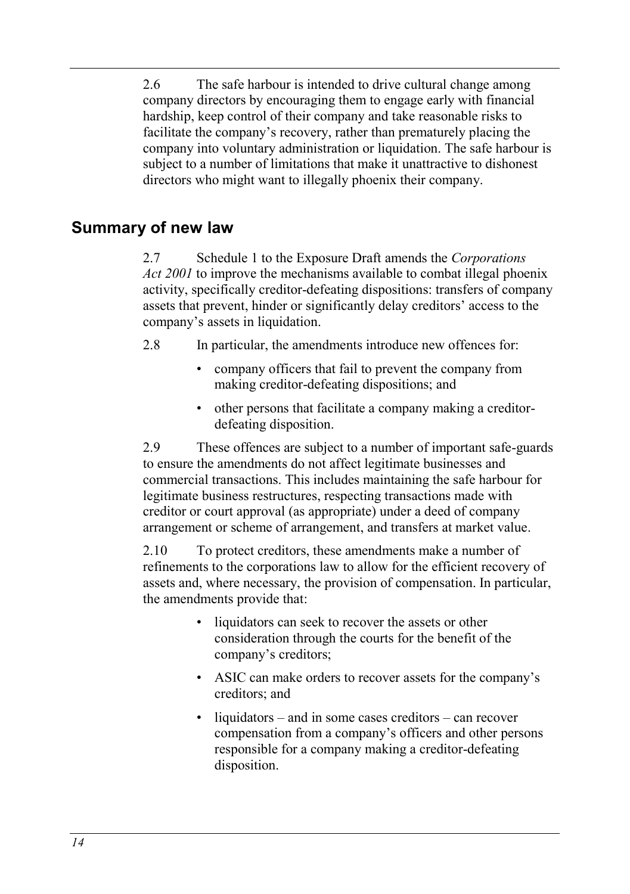2.6 The safe harbour is intended to drive cultural change among company directors by encouraging them to engage early with financial hardship, keep control of their company and take reasonable risks to facilitate the company's recovery, rather than prematurely placing the company into voluntary administration or liquidation. The safe harbour is subject to a number of limitations that make it unattractive to dishonest directors who might want to illegally phoenix their company.

## Summary of new law

2.7 Schedule 1 to the Exposure Draft amends the *Corporations Act 2001* to improve the mechanisms available to combat illegal phoenix activity, specifically creditor-defeating dispositions: transfers of company assets that prevent, hinder or significantly delay creditors' access to the company's assets in liquidation.

2.8 In particular, the amendments introduce new offences for:

- company officers that fail to prevent the company from making creditor-defeating dispositions; and
- other persons that facilitate a company making a creditor-defeating disposition.

2.9 These offences are subject to a number of important safe-guards to ensure the amendments do not affect legitimate businesses and commercial transactions. This includes maintaining the safe harbour for legitimate business restructures, respecting transactions made with creditor or court approval (as appropriate) under a deed of company arrangement or scheme of arrangement, and transfers at market value.

2.10 To protect creditors, these amendments make a number of refinements to the corporations law to allow for the efficient recovery of assets and, where necessary, the provision of compensation. In particular, the amendments provide that:

- liquidators can seek to recover the assets or other consideration through the courts for the benefit of the company's creditors;
- ASIC can make orders to recover assets for the company's creditors; and
- liquidators – and in some cases creditors – can recover compensation from a company's officers and other persons responsible for a company making a creditor-defeating disposition.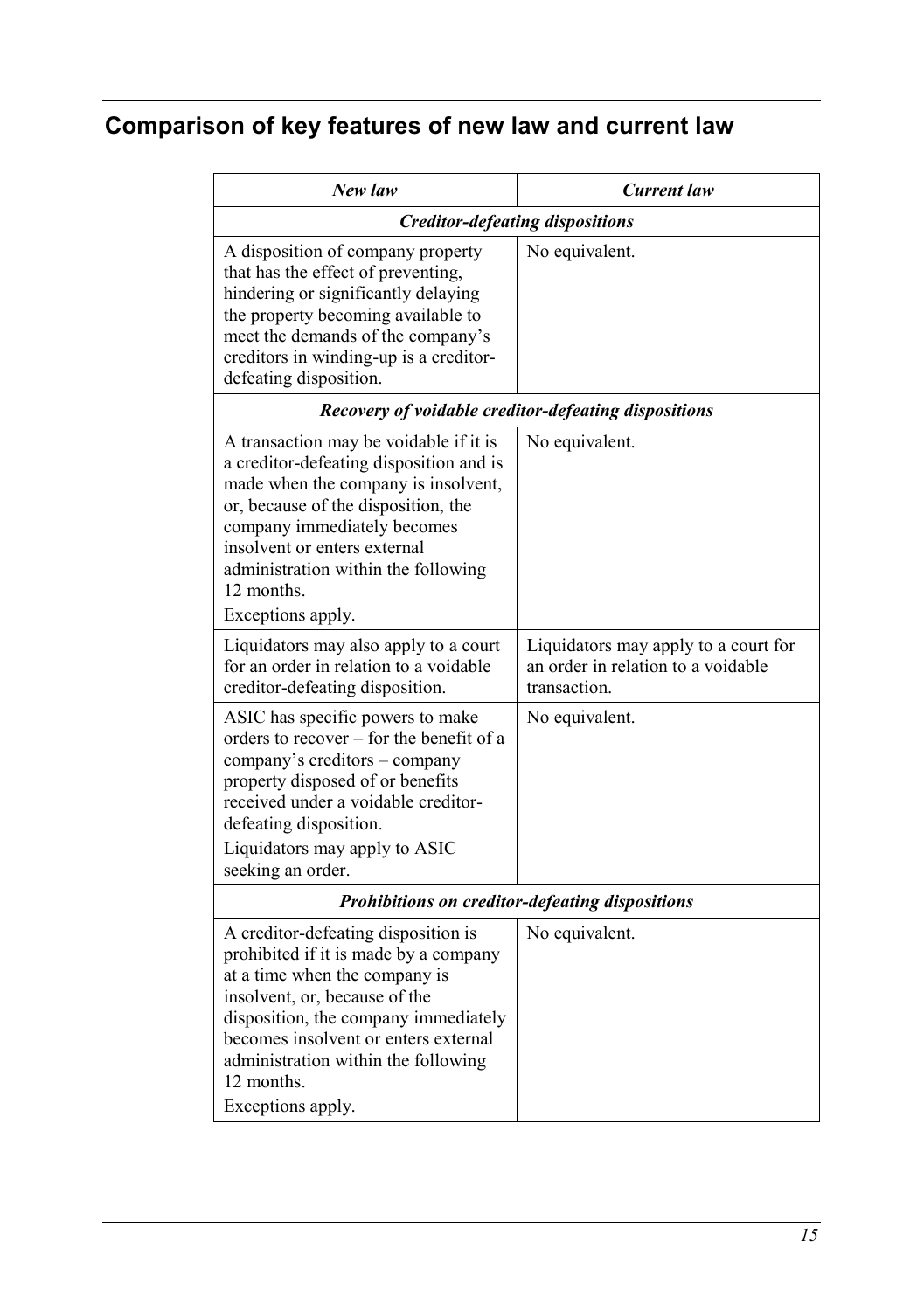## Comparison of key features of new law and current law

| *New law* | *Current law* |
|---|---|
| ***Creditor-defeating dispositions*** | |
| A disposition of company property that has the effect of preventing, hindering or significantly delaying the property becoming available to meet the demands of the company's creditors in winding-up is a creditor-defeating disposition. | No equivalent. |
| ***Recovery of voidable creditor-defeating dispositions*** | |
| A transaction may be voidable if it is a creditor-defeating disposition and is made when the company is insolvent, or, because of the disposition, the company immediately becomes insolvent or enters external administration within the following 12 months.<br>Exceptions apply. | No equivalent. |
| Liquidators may also apply to a court for an order in relation to a voidable creditor-defeating disposition. | Liquidators may apply to a court for an order in relation to a voidable transaction. |
| ASIC has specific powers to make orders to recover – for the benefit of a company's creditors – company property disposed of or benefits received under a voidable creditor-defeating disposition.<br>Liquidators may apply to ASIC seeking an order. | No equivalent. |
| ***Prohibitions on creditor-defeating dispositions*** | |
| A creditor-defeating disposition is prohibited if it is made by a company at a time when the company is insolvent, or, because of the disposition, the company immediately becomes insolvent or enters external administration within the following 12 months.<br>Exceptions apply. | No equivalent. |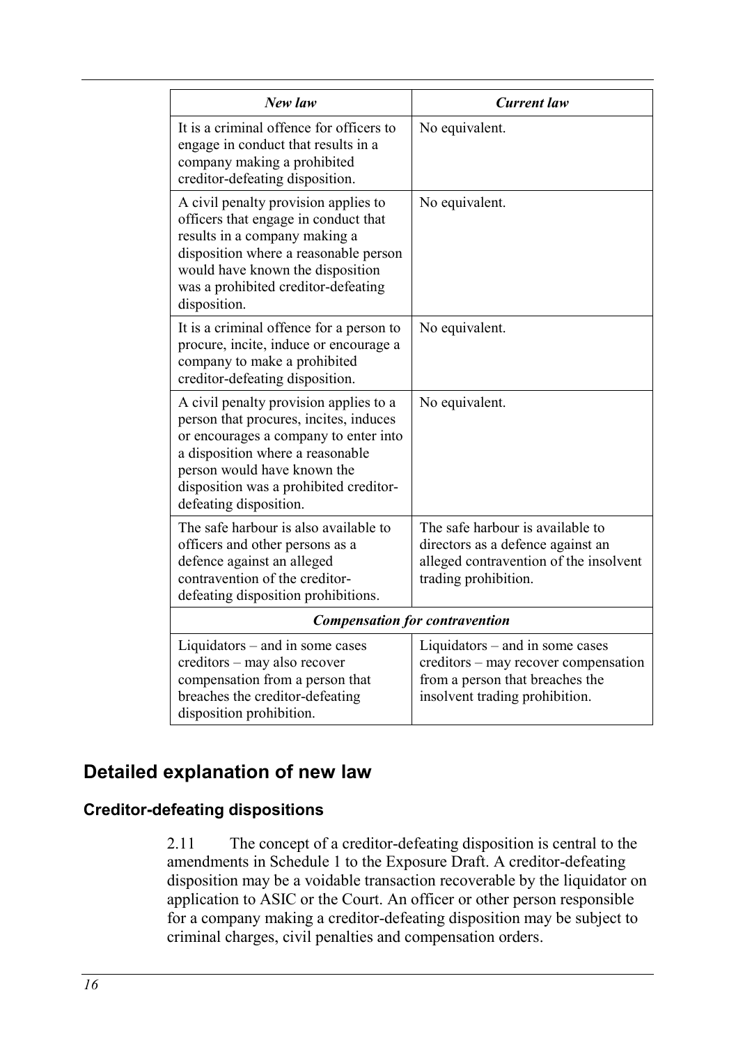| *New law* | *Current law* |
| --- | --- |
| It is a criminal offence for officers to engage in conduct that results in a company making a prohibited creditor-defeating disposition. | No equivalent. |
| A civil penalty provision applies to officers that engage in conduct that results in a company making a disposition where a reasonable person would have known the disposition was a prohibited creditor-defeating disposition. | No equivalent. |
| It is a criminal offence for a person to procure, incite, induce or encourage a company to make a prohibited creditor-defeating disposition. | No equivalent. |
| A civil penalty provision applies to a person that procures, incites, induces or encourages a company to enter into a disposition where a reasonable person would have known the disposition was a prohibited creditor-defeating disposition. | No equivalent. |
| The safe harbour is also available to officers and other persons as a defence against an alleged contravention of the creditor-defeating disposition prohibitions. | The safe harbour is available to directors as a defence against an alleged contravention of the insolvent trading prohibition. |
| ***Compensation for contravention*** | |
| Liquidators – and in some cases creditors – may also recover compensation from a person that breaches the creditor-defeating disposition prohibition. | Liquidators – and in some cases creditors – may recover compensation from a person that breaches the insolvent trading prohibition. |

## Detailed explanation of new law

### Creditor-defeating dispositions

2.11 The concept of a creditor-defeating disposition is central to the amendments in Schedule 1 to the Exposure Draft. A creditor-defeating disposition may be a voidable transaction recoverable by the liquidator on application to ASIC or the Court. An officer or other person responsible for a company making a creditor-defeating disposition may be subject to criminal charges, civil penalties and compensation orders.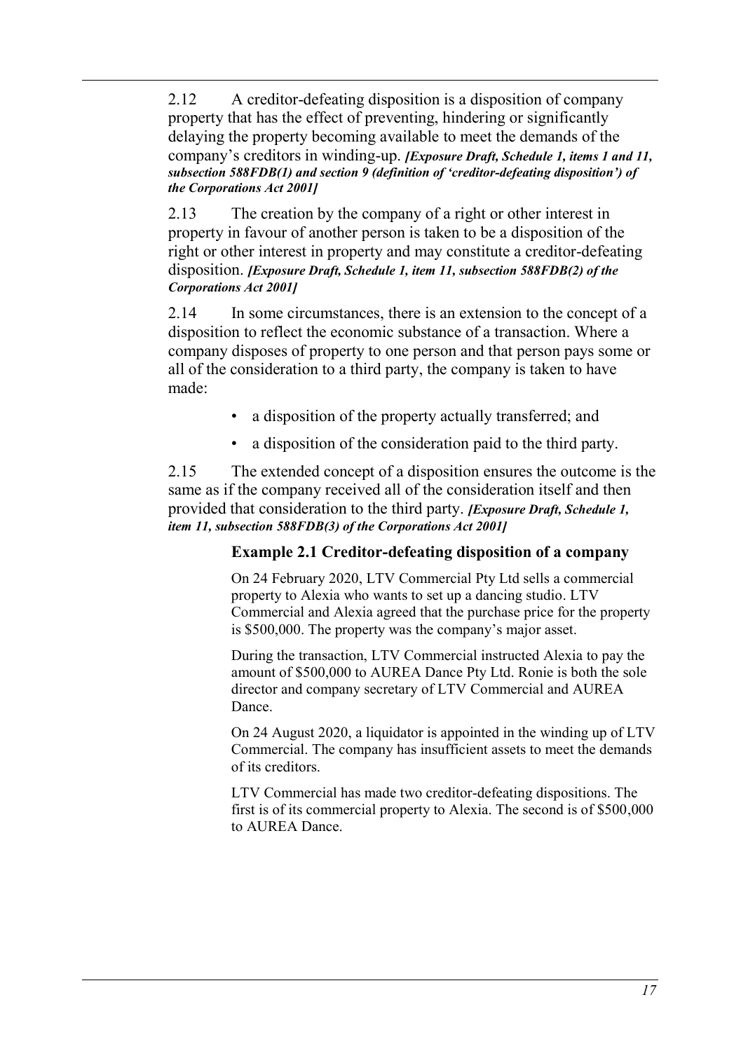2.12 A creditor-defeating disposition is a disposition of company property that has the effect of preventing, hindering or significantly delaying the property becoming available to meet the demands of the company's creditors in winding-up. ***[Exposure Draft, Schedule 1, items 1 and 11, subsection 588FDB(1) and section 9 (definition of 'creditor-defeating disposition') of the Corporations Act 2001]***

2.13 The creation by the company of a right or other interest in property in favour of another person is taken to be a disposition of the right or other interest in property and may constitute a creditor-defeating disposition. ***[Exposure Draft, Schedule 1, item 11, subsection 588FDB(2) of the Corporations Act 2001]***

2.14 In some circumstances, there is an extension to the concept of a disposition to reflect the economic substance of a transaction. Where a company disposes of property to one person and that person pays some or all of the consideration to a third party, the company is taken to have made:

- a disposition of the property actually transferred; and
- a disposition of the consideration paid to the third party.

2.15 The extended concept of a disposition ensures the outcome is the same as if the company received all of the consideration itself and then provided that consideration to the third party. ***[Exposure Draft, Schedule 1, item 11, subsection 588FDB(3) of the Corporations Act 2001]***

**Example 2.1 Creditor-defeating disposition of a company**

On 24 February 2020, LTV Commercial Pty Ltd sells a commercial property to Alexia who wants to set up a dancing studio. LTV Commercial and Alexia agreed that the purchase price for the property is $500,000. The property was the company's major asset.

During the transaction, LTV Commercial instructed Alexia to pay the amount of $500,000 to AUREA Dance Pty Ltd. Ronie is both the sole director and company secretary of LTV Commercial and AUREA Dance.

On 24 August 2020, a liquidator is appointed in the winding up of LTV Commercial. The company has insufficient assets to meet the demands of its creditors.

LTV Commercial has made two creditor-defeating dispositions. The first is of its commercial property to Alexia. The second is of $500,000 to AUREA Dance.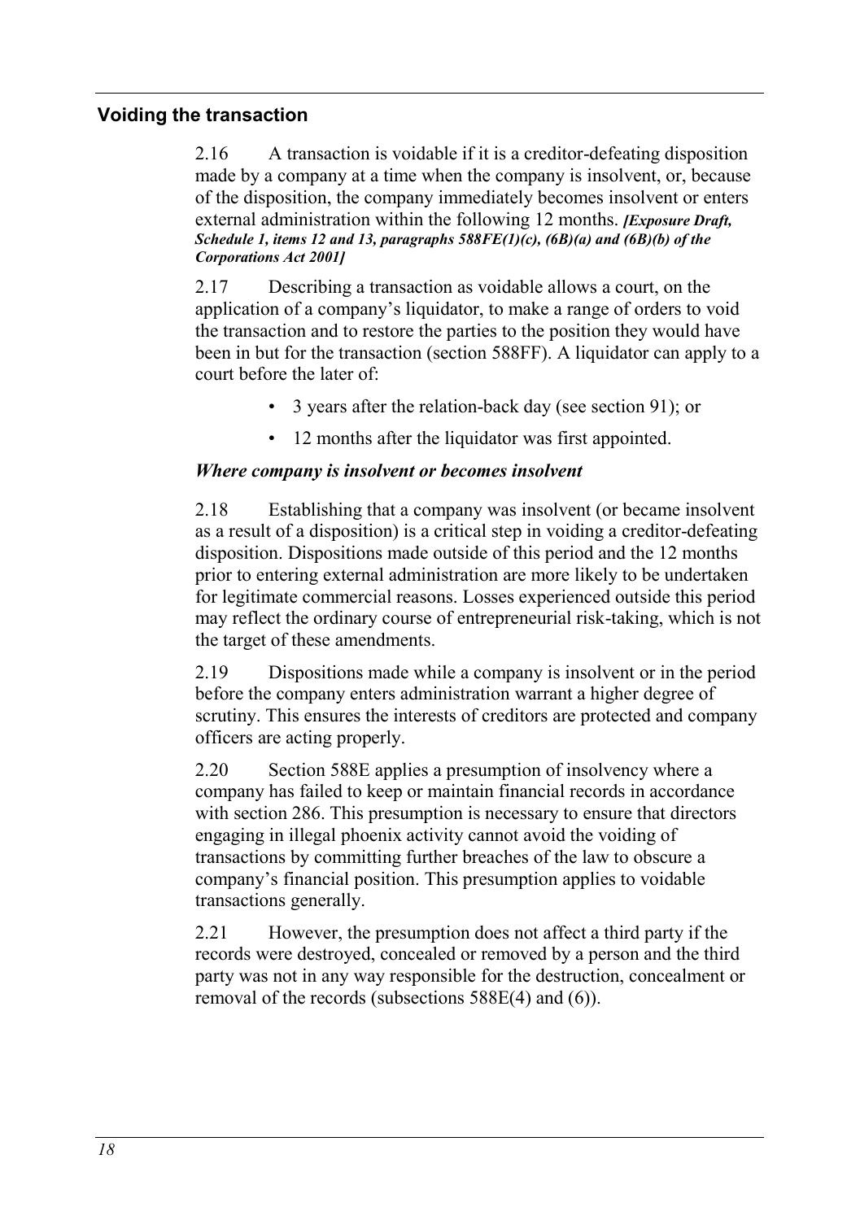## Voiding the transaction

2.16 A transaction is voidable if it is a creditor-defeating disposition made by a company at a time when the company is insolvent, or, because of the disposition, the company immediately becomes insolvent or enters external administration within the following 12 months. ***[Exposure Draft, Schedule 1, items 12 and 13, paragraphs 588FE(1)(c), (6B)(a) and (6B)(b) of the Corporations Act 2001]***

2.17 Describing a transaction as voidable allows a court, on the application of a company's liquidator, to make a range of orders to void the transaction and to restore the parties to the position they would have been in but for the transaction (section 588FF). A liquidator can apply to a court before the later of:

- 3 years after the relation-back day (see section 91); or
- 12 months after the liquidator was first appointed.

### *Where company is insolvent or becomes insolvent*

2.18 Establishing that a company was insolvent (or became insolvent as a result of a disposition) is a critical step in voiding a creditor-defeating disposition. Dispositions made outside of this period and the 12 months prior to entering external administration are more likely to be undertaken for legitimate commercial reasons. Losses experienced outside this period may reflect the ordinary course of entrepreneurial risk-taking, which is not the target of these amendments.

2.19 Dispositions made while a company is insolvent or in the period before the company enters administration warrant a higher degree of scrutiny. This ensures the interests of creditors are protected and company officers are acting properly.

2.20 Section 588E applies a presumption of insolvency where a company has failed to keep or maintain financial records in accordance with section 286. This presumption is necessary to ensure that directors engaging in illegal phoenix activity cannot avoid the voiding of transactions by committing further breaches of the law to obscure a company's financial position. This presumption applies to voidable transactions generally.

2.21 However, the presumption does not affect a third party if the records were destroyed, concealed or removed by a person and the third party was not in any way responsible for the destruction, concealment or removal of the records (subsections 588E(4) and (6)).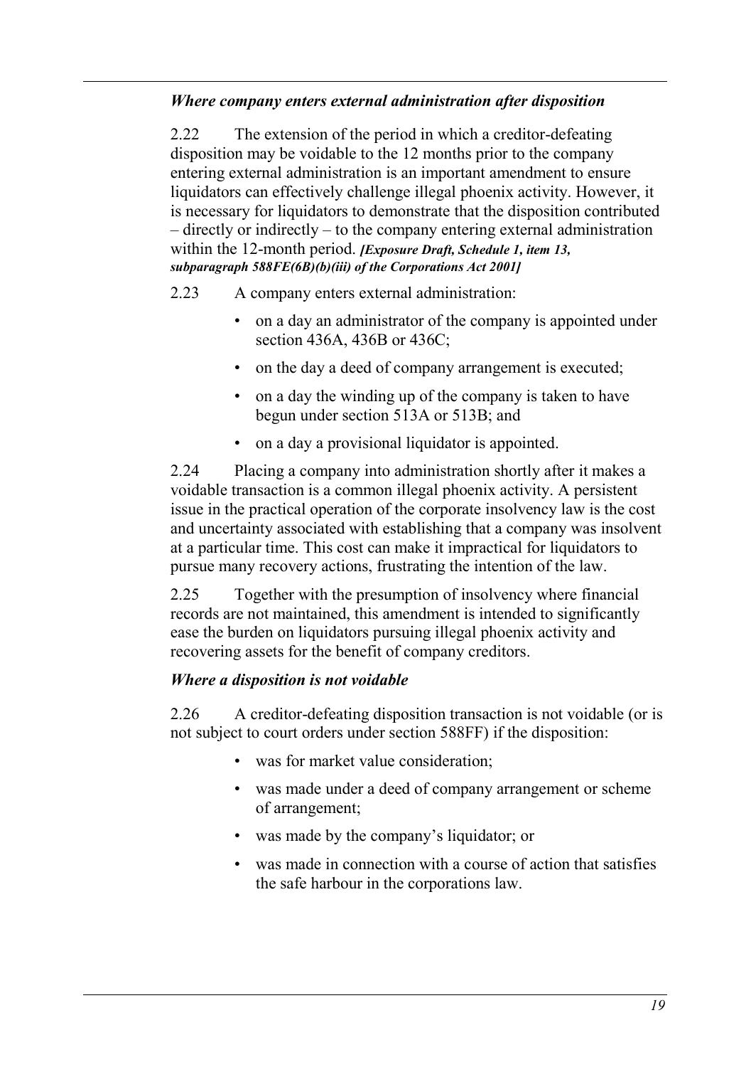### *Where company enters external administration after disposition*

2.22 The extension of the period in which a creditor-defeating disposition may be voidable to the 12 months prior to the company entering external administration is an important amendment to ensure liquidators can effectively challenge illegal phoenix activity. However, it is necessary for liquidators to demonstrate that the disposition contributed – directly or indirectly – to the company entering external administration within the 12-month period. ***[Exposure Draft, Schedule 1, item 13, subparagraph 588FE(6B)(b)(iii) of the Corporations Act 2001]***

2.23 A company enters external administration:

- on a day an administrator of the company is appointed under section 436A, 436B or 436C;
- on the day a deed of company arrangement is executed;
- on a day the winding up of the company is taken to have begun under section 513A or 513B; and
- on a day a provisional liquidator is appointed.

2.24 Placing a company into administration shortly after it makes a voidable transaction is a common illegal phoenix activity. A persistent issue in the practical operation of the corporate insolvency law is the cost and uncertainty associated with establishing that a company was insolvent at a particular time. This cost can make it impractical for liquidators to pursue many recovery actions, frustrating the intention of the law.

2.25 Together with the presumption of insolvency where financial records are not maintained, this amendment is intended to significantly ease the burden on liquidators pursuing illegal phoenix activity and recovering assets for the benefit of company creditors.

### *Where a disposition is not voidable*

2.26 A creditor-defeating disposition transaction is not voidable (or is not subject to court orders under section 588FF) if the disposition:

- was for market value consideration;
- was made under a deed of company arrangement or scheme of arrangement;
- was made by the company's liquidator; or
- was made in connection with a course of action that satisfies the safe harbour in the corporations law.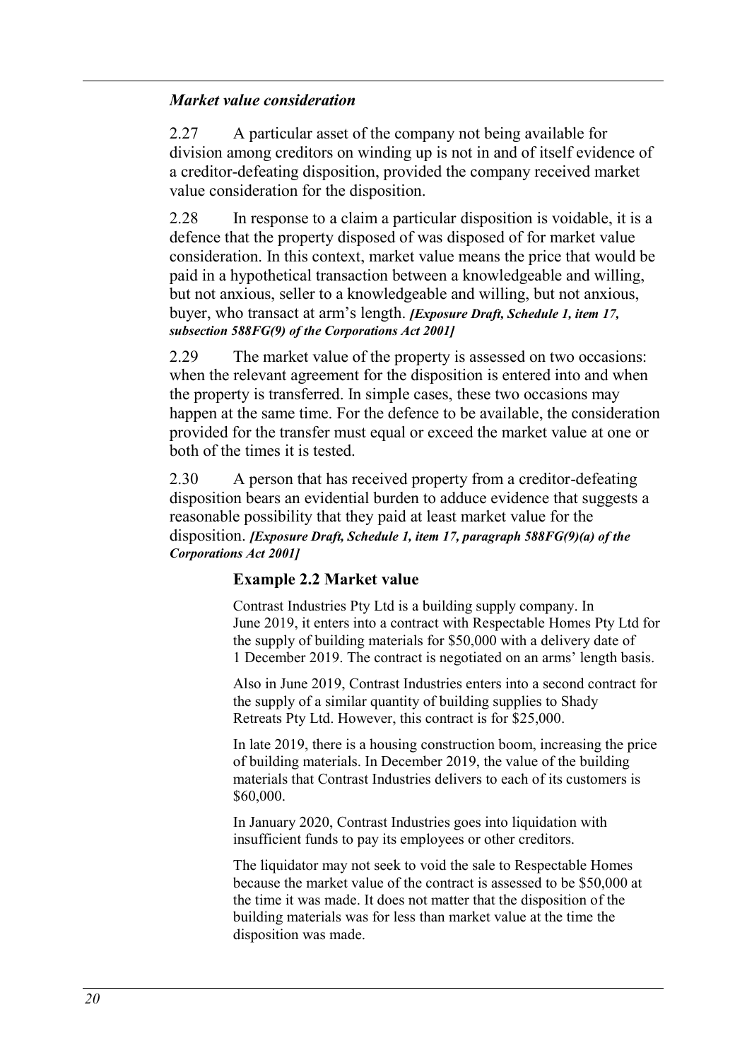### *Market value consideration*

2.27 A particular asset of the company not being available for division among creditors on winding up is not in and of itself evidence of a creditor-defeating disposition, provided the company received market value consideration for the disposition.

2.28 In response to a claim a particular disposition is voidable, it is a defence that the property disposed of was disposed of for market value consideration. In this context, market value means the price that would be paid in a hypothetical transaction between a knowledgeable and willing, but not anxious, seller to a knowledgeable and willing, but not anxious, buyer, who transact at arm's length. ***[Exposure Draft, Schedule 1, item 17, subsection 588FG(9) of the Corporations Act 2001]***

2.29 The market value of the property is assessed on two occasions: when the relevant agreement for the disposition is entered into and when the property is transferred. In simple cases, these two occasions may happen at the same time. For the defence to be available, the consideration provided for the transfer must equal or exceed the market value at one or both of the times it is tested.

2.30 A person that has received property from a creditor-defeating disposition bears an evidential burden to adduce evidence that suggests a reasonable possibility that they paid at least market value for the disposition. ***[Exposure Draft, Schedule 1, item 17, paragraph 588FG(9)(a) of the Corporations Act 2001]***

#### Example 2.2 Market value

Contrast Industries Pty Ltd is a building supply company. In June 2019, it enters into a contract with Respectable Homes Pty Ltd for the supply of building materials for $50,000 with a delivery date of 1 December 2019. The contract is negotiated on an arms' length basis.

Also in June 2019, Contrast Industries enters into a second contract for the supply of a similar quantity of building supplies to Shady Retreats Pty Ltd. However, this contract is for $25,000.

In late 2019, there is a housing construction boom, increasing the price of building materials. In December 2019, the value of the building materials that Contrast Industries delivers to each of its customers is $60,000.

In January 2020, Contrast Industries goes into liquidation with insufficient funds to pay its employees or other creditors.

The liquidator may not seek to void the sale to Respectable Homes because the market value of the contract is assessed to be $50,000 at the time it was made. It does not matter that the disposition of the building materials was for less than market value at the time the disposition was made.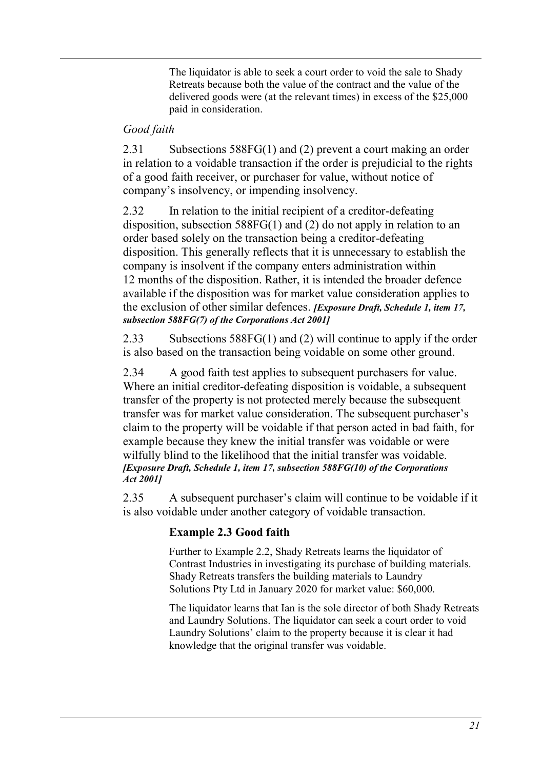The liquidator is able to seek a court order to void the sale to Shady Retreats because both the value of the contract and the value of the delivered goods were (at the relevant times) in excess of the $25,000 paid in consideration.

*Good faith*

2.31 Subsections 588FG(1) and (2) prevent a court making an order in relation to a voidable transaction if the order is prejudicial to the rights of a good faith receiver, or purchaser for value, without notice of company's insolvency, or impending insolvency.

2.32 In relation to the initial recipient of a creditor-defeating disposition, subsection 588FG(1) and (2) do not apply in relation to an order based solely on the transaction being a creditor-defeating disposition. This generally reflects that it is unnecessary to establish the company is insolvent if the company enters administration within 12 months of the disposition. Rather, it is intended the broader defence available if the disposition was for market value consideration applies to the exclusion of other similar defences. ***[Exposure Draft, Schedule 1, item 17, subsection 588FG(7) of the Corporations Act 2001]***

2.33 Subsections 588FG(1) and (2) will continue to apply if the order is also based on the transaction being voidable on some other ground.

2.34 A good faith test applies to subsequent purchasers for value. Where an initial creditor-defeating disposition is voidable, a subsequent transfer of the property is not protected merely because the subsequent transfer was for market value consideration. The subsequent purchaser's claim to the property will be voidable if that person acted in bad faith, for example because they knew the initial transfer was voidable or were wilfully blind to the likelihood that the initial transfer was voidable. ***[Exposure Draft, Schedule 1, item 17, subsection 588FG(10) of the Corporations Act 2001]***

2.35 A subsequent purchaser's claim will continue to be voidable if it is also voidable under another category of voidable transaction.

### Example 2.3 Good faith

Further to Example 2.2, Shady Retreats learns the liquidator of Contrast Industries in investigating its purchase of building materials. Shady Retreats transfers the building materials to Laundry Solutions Pty Ltd in January 2020 for market value: $60,000.

The liquidator learns that Ian is the sole director of both Shady Retreats and Laundry Solutions. The liquidator can seek a court order to void Laundry Solutions' claim to the property because it is clear it had knowledge that the original transfer was voidable.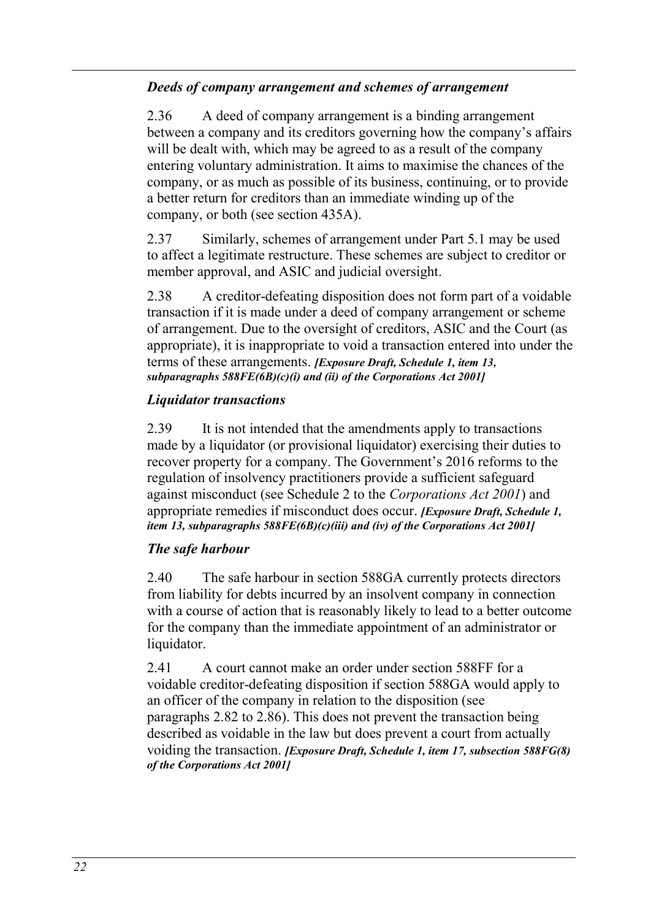### *Deeds of company arrangement and schemes of arrangement*

2.36 A deed of company arrangement is a binding arrangement between a company and its creditors governing how the company's affairs will be dealt with, which may be agreed to as a result of the company entering voluntary administration. It aims to maximise the chances of the company, or as much as possible of its business, continuing, or to provide a better return for creditors than an immediate winding up of the company, or both (see section 435A).

2.37 Similarly, schemes of arrangement under Part 5.1 may be used to affect a legitimate restructure. These schemes are subject to creditor or member approval, and ASIC and judicial oversight.

2.38 A creditor-defeating disposition does not form part of a voidable transaction if it is made under a deed of company arrangement or scheme of arrangement. Due to the oversight of creditors, ASIC and the Court (as appropriate), it is inappropriate to void a transaction entered into under the terms of these arrangements. ***[Exposure Draft, Schedule 1, item 13, subparagraphs 588FE(6B)(c)(i) and (ii) of the Corporations Act 2001]***

### *Liquidator transactions*

2.39 It is not intended that the amendments apply to transactions made by a liquidator (or provisional liquidator) exercising their duties to recover property for a company. The Government's 2016 reforms to the regulation of insolvency practitioners provide a sufficient safeguard against misconduct (see Schedule 2 to the *Corporations Act 2001*) and appropriate remedies if misconduct does occur. ***[Exposure Draft, Schedule 1, item 13, subparagraphs 588FE(6B)(c)(iii) and (iv) of the Corporations Act 2001]***

### *The safe harbour*

2.40 The safe harbour in section 588GA currently protects directors from liability for debts incurred by an insolvent company in connection with a course of action that is reasonably likely to lead to a better outcome for the company than the immediate appointment of an administrator or liquidator.

2.41 A court cannot make an order under section 588FF for a voidable creditor-defeating disposition if section 588GA would apply to an officer of the company in relation to the disposition (see paragraphs 2.82 to 2.86). This does not prevent the transaction being described as voidable in the law but does prevent a court from actually voiding the transaction. ***[Exposure Draft, Schedule 1, item 17, subsection 588FG(8) of the Corporations Act 2001]***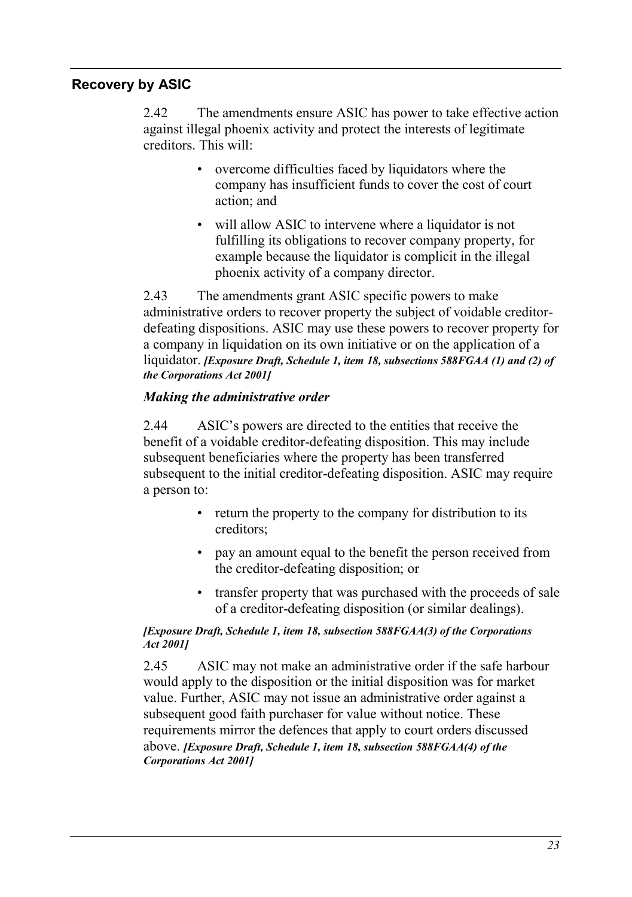## Recovery by ASIC

2.42 The amendments ensure ASIC has power to take effective action against illegal phoenix activity and protect the interests of legitimate creditors. This will:

- overcome difficulties faced by liquidators where the company has insufficient funds to cover the cost of court action; and
- will allow ASIC to intervene where a liquidator is not fulfilling its obligations to recover company property, for example because the liquidator is complicit in the illegal phoenix activity of a company director.

2.43 The amendments grant ASIC specific powers to make administrative orders to recover property the subject of voidable creditor-defeating dispositions. ASIC may use these powers to recover property for a company in liquidation on its own initiative or on the application of a liquidator. ***[Exposure Draft, Schedule 1, item 18, subsections 588FGAA (1) and (2) of the Corporations Act 2001]***

### *Making the administrative order*

2.44 ASIC's powers are directed to the entities that receive the benefit of a voidable creditor-defeating disposition. This may include subsequent beneficiaries where the property has been transferred subsequent to the initial creditor-defeating disposition. ASIC may require a person to:

- return the property to the company for distribution to its creditors;
- pay an amount equal to the benefit the person received from the creditor-defeating disposition; or
- transfer property that was purchased with the proceeds of sale of a creditor-defeating disposition (or similar dealings).

***[Exposure Draft, Schedule 1, item 18, subsection 588FGAA(3) of the Corporations Act 2001]***

2.45 ASIC may not make an administrative order if the safe harbour would apply to the disposition or the initial disposition was for market value. Further, ASIC may not issue an administrative order against a subsequent good faith purchaser for value without notice. These requirements mirror the defences that apply to court orders discussed above. ***[Exposure Draft, Schedule 1, item 18, subsection 588FGAA(4) of the Corporations Act 2001]***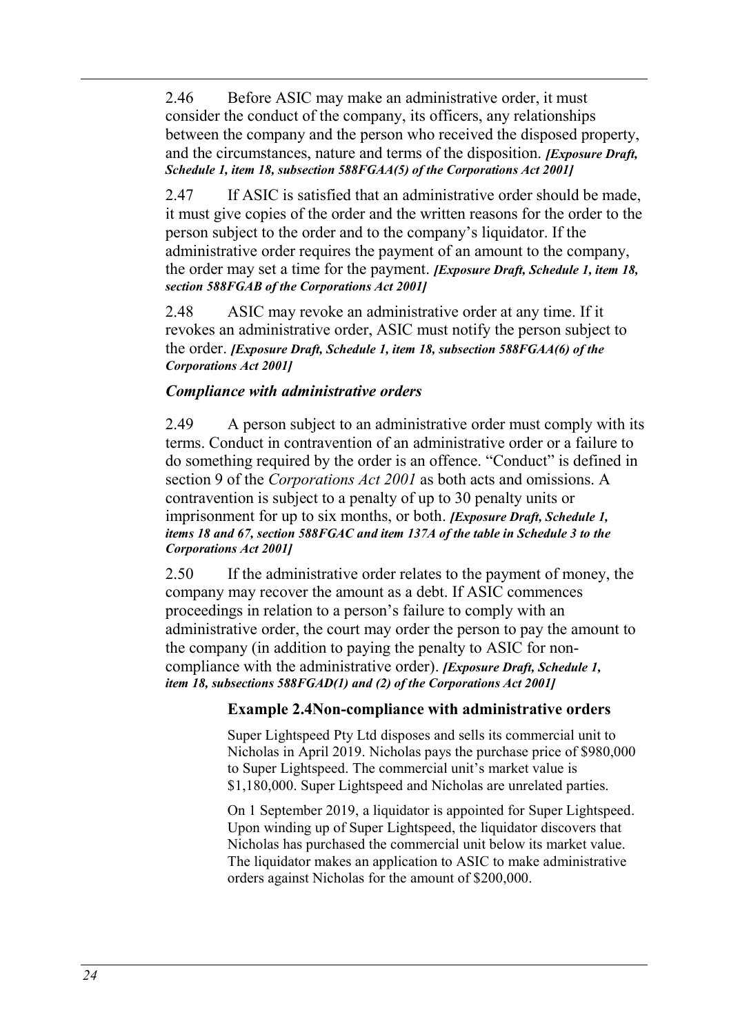2.46 Before ASIC may make an administrative order, it must consider the conduct of the company, its officers, any relationships between the company and the person who received the disposed property, and the circumstances, nature and terms of the disposition. ***[Exposure Draft, Schedule 1, item 18, subsection 588FGAA(5) of the Corporations Act 2001]***

2.47 If ASIC is satisfied that an administrative order should be made, it must give copies of the order and the written reasons for the order to the person subject to the order and to the company's liquidator. If the administrative order requires the payment of an amount to the company, the order may set a time for the payment. ***[Exposure Draft, Schedule 1, item 18, section 588FGAB of the Corporations Act 2001]***

2.48 ASIC may revoke an administrative order at any time. If it revokes an administrative order, ASIC must notify the person subject to the order. ***[Exposure Draft, Schedule 1, item 18, subsection 588FGAA(6) of the Corporations Act 2001]***

### *Compliance with administrative orders*

2.49 A person subject to an administrative order must comply with its terms. Conduct in contravention of an administrative order or a failure to do something required by the order is an offence. "Conduct" is defined in section 9 of the *Corporations Act 2001* as both acts and omissions. A contravention is subject to a penalty of up to 30 penalty units or imprisonment for up to six months, or both. ***[Exposure Draft, Schedule 1, items 18 and 67, section 588FGAC and item 137A of the table in Schedule 3 to the Corporations Act 2001]***

2.50 If the administrative order relates to the payment of money, the company may recover the amount as a debt. If ASIC commences proceedings in relation to a person's failure to comply with an administrative order, the court may order the person to pay the amount to the company (in addition to paying the penalty to ASIC for non-compliance with the administrative order). ***[Exposure Draft, Schedule 1, item 18, subsections 588FGAD(1) and (2) of the Corporations Act 2001]***

**Example 2.4Non-compliance with administrative orders**

Super Lightspeed Pty Ltd disposes and sells its commercial unit to Nicholas in April 2019. Nicholas pays the purchase price of $980,000 to Super Lightspeed. The commercial unit's market value is $1,180,000. Super Lightspeed and Nicholas are unrelated parties.

On 1 September 2019, a liquidator is appointed for Super Lightspeed. Upon winding up of Super Lightspeed, the liquidator discovers that Nicholas has purchased the commercial unit below its market value. The liquidator makes an application to ASIC to make administrative orders against Nicholas for the amount of $200,000.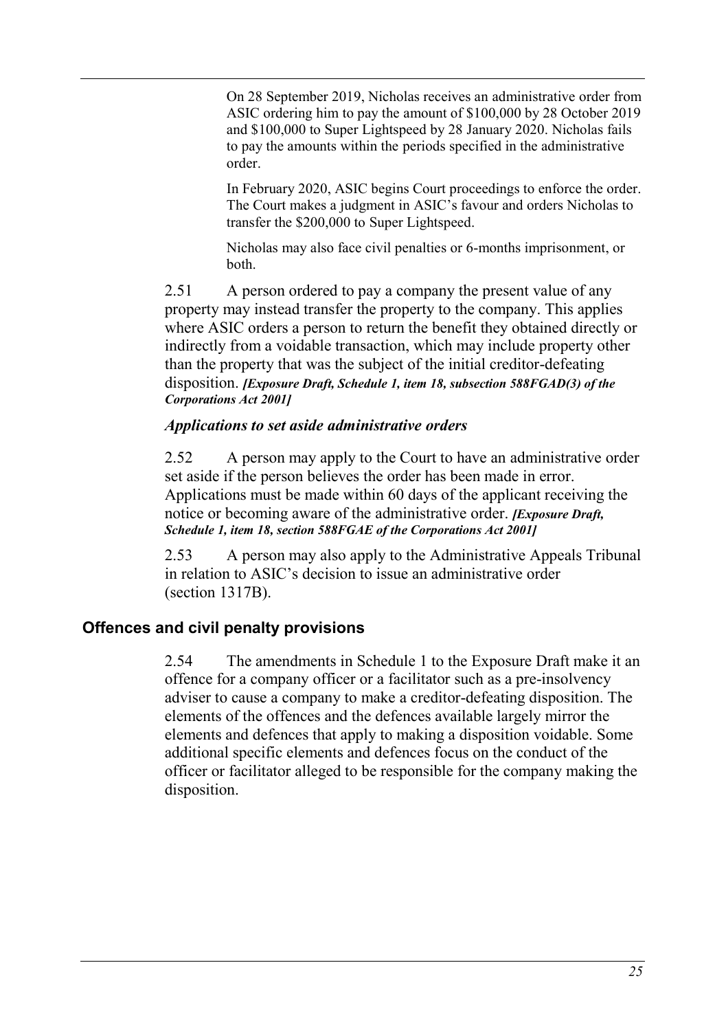On 28 September 2019, Nicholas receives an administrative order from ASIC ordering him to pay the amount of $100,000 by 28 October 2019 and $100,000 to Super Lightspeed by 28 January 2020. Nicholas fails to pay the amounts within the periods specified in the administrative order.

In February 2020, ASIC begins Court proceedings to enforce the order. The Court makes a judgment in ASIC's favour and orders Nicholas to transfer the $200,000 to Super Lightspeed.

Nicholas may also face civil penalties or 6-months imprisonment, or both.

2.51 A person ordered to pay a company the present value of any property may instead transfer the property to the company. This applies where ASIC orders a person to return the benefit they obtained directly or indirectly from a voidable transaction, which may include property other than the property that was the subject of the initial creditor-defeating disposition. ***[Exposure Draft, Schedule 1, item 18, subsection 588FGAD(3) of the Corporations Act 2001]***

### *Applications to set aside administrative orders*

2.52 A person may apply to the Court to have an administrative order set aside if the person believes the order has been made in error. Applications must be made within 60 days of the applicant receiving the notice or becoming aware of the administrative order. ***[Exposure Draft, Schedule 1, item 18, section 588FGAE of the Corporations Act 2001]***

2.53 A person may also apply to the Administrative Appeals Tribunal in relation to ASIC's decision to issue an administrative order (section 1317B).

## Offences and civil penalty provisions

2.54 The amendments in Schedule 1 to the Exposure Draft make it an offence for a company officer or a facilitator such as a pre-insolvency adviser to cause a company to make a creditor-defeating disposition. The elements of the offences and the defences available largely mirror the elements and defences that apply to making a disposition voidable. Some additional specific elements and defences focus on the conduct of the officer or facilitator alleged to be responsible for the company making the disposition.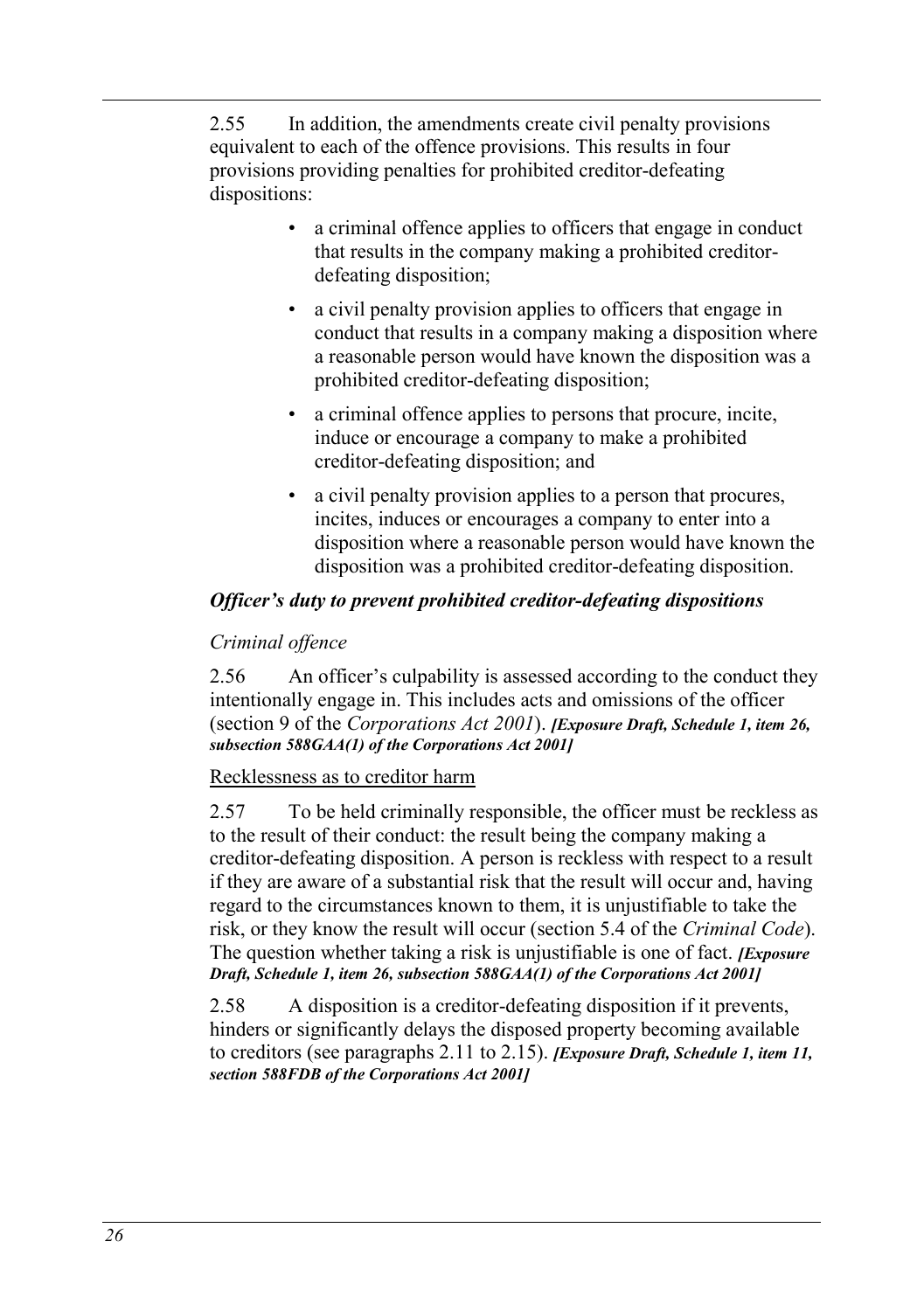2.55 In addition, the amendments create civil penalty provisions equivalent to each of the offence provisions. This results in four provisions providing penalties for prohibited creditor-defeating dispositions:

- a criminal offence applies to officers that engage in conduct that results in the company making a prohibited creditor-defeating disposition;
- a civil penalty provision applies to officers that engage in conduct that results in a company making a disposition where a reasonable person would have known the disposition was a prohibited creditor-defeating disposition;
- a criminal offence applies to persons that procure, incite, induce or encourage a company to make a prohibited creditor-defeating disposition; and
- a civil penalty provision applies to a person that procures, incites, induces or encourages a company to enter into a disposition where a reasonable person would have known the disposition was a prohibited creditor-defeating disposition.

### *Officer's duty to prevent prohibited creditor-defeating dispositions*

#### *Criminal offence*

2.56 An officer's culpability is assessed according to the conduct they intentionally engage in. This includes acts and omissions of the officer (section 9 of the *Corporations Act 2001*). ***[Exposure Draft, Schedule 1, item 26, subsection 588GAA(1) of the Corporations Act 2001]***

Recklessness as to creditor harm

2.57 To be held criminally responsible, the officer must be reckless as to the result of their conduct: the result being the company making a creditor-defeating disposition. A person is reckless with respect to a result if they are aware of a substantial risk that the result will occur and, having regard to the circumstances known to them, it is unjustifiable to take the risk, or they know the result will occur (section 5.4 of the *Criminal Code*). The question whether taking a risk is unjustifiable is one of fact. ***[Exposure Draft, Schedule 1, item 26, subsection 588GAA(1) of the Corporations Act 2001]***

2.58 A disposition is a creditor-defeating disposition if it prevents, hinders or significantly delays the disposed property becoming available to creditors (see paragraphs 2.11 to 2.15). ***[Exposure Draft, Schedule 1, item 11, section 588FDB of the Corporations Act 2001]***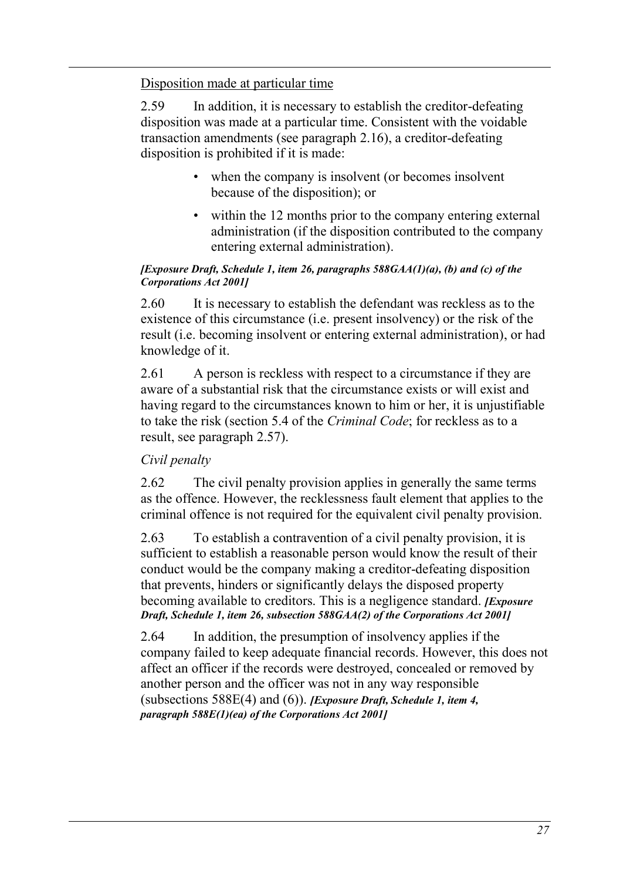Disposition made at particular time

2.59 In addition, it is necessary to establish the creditor-defeating disposition was made at a particular time. Consistent with the voidable transaction amendments (see paragraph 2.16), a creditor-defeating disposition is prohibited if it is made:

- when the company is insolvent (or becomes insolvent because of the disposition); or
- within the 12 months prior to the company entering external administration (if the disposition contributed to the company entering external administration).

***[Exposure Draft, Schedule 1, item 26, paragraphs 588GAA(1)(a), (b) and (c) of the Corporations Act 2001]***

2.60 It is necessary to establish the defendant was reckless as to the existence of this circumstance (i.e. present insolvency) or the risk of the result (i.e. becoming insolvent or entering external administration), or had knowledge of it.

2.61 A person is reckless with respect to a circumstance if they are aware of a substantial risk that the circumstance exists or will exist and having regard to the circumstances known to him or her, it is unjustifiable to take the risk (section 5.4 of the *Criminal Code*; for reckless as to a result, see paragraph 2.57).

*Civil penalty*

2.62 The civil penalty provision applies in generally the same terms as the offence. However, the recklessness fault element that applies to the criminal offence is not required for the equivalent civil penalty provision.

2.63 To establish a contravention of a civil penalty provision, it is sufficient to establish a reasonable person would know the result of their conduct would be the company making a creditor-defeating disposition that prevents, hinders or significantly delays the disposed property becoming available to creditors. This is a negligence standard. ***[Exposure Draft, Schedule 1, item 26, subsection 588GAA(2) of the Corporations Act 2001]***

2.64 In addition, the presumption of insolvency applies if the company failed to keep adequate financial records. However, this does not affect an officer if the records were destroyed, concealed or removed by another person and the officer was not in any way responsible (subsections 588E(4) and (6)). ***[Exposure Draft, Schedule 1, item 4, paragraph 588E(1)(ea) of the Corporations Act 2001]***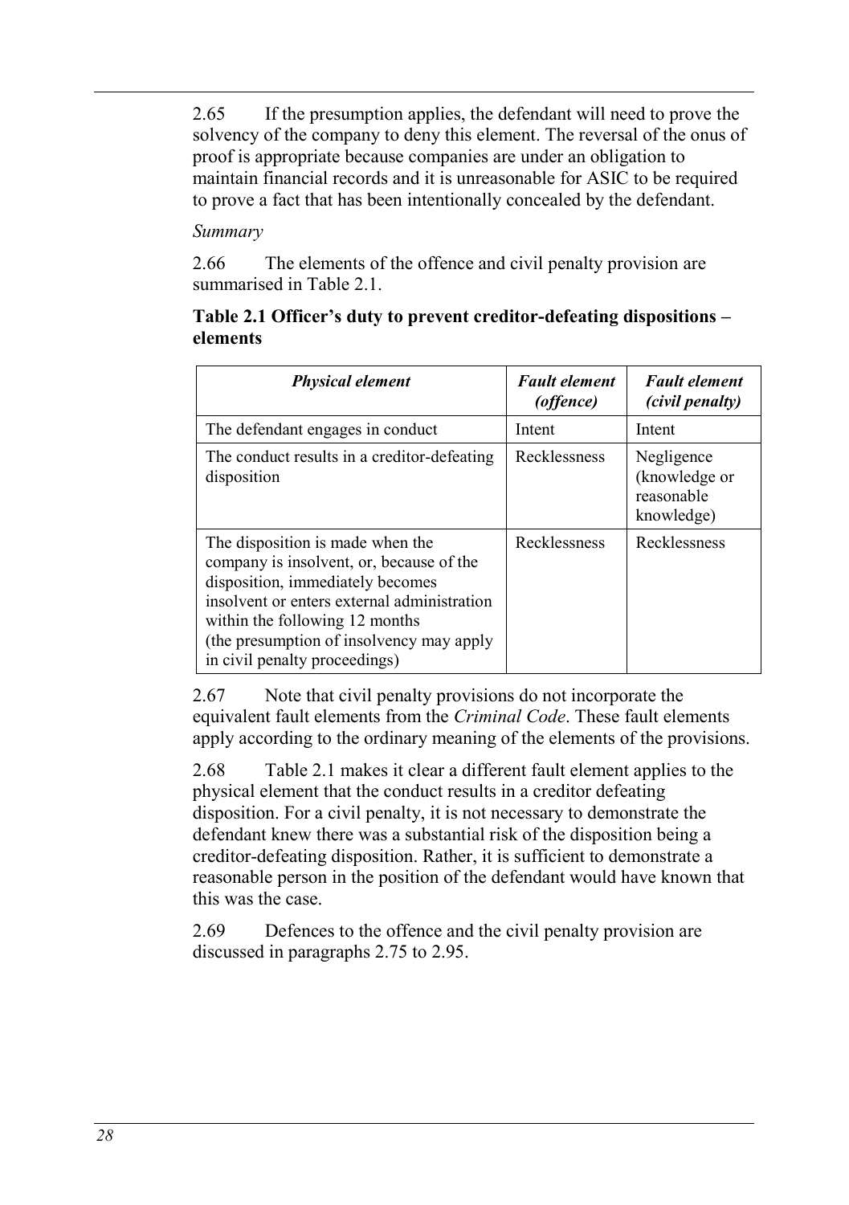2.65 If the presumption applies, the defendant will need to prove the solvency of the company to deny this element. The reversal of the onus of proof is appropriate because companies are under an obligation to maintain financial records and it is unreasonable for ASIC to be required to prove a fact that has been intentionally concealed by the defendant.

*Summary*

2.66 The elements of the offence and civil penalty provision are summarised in Table 2.1.

**Table 2.1 Officer's duty to prevent creditor-defeating dispositions – elements**

| ***Physical element*** | ***Fault element (offence)*** | ***Fault element (civil penalty)*** |
|---|---|---|
| The defendant engages in conduct | Intent | Intent |
| The conduct results in a creditor-defeating disposition | Recklessness | Negligence (knowledge or reasonable knowledge) |
| The disposition is made when the company is insolvent, or, because of the disposition, immediately becomes insolvent or enters external administration within the following 12 months (the presumption of insolvency may apply in civil penalty proceedings) | Recklessness | Recklessness |

2.67 Note that civil penalty provisions do not incorporate the equivalent fault elements from the *Criminal Code*. These fault elements apply according to the ordinary meaning of the elements of the provisions.

2.68 Table 2.1 makes it clear a different fault element applies to the physical element that the conduct results in a creditor defeating disposition. For a civil penalty, it is not necessary to demonstrate the defendant knew there was a substantial risk of the disposition being a creditor-defeating disposition. Rather, it is sufficient to demonstrate a reasonable person in the position of the defendant would have known that this was the case.

2.69 Defences to the offence and the civil penalty provision are discussed in paragraphs 2.75 to 2.95.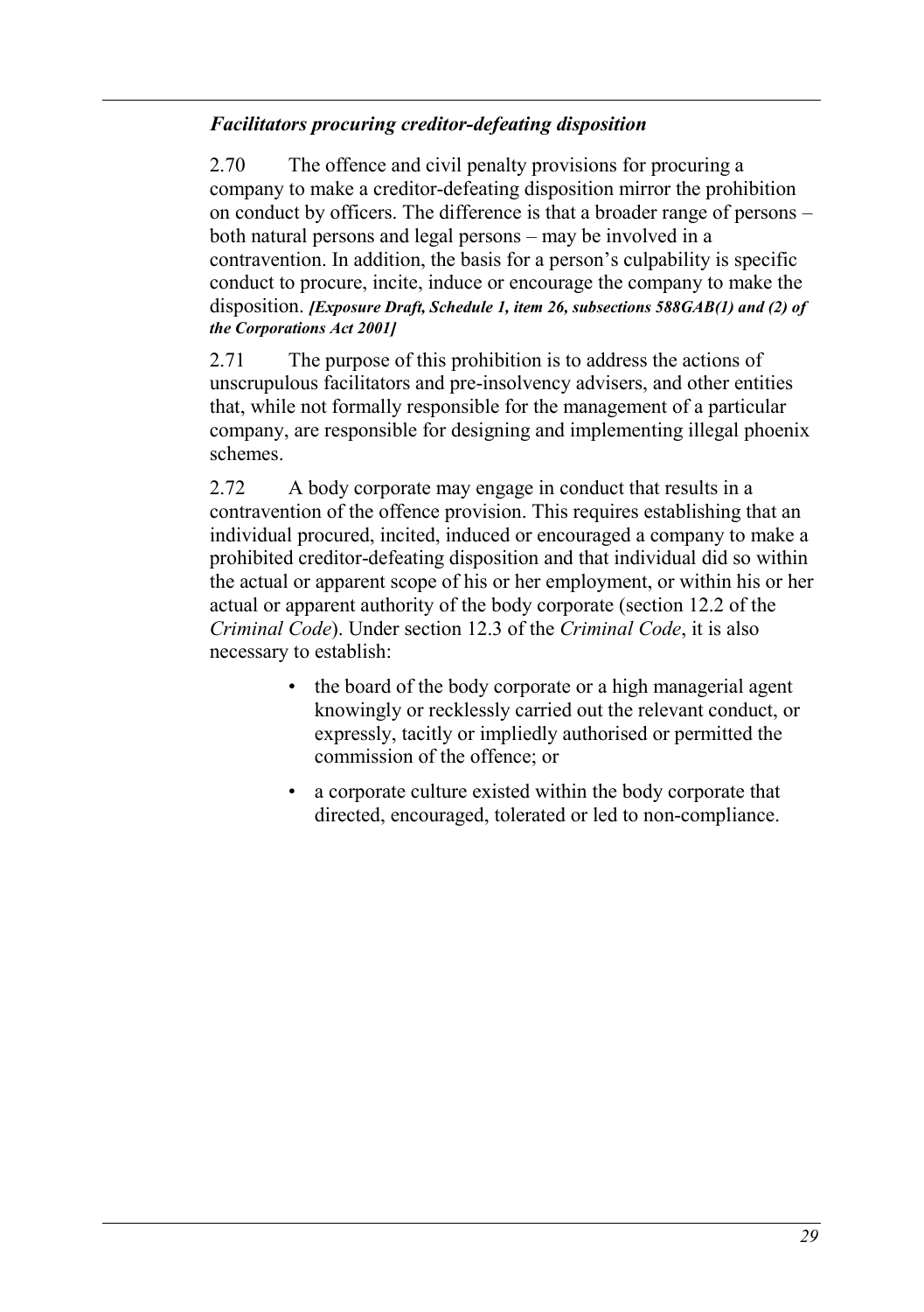### *Facilitators procuring creditor-defeating disposition*

2.70 The offence and civil penalty provisions for procuring a company to make a creditor-defeating disposition mirror the prohibition on conduct by officers. The difference is that a broader range of persons – both natural persons and legal persons – may be involved in a contravention. In addition, the basis for a person's culpability is specific conduct to procure, incite, induce or encourage the company to make the disposition. ***[Exposure Draft, Schedule 1, item 26, subsections 588GAB(1) and (2) of the Corporations Act 2001]***

2.71 The purpose of this prohibition is to address the actions of unscrupulous facilitators and pre-insolvency advisers, and other entities that, while not formally responsible for the management of a particular company, are responsible for designing and implementing illegal phoenix schemes.

2.72 A body corporate may engage in conduct that results in a contravention of the offence provision. This requires establishing that an individual procured, incited, induced or encouraged a company to make a prohibited creditor-defeating disposition and that individual did so within the actual or apparent scope of his or her employment, or within his or her actual or apparent authority of the body corporate (section 12.2 of the *Criminal Code*). Under section 12.3 of the *Criminal Code*, it is also necessary to establish:

- the board of the body corporate or a high managerial agent knowingly or recklessly carried out the relevant conduct, or expressly, tacitly or impliedly authorised or permitted the commission of the offence; or
- a corporate culture existed within the body corporate that directed, encouraged, tolerated or led to non-compliance.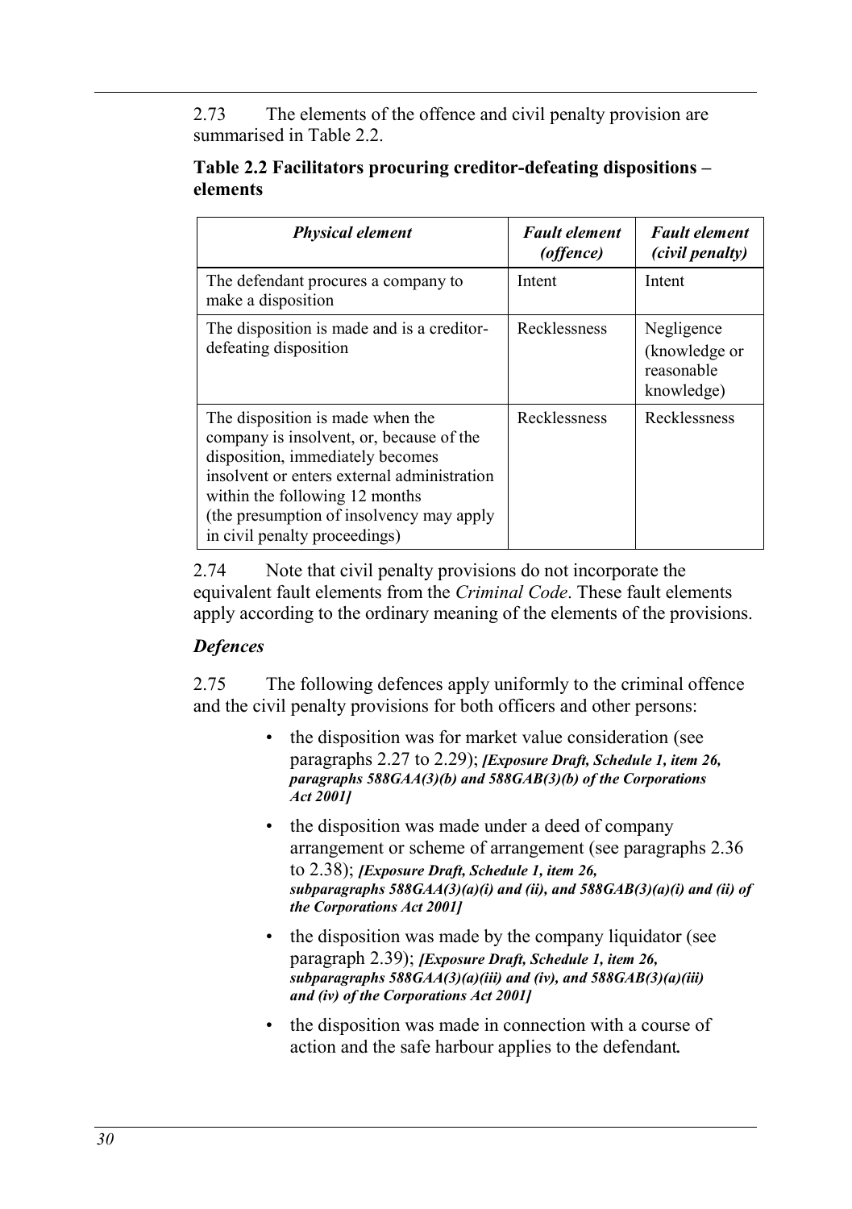2.73 The elements of the offence and civil penalty provision are summarised in Table 2.2.

**Table 2.2 Facilitators procuring creditor-defeating dispositions – elements**

| *Physical element* | *Fault element (offence)* | *Fault element (civil penalty)* |
|---|---|---|
| The defendant procures a company to make a disposition | Intent | Intent |
| The disposition is made and is a creditor-defeating disposition | Recklessness | Negligence (knowledge or reasonable knowledge) |
| The disposition is made when the company is insolvent, or, because of the disposition, immediately becomes insolvent or enters external administration within the following 12 months (the presumption of insolvency may apply in civil penalty proceedings) | Recklessness | Recklessness |

2.74 Note that civil penalty provisions do not incorporate the equivalent fault elements from the *Criminal Code*. These fault elements apply according to the ordinary meaning of the elements of the provisions.

### *Defences*

2.75 The following defences apply uniformly to the criminal offence and the civil penalty provisions for both officers and other persons:

- the disposition was for market value consideration (see paragraphs 2.27 to 2.29); ***[Exposure Draft, Schedule 1, item 26, paragraphs 588GAA(3)(b) and 588GAB(3)(b) of the Corporations Act 2001]***
- the disposition was made under a deed of company arrangement or scheme of arrangement (see paragraphs 2.36 to 2.38); ***[Exposure Draft, Schedule 1, item 26, subparagraphs 588GAA(3)(a)(i) and (ii), and 588GAB(3)(a)(i) and (ii) of the Corporations Act 2001]***
- the disposition was made by the company liquidator (see paragraph 2.39); ***[Exposure Draft, Schedule 1, item 26, subparagraphs 588GAA(3)(a)(iii) and (iv), and 588GAB(3)(a)(iii) and (iv) of the Corporations Act 2001]***
- the disposition was made in connection with a course of action and the safe harbour applies to the defendant**.**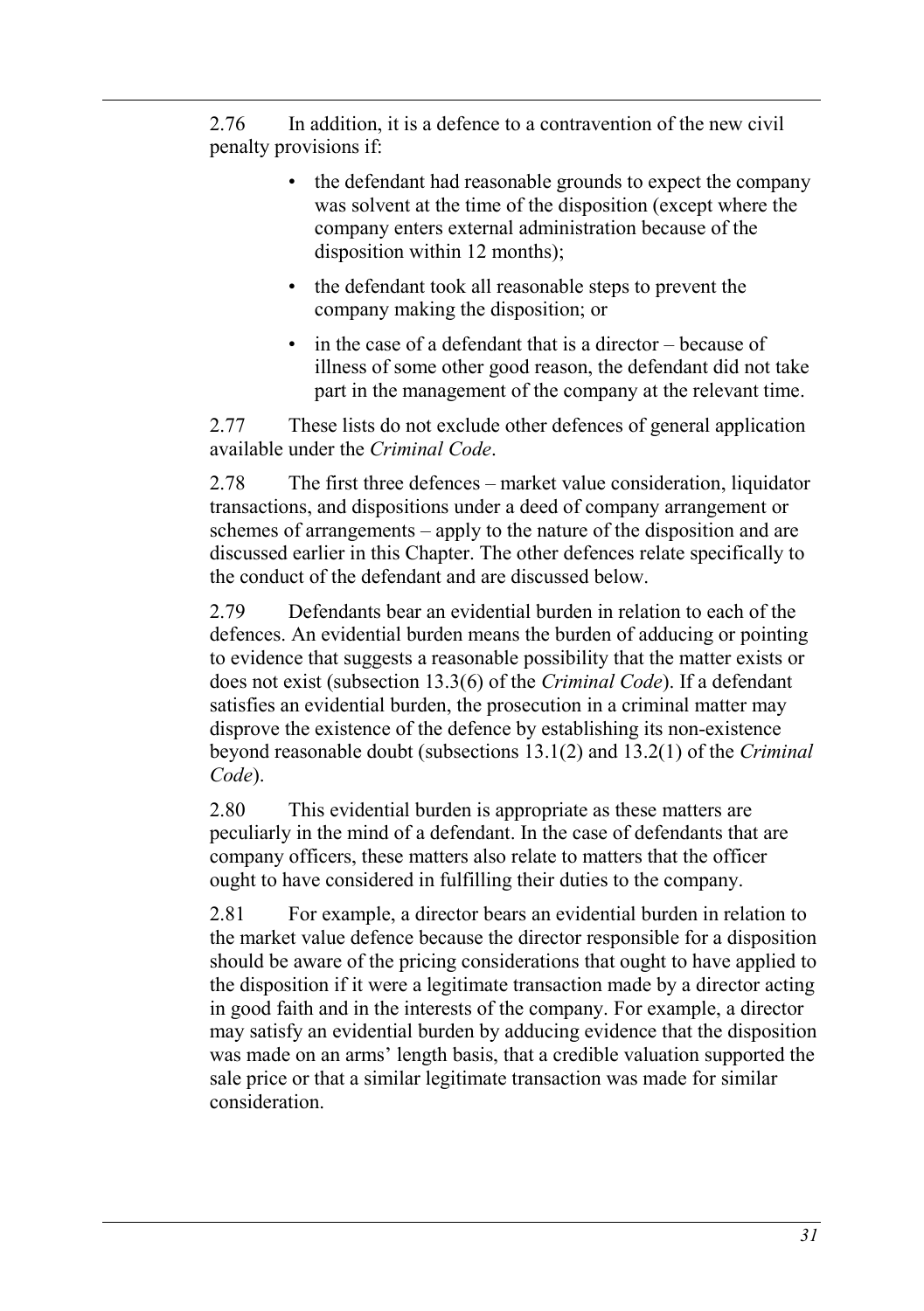2.76 In addition, it is a defence to a contravention of the new civil penalty provisions if:

- the defendant had reasonable grounds to expect the company was solvent at the time of the disposition (except where the company enters external administration because of the disposition within 12 months);
- the defendant took all reasonable steps to prevent the company making the disposition; or
- in the case of a defendant that is a director – because of illness of some other good reason, the defendant did not take part in the management of the company at the relevant time.

2.77 These lists do not exclude other defences of general application available under the *Criminal Code*.

2.78 The first three defences – market value consideration, liquidator transactions, and dispositions under a deed of company arrangement or schemes of arrangements – apply to the nature of the disposition and are discussed earlier in this Chapter. The other defences relate specifically to the conduct of the defendant and are discussed below.

2.79 Defendants bear an evidential burden in relation to each of the defences. An evidential burden means the burden of adducing or pointing to evidence that suggests a reasonable possibility that the matter exists or does not exist (subsection 13.3(6) of the *Criminal Code*). If a defendant satisfies an evidential burden, the prosecution in a criminal matter may disprove the existence of the defence by establishing its non-existence beyond reasonable doubt (subsections 13.1(2) and 13.2(1) of the *Criminal Code*).

2.80 This evidential burden is appropriate as these matters are peculiarly in the mind of a defendant. In the case of defendants that are company officers, these matters also relate to matters that the officer ought to have considered in fulfilling their duties to the company.

2.81 For example, a director bears an evidential burden in relation to the market value defence because the director responsible for a disposition should be aware of the pricing considerations that ought to have applied to the disposition if it were a legitimate transaction made by a director acting in good faith and in the interests of the company. For example, a director may satisfy an evidential burden by adducing evidence that the disposition was made on an arms' length basis, that a credible valuation supported the sale price or that a similar legitimate transaction was made for similar consideration.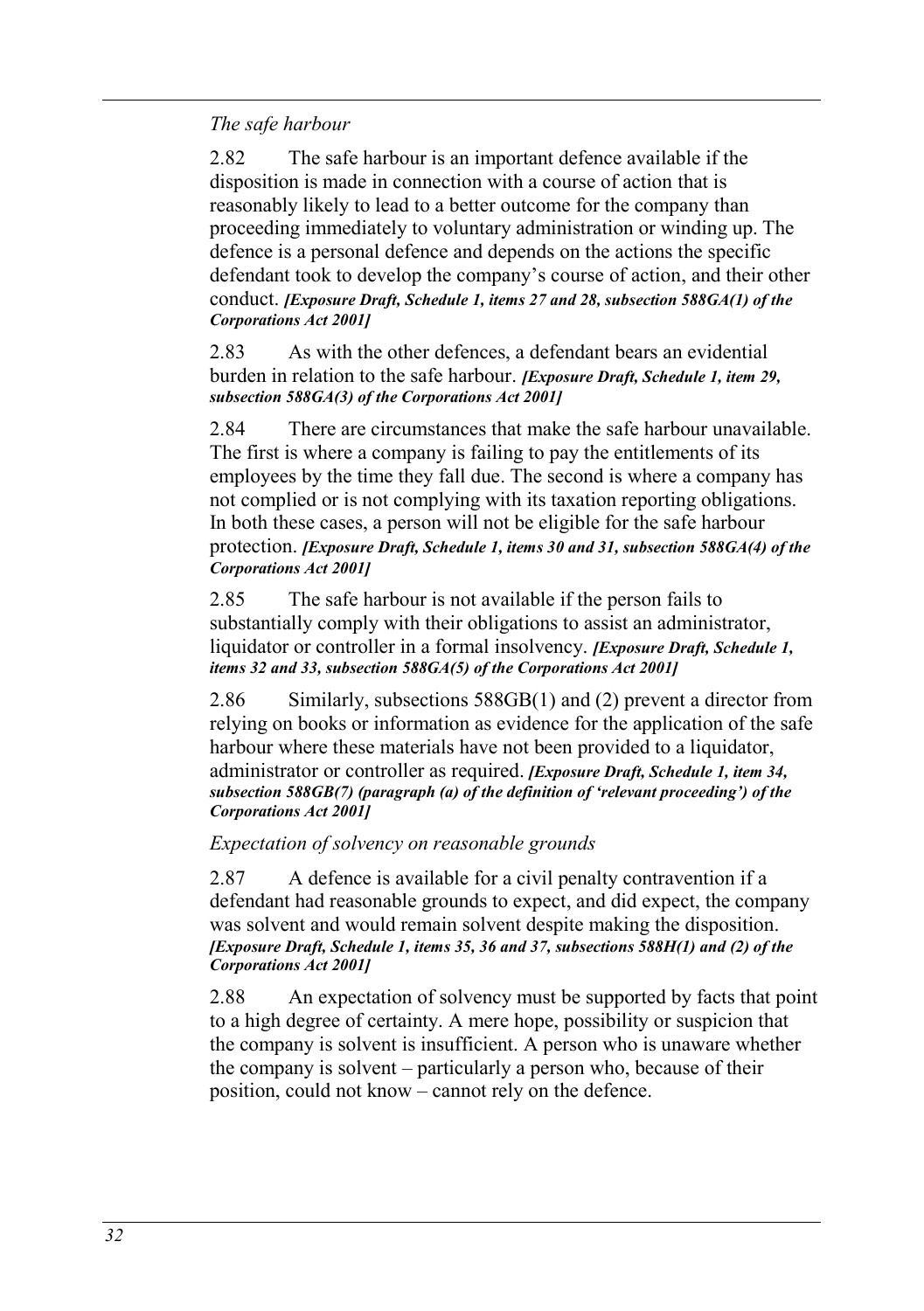*The safe harbour*

2.82 The safe harbour is an important defence available if the disposition is made in connection with a course of action that is reasonably likely to lead to a better outcome for the company than proceeding immediately to voluntary administration or winding up. The defence is a personal defence and depends on the actions the specific defendant took to develop the company's course of action, and their other conduct. ***[Exposure Draft, Schedule 1, items 27 and 28, subsection 588GA(1) of the Corporations Act 2001]***

2.83 As with the other defences, a defendant bears an evidential burden in relation to the safe harbour. ***[Exposure Draft, Schedule 1, item 29, subsection 588GA(3) of the Corporations Act 2001]***

2.84 There are circumstances that make the safe harbour unavailable. The first is where a company is failing to pay the entitlements of its employees by the time they fall due. The second is where a company has not complied or is not complying with its taxation reporting obligations. In both these cases, a person will not be eligible for the safe harbour protection. ***[Exposure Draft, Schedule 1, items 30 and 31, subsection 588GA(4) of the Corporations Act 2001]***

2.85 The safe harbour is not available if the person fails to substantially comply with their obligations to assist an administrator, liquidator or controller in a formal insolvency. ***[Exposure Draft, Schedule 1, items 32 and 33, subsection 588GA(5) of the Corporations Act 2001]***

2.86 Similarly, subsections 588GB(1) and (2) prevent a director from relying on books or information as evidence for the application of the safe harbour where these materials have not been provided to a liquidator, administrator or controller as required. ***[Exposure Draft, Schedule 1, item 34, subsection 588GB(7) (paragraph (a) of the definition of 'relevant proceeding') of the Corporations Act 2001]***

*Expectation of solvency on reasonable grounds*

2.87 A defence is available for a civil penalty contravention if a defendant had reasonable grounds to expect, and did expect, the company was solvent and would remain solvent despite making the disposition. ***[Exposure Draft, Schedule 1, items 35, 36 and 37, subsections 588H(1) and (2) of the Corporations Act 2001]***

2.88 An expectation of solvency must be supported by facts that point to a high degree of certainty. A mere hope, possibility or suspicion that the company is solvent is insufficient. A person who is unaware whether the company is solvent – particularly a person who, because of their position, could not know – cannot rely on the defence.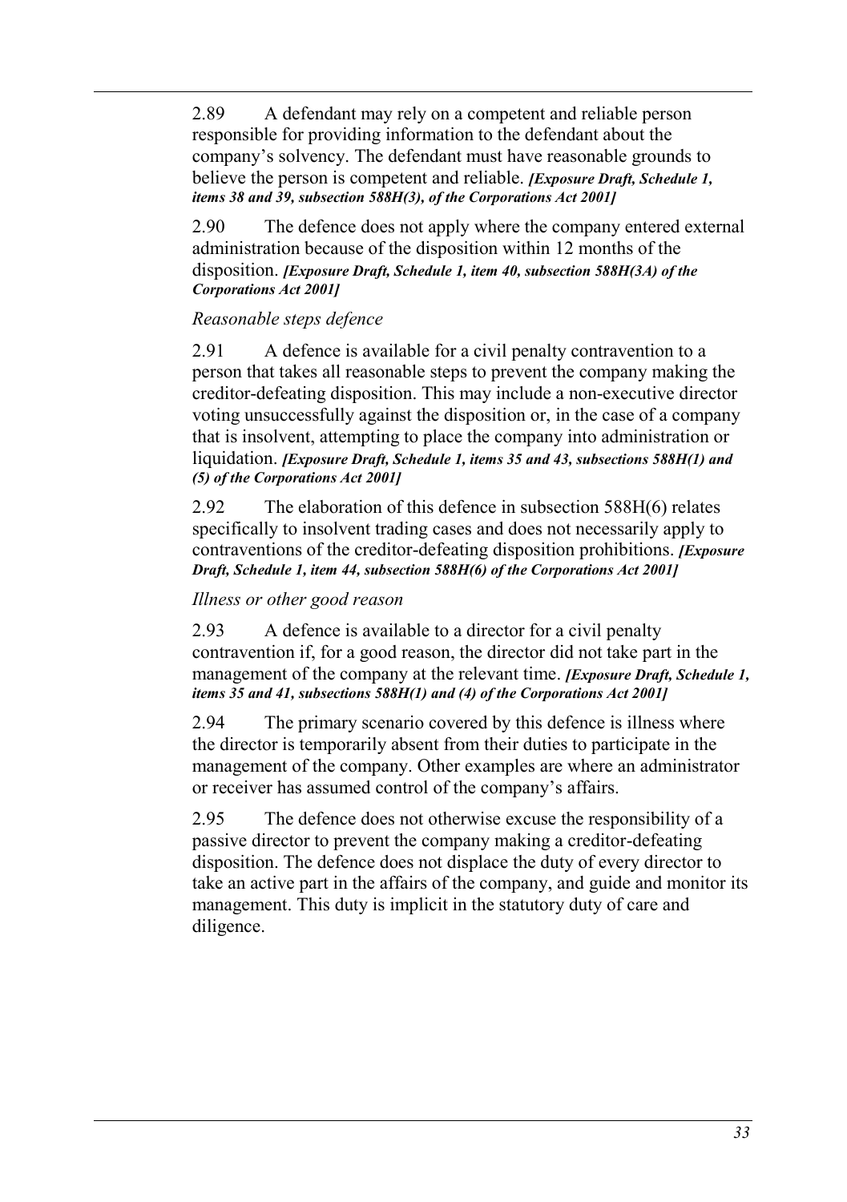2.89 A defendant may rely on a competent and reliable person responsible for providing information to the defendant about the company's solvency. The defendant must have reasonable grounds to believe the person is competent and reliable. ***[Exposure Draft, Schedule 1, items 38 and 39, subsection 588H(3), of the Corporations Act 2001]***

2.90 The defence does not apply where the company entered external administration because of the disposition within 12 months of the disposition. ***[Exposure Draft, Schedule 1, item 40, subsection 588H(3A) of the Corporations Act 2001]***

*Reasonable steps defence*

2.91 A defence is available for a civil penalty contravention to a person that takes all reasonable steps to prevent the company making the creditor-defeating disposition. This may include a non-executive director voting unsuccessfully against the disposition or, in the case of a company that is insolvent, attempting to place the company into administration or liquidation. ***[Exposure Draft, Schedule 1, items 35 and 43, subsections 588H(1) and (5) of the Corporations Act 2001]***

2.92 The elaboration of this defence in subsection 588H(6) relates specifically to insolvent trading cases and does not necessarily apply to contraventions of the creditor-defeating disposition prohibitions. ***[Exposure Draft, Schedule 1, item 44, subsection 588H(6) of the Corporations Act 2001]***

*Illness or other good reason*

2.93 A defence is available to a director for a civil penalty contravention if, for a good reason, the director did not take part in the management of the company at the relevant time. ***[Exposure Draft, Schedule 1, items 35 and 41, subsections 588H(1) and (4) of the Corporations Act 2001]***

2.94 The primary scenario covered by this defence is illness where the director is temporarily absent from their duties to participate in the management of the company. Other examples are where an administrator or receiver has assumed control of the company's affairs.

2.95 The defence does not otherwise excuse the responsibility of a passive director to prevent the company making a creditor-defeating disposition. The defence does not displace the duty of every director to take an active part in the affairs of the company, and guide and monitor its management. This duty is implicit in the statutory duty of care and diligence.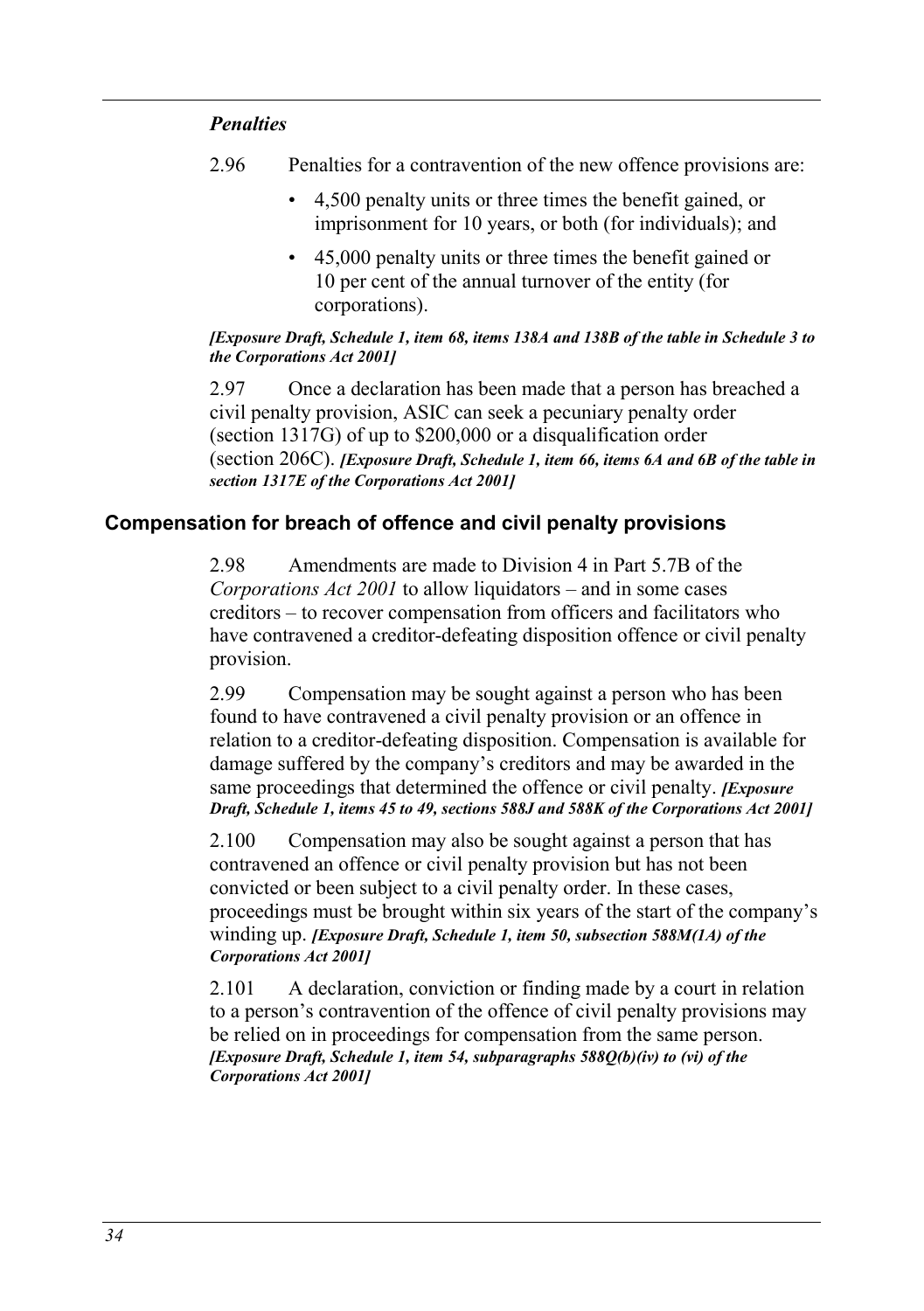### *Penalties*

2.96 Penalties for a contravention of the new offence provisions are:

- 4,500 penalty units or three times the benefit gained, or imprisonment for 10 years, or both (for individuals); and
- 45,000 penalty units or three times the benefit gained or 10 per cent of the annual turnover of the entity (for corporations).

***[Exposure Draft, Schedule 1, item 68, items 138A and 138B of the table in Schedule 3 to the Corporations Act 2001]***

2.97 Once a declaration has been made that a person has breached a civil penalty provision, ASIC can seek a pecuniary penalty order (section 1317G) of up to $200,000 or a disqualification order (section 206C). ***[Exposure Draft, Schedule 1, item 66, items 6A and 6B of the table in section 1317E of the Corporations Act 2001]***

## Compensation for breach of offence and civil penalty provisions

2.98 Amendments are made to Division 4 in Part 5.7B of the *Corporations Act 2001* to allow liquidators – and in some cases creditors – to recover compensation from officers and facilitators who have contravened a creditor-defeating disposition offence or civil penalty provision.

2.99 Compensation may be sought against a person who has been found to have contravened a civil penalty provision or an offence in relation to a creditor-defeating disposition. Compensation is available for damage suffered by the company's creditors and may be awarded in the same proceedings that determined the offence or civil penalty. ***[Exposure Draft, Schedule 1, items 45 to 49, sections 588J and 588K of the Corporations Act 2001]***

2.100 Compensation may also be sought against a person that has contravened an offence or civil penalty provision but has not been convicted or been subject to a civil penalty order. In these cases, proceedings must be brought within six years of the start of the company's winding up. ***[Exposure Draft, Schedule 1, item 50, subsection 588M(1A) of the Corporations Act 2001]***

2.101 A declaration, conviction or finding made by a court in relation to a person's contravention of the offence of civil penalty provisions may be relied on in proceedings for compensation from the same person. ***[Exposure Draft, Schedule 1, item 54, subparagraphs 588Q(b)(iv) to (vi) of the Corporations Act 2001]***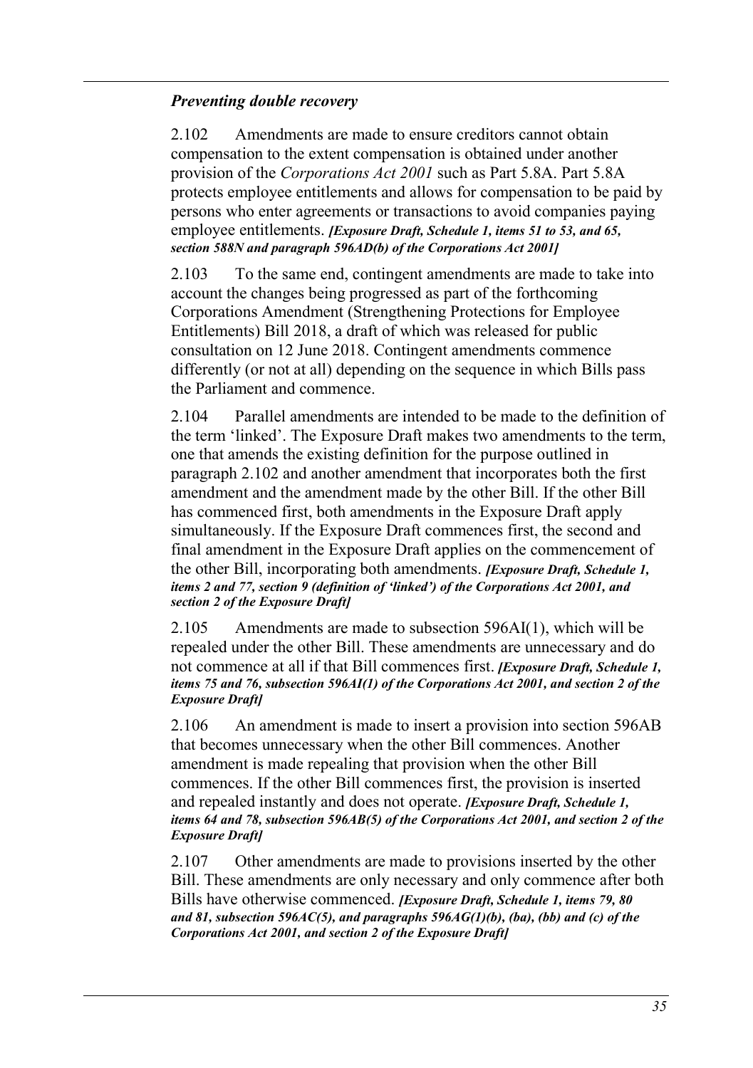### *Preventing double recovery*

2.102 Amendments are made to ensure creditors cannot obtain compensation to the extent compensation is obtained under another provision of the *Corporations Act 2001* such as Part 5.8A. Part 5.8A protects employee entitlements and allows for compensation to be paid by persons who enter agreements or transactions to avoid companies paying employee entitlements. ***[Exposure Draft, Schedule 1, items 51 to 53, and 65, section 588N and paragraph 596AD(b) of the Corporations Act 2001]***

2.103 To the same end, contingent amendments are made to take into account the changes being progressed as part of the forthcoming Corporations Amendment (Strengthening Protections for Employee Entitlements) Bill 2018, a draft of which was released for public consultation on 12 June 2018. Contingent amendments commence differently (or not at all) depending on the sequence in which Bills pass the Parliament and commence.

2.104 Parallel amendments are intended to be made to the definition of the term 'linked'. The Exposure Draft makes two amendments to the term, one that amends the existing definition for the purpose outlined in paragraph 2.102 and another amendment that incorporates both the first amendment and the amendment made by the other Bill. If the other Bill has commenced first, both amendments in the Exposure Draft apply simultaneously. If the Exposure Draft commences first, the second and final amendment in the Exposure Draft applies on the commencement of the other Bill, incorporating both amendments. ***[Exposure Draft, Schedule 1, items 2 and 77, section 9 (definition of 'linked') of the Corporations Act 2001, and section 2 of the Exposure Draft]***

2.105 Amendments are made to subsection 596AI(1), which will be repealed under the other Bill. These amendments are unnecessary and do not commence at all if that Bill commences first. ***[Exposure Draft, Schedule 1, items 75 and 76, subsection 596AI(1) of the Corporations Act 2001, and section 2 of the Exposure Draft]***

2.106 An amendment is made to insert a provision into section 596AB that becomes unnecessary when the other Bill commences. Another amendment is made repealing that provision when the other Bill commences. If the other Bill commences first, the provision is inserted and repealed instantly and does not operate. ***[Exposure Draft, Schedule 1, items 64 and 78, subsection 596AB(5) of the Corporations Act 2001, and section 2 of the Exposure Draft]***

2.107 Other amendments are made to provisions inserted by the other Bill. These amendments are only necessary and only commence after both Bills have otherwise commenced. ***[Exposure Draft, Schedule 1, items 79, 80 and 81, subsection 596AC(5), and paragraphs 596AG(1)(b), (ba), (bb) and (c) of the Corporations Act 2001, and section 2 of the Exposure Draft]***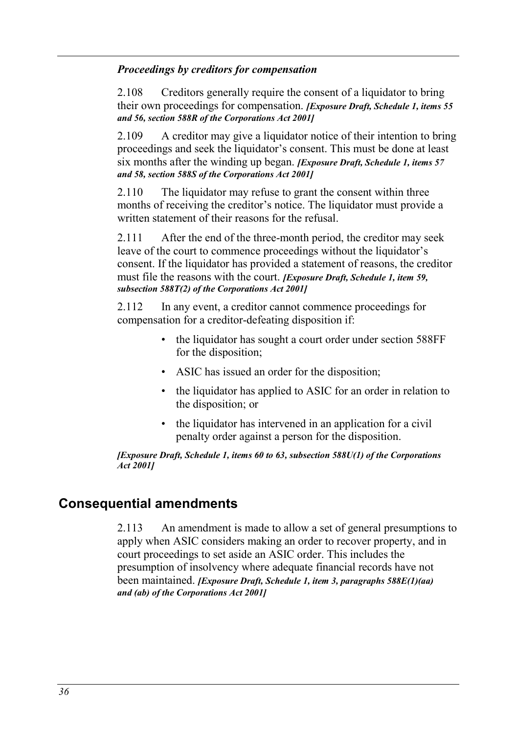### *Proceedings by creditors for compensation*

2.108 Creditors generally require the consent of a liquidator to bring their own proceedings for compensation. ***[Exposure Draft, Schedule 1, items 55 and 56, section 588R of the Corporations Act 2001]***

2.109 A creditor may give a liquidator notice of their intention to bring proceedings and seek the liquidator's consent. This must be done at least six months after the winding up began. ***[Exposure Draft, Schedule 1, items 57 and 58, section 588S of the Corporations Act 2001]***

2.110 The liquidator may refuse to grant the consent within three months of receiving the creditor's notice. The liquidator must provide a written statement of their reasons for the refusal.

2.111 After the end of the three-month period, the creditor may seek leave of the court to commence proceedings without the liquidator's consent. If the liquidator has provided a statement of reasons, the creditor must file the reasons with the court. ***[Exposure Draft, Schedule 1, item 59, subsection 588T(2) of the Corporations Act 2001]***

2.112 In any event, a creditor cannot commence proceedings for compensation for a creditor-defeating disposition if:

- the liquidator has sought a court order under section 588FF for the disposition;
- ASIC has issued an order for the disposition;
- the liquidator has applied to ASIC for an order in relation to the disposition; or
- the liquidator has intervened in an application for a civil penalty order against a person for the disposition.

***[Exposure Draft, Schedule 1, items 60 to 63, subsection 588U(1) of the Corporations Act 2001]***

## Consequential amendments

2.113 An amendment is made to allow a set of general presumptions to apply when ASIC considers making an order to recover property, and in court proceedings to set aside an ASIC order. This includes the presumption of insolvency where adequate financial records have not been maintained. ***[Exposure Draft, Schedule 1, item 3, paragraphs 588E(1)(aa) and (ab) of the Corporations Act 2001]***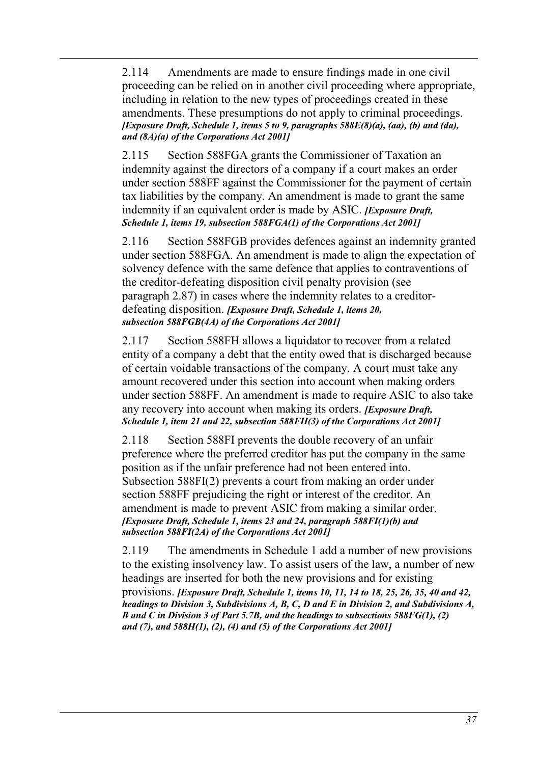2.114 Amendments are made to ensure findings made in one civil proceeding can be relied on in another civil proceeding where appropriate, including in relation to the new types of proceedings created in these amendments. These presumptions do not apply to criminal proceedings. ***[Exposure Draft, Schedule 1, items 5 to 9, paragraphs 588E(8)(a), (aa), (b) and (da), and (8A)(a) of the Corporations Act 2001]***

2.115 Section 588FGA grants the Commissioner of Taxation an indemnity against the directors of a company if a court makes an order under section 588FF against the Commissioner for the payment of certain tax liabilities by the company. An amendment is made to grant the same indemnity if an equivalent order is made by ASIC. ***[Exposure Draft, Schedule 1, items 19, subsection 588FGA(1) of the Corporations Act 2001]***

2.116 Section 588FGB provides defences against an indemnity granted under section 588FGA. An amendment is made to align the expectation of solvency defence with the same defence that applies to contraventions of the creditor-defeating disposition civil penalty provision (see paragraph 2.87) in cases where the indemnity relates to a creditor-defeating disposition. ***[Exposure Draft, Schedule 1, items 20, subsection 588FGB(4A) of the Corporations Act 2001]***

2.117 Section 588FH allows a liquidator to recover from a related entity of a company a debt that the entity owed that is discharged because of certain voidable transactions of the company. A court must take any amount recovered under this section into account when making orders under section 588FF. An amendment is made to require ASIC to also take any recovery into account when making its orders. ***[Exposure Draft, Schedule 1, item 21 and 22, subsection 588FH(3) of the Corporations Act 2001]***

2.118 Section 588FI prevents the double recovery of an unfair preference where the preferred creditor has put the company in the same position as if the unfair preference had not been entered into. Subsection 588FI(2) prevents a court from making an order under section 588FF prejudicing the right or interest of the creditor. An amendment is made to prevent ASIC from making a similar order. ***[Exposure Draft, Schedule 1, items 23 and 24, paragraph 588FI(1)(b) and subsection 588FI(2A) of the Corporations Act 2001]***

2.119 The amendments in Schedule 1 add a number of new provisions to the existing insolvency law. To assist users of the law, a number of new headings are inserted for both the new provisions and for existing provisions. ***[Exposure Draft, Schedule 1, items 10, 11, 14 to 18, 25, 26, 35, 40 and 42, headings to Division 3, Subdivisions A, B, C, D and E in Division 2, and Subdivisions A, B and C in Division 3 of Part 5.7B, and the headings to subsections 588FG(1), (2) and (7), and 588H(1), (2), (4) and (5) of the Corporations Act 2001]***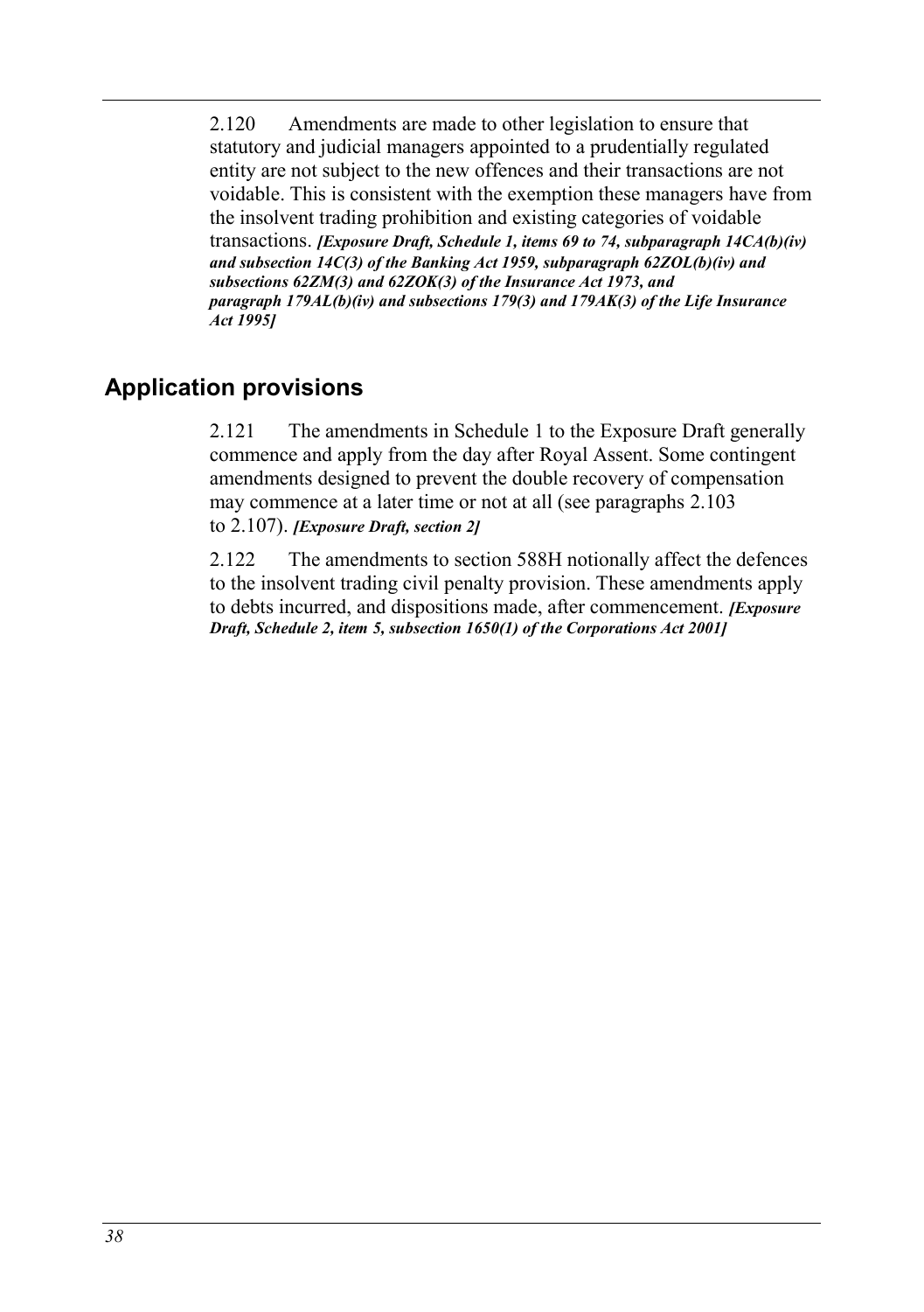2.120 Amendments are made to other legislation to ensure that statutory and judicial managers appointed to a prudentially regulated entity are not subject to the new offences and their transactions are not voidable. This is consistent with the exemption these managers have from the insolvent trading prohibition and existing categories of voidable transactions. ***[Exposure Draft, Schedule 1, items 69 to 74, subparagraph 14CA(b)(iv) and subsection 14C(3) of the Banking Act 1959, subparagraph 62ZOL(b)(iv) and subsections 62ZM(3) and 62ZOK(3) of the Insurance Act 1973, and paragraph 179AL(b)(iv) and subsections 179(3) and 179AK(3) of the Life Insurance Act 1995]***

## Application provisions

2.121 The amendments in Schedule 1 to the Exposure Draft generally commence and apply from the day after Royal Assent. Some contingent amendments designed to prevent the double recovery of compensation may commence at a later time or not at all (see paragraphs 2.103 to 2.107). ***[Exposure Draft, section 2]***

2.122 The amendments to section 588H notionally affect the defences to the insolvent trading civil penalty provision. These amendments apply to debts incurred, and dispositions made, after commencement. ***[Exposure Draft, Schedule 2, item 5, subsection 1650(1) of the Corporations Act 2001]***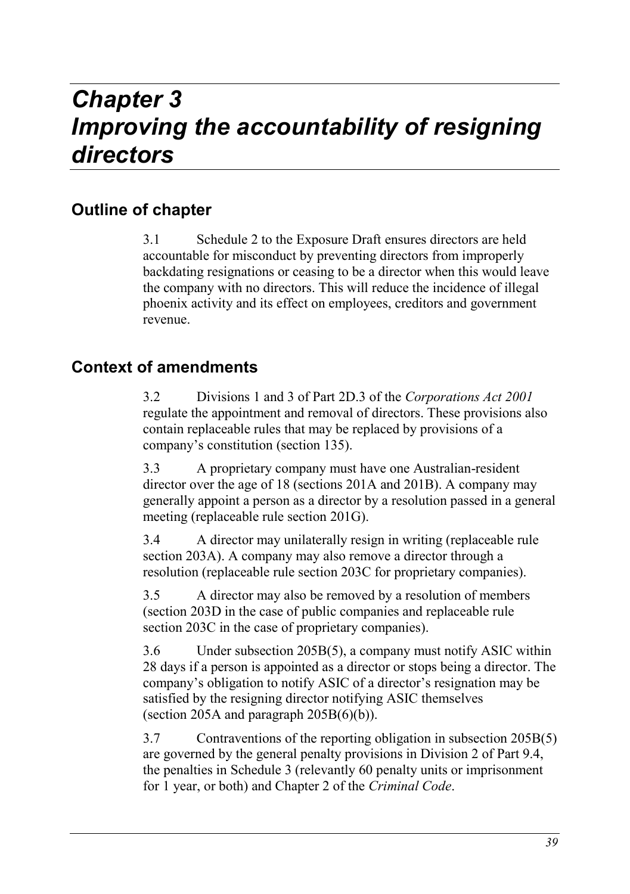# *Chapter 3*
# *Improving the accountability of resigning directors*

## Outline of chapter

3.1 Schedule 2 to the Exposure Draft ensures directors are held accountable for misconduct by preventing directors from improperly backdating resignations or ceasing to be a director when this would leave the company with no directors. This will reduce the incidence of illegal phoenix activity and its effect on employees, creditors and government revenue.

## Context of amendments

3.2 Divisions 1 and 3 of Part 2D.3 of the *Corporations Act 2001* regulate the appointment and removal of directors. These provisions also contain replaceable rules that may be replaced by provisions of a company's constitution (section 135).

3.3 A proprietary company must have one Australian-resident director over the age of 18 (sections 201A and 201B). A company may generally appoint a person as a director by a resolution passed in a general meeting (replaceable rule section 201G).

3.4 A director may unilaterally resign in writing (replaceable rule section 203A). A company may also remove a director through a resolution (replaceable rule section 203C for proprietary companies).

3.5 A director may also be removed by a resolution of members (section 203D in the case of public companies and replaceable rule section 203C in the case of proprietary companies).

3.6 Under subsection 205B(5), a company must notify ASIC within 28 days if a person is appointed as a director or stops being a director. The company's obligation to notify ASIC of a director's resignation may be satisfied by the resigning director notifying ASIC themselves (section 205A and paragraph 205B(6)(b)).

3.7 Contraventions of the reporting obligation in subsection 205B(5) are governed by the general penalty provisions in Division 2 of Part 9.4, the penalties in Schedule 3 (relevantly 60 penalty units or imprisonment for 1 year, or both) and Chapter 2 of the *Criminal Code*.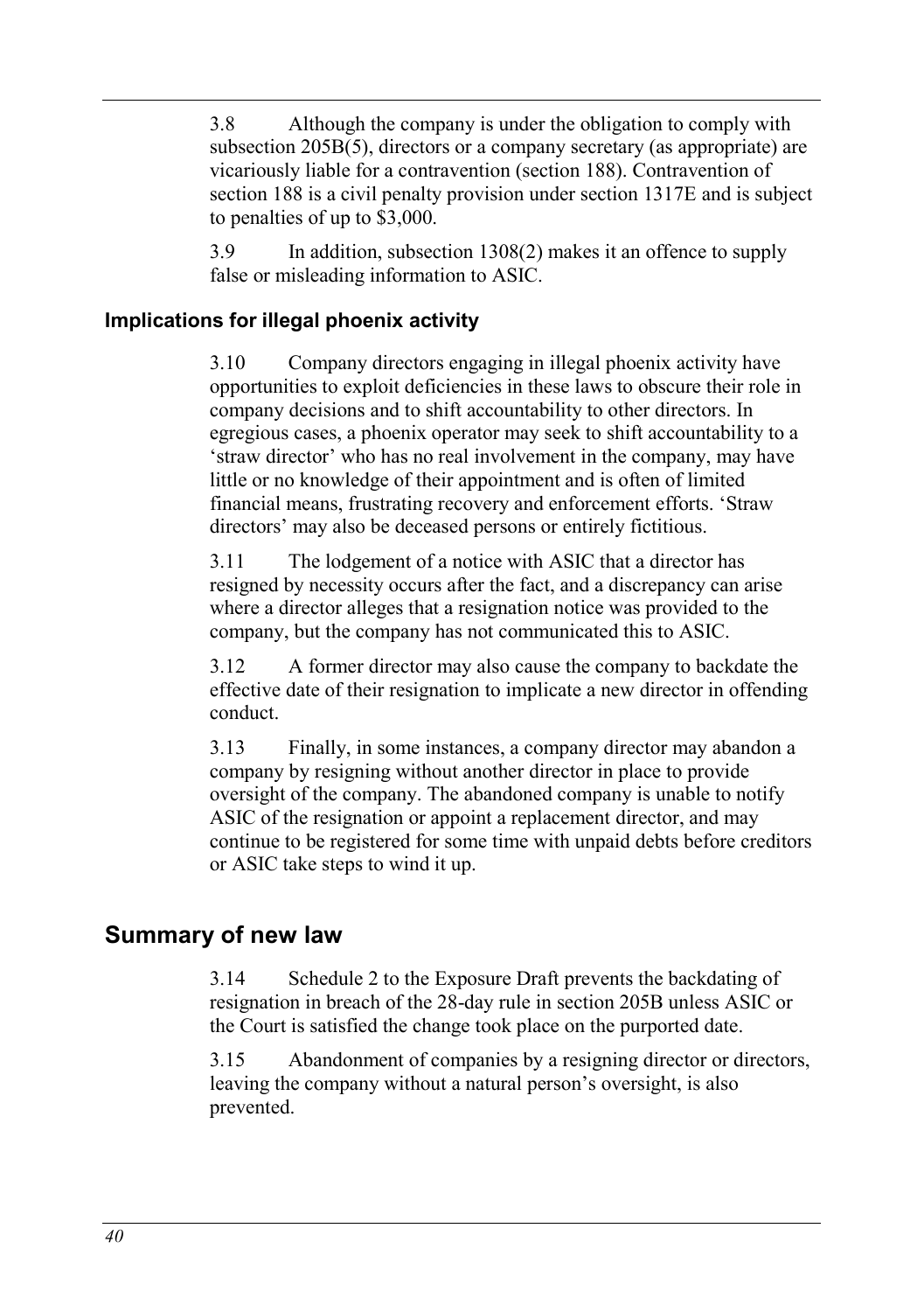3.8 Although the company is under the obligation to comply with subsection 205B(5), directors or a company secretary (as appropriate) are vicariously liable for a contravention (section 188). Contravention of section 188 is a civil penalty provision under section 1317E and is subject to penalties of up to $3,000.

3.9 In addition, subsection 1308(2) makes it an offence to supply false or misleading information to ASIC.

### Implications for illegal phoenix activity

3.10 Company directors engaging in illegal phoenix activity have opportunities to exploit deficiencies in these laws to obscure their role in company decisions and to shift accountability to other directors. In egregious cases, a phoenix operator may seek to shift accountability to a 'straw director' who has no real involvement in the company, may have little or no knowledge of their appointment and is often of limited financial means, frustrating recovery and enforcement efforts. 'Straw directors' may also be deceased persons or entirely fictitious.

3.11 The lodgement of a notice with ASIC that a director has resigned by necessity occurs after the fact, and a discrepancy can arise where a director alleges that a resignation notice was provided to the company, but the company has not communicated this to ASIC.

3.12 A former director may also cause the company to backdate the effective date of their resignation to implicate a new director in offending conduct.

3.13 Finally, in some instances, a company director may abandon a company by resigning without another director in place to provide oversight of the company. The abandoned company is unable to notify ASIC of the resignation or appoint a replacement director, and may continue to be registered for some time with unpaid debts before creditors or ASIC take steps to wind it up.

## Summary of new law

3.14 Schedule 2 to the Exposure Draft prevents the backdating of resignation in breach of the 28-day rule in section 205B unless ASIC or the Court is satisfied the change took place on the purported date.

3.15 Abandonment of companies by a resigning director or directors, leaving the company without a natural person's oversight, is also prevented.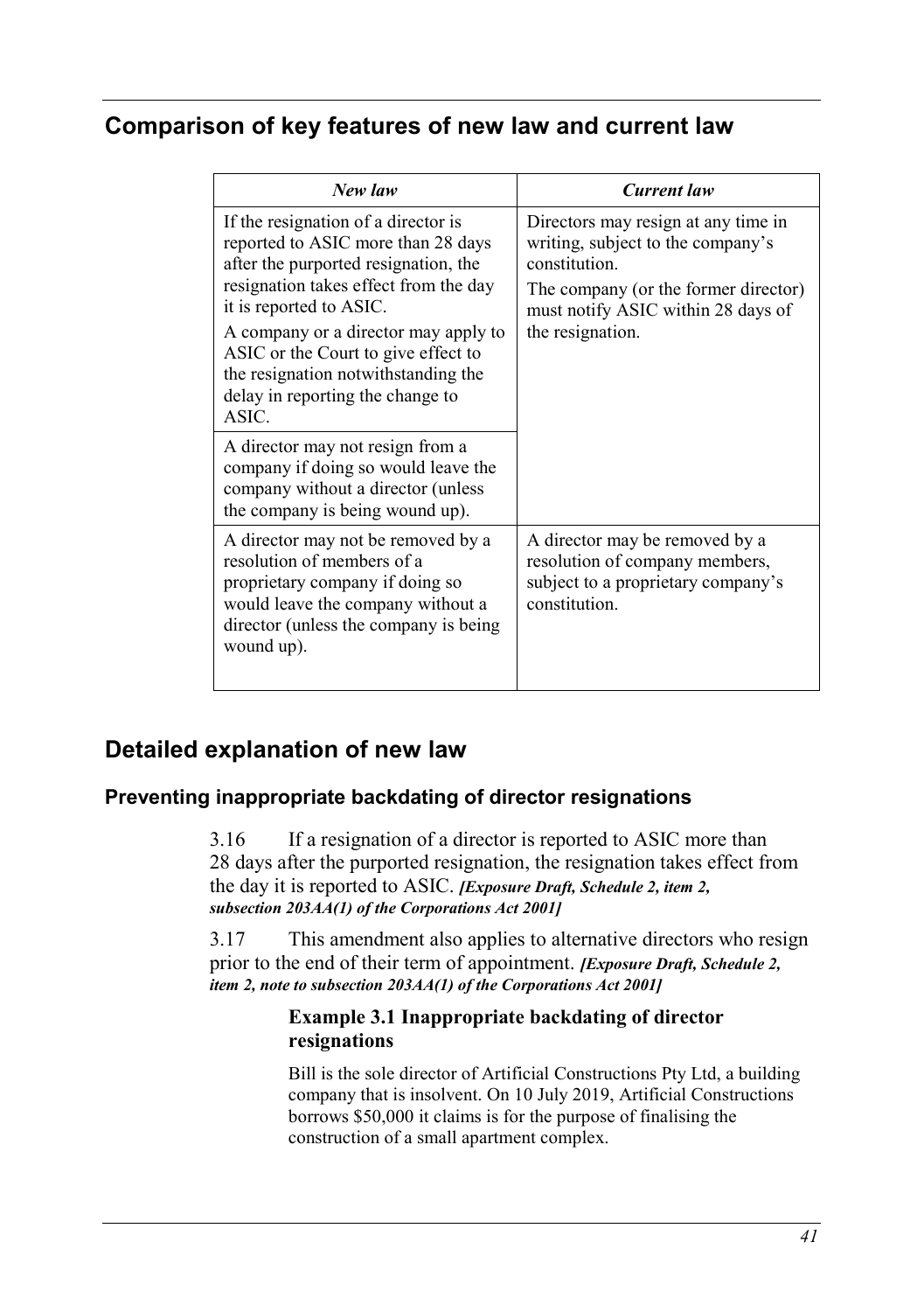## Comparison of key features of new law and current law

| *New law* | *Current law* |
|---|---|
| If the resignation of a director is reported to ASIC more than 28 days after the purported resignation, the resignation takes effect from the day it is reported to ASIC.<br>A company or a director may apply to ASIC or the Court to give effect to the resignation notwithstanding the delay in reporting the change to ASIC. | Directors may resign at any time in writing, subject to the company's constitution.<br>The company (or the former director) must notify ASIC within 28 days of the resignation. |
| A director may not resign from a company if doing so would leave the company without a director (unless the company is being wound up). | |
| A director may not be removed by a resolution of members of a proprietary company if doing so would leave the company without a director (unless the company is being wound up). | A director may be removed by a resolution of company members, subject to a proprietary company's constitution. |

## Detailed explanation of new law

### Preventing inappropriate backdating of director resignations

3.16 If a resignation of a director is reported to ASIC more than 28 days after the purported resignation, the resignation takes effect from the day it is reported to ASIC. ***[Exposure Draft, Schedule 2, item 2, subsection 203AA(1) of the Corporations Act 2001]***

3.17 This amendment also applies to alternative directors who resign prior to the end of their term of appointment. ***[Exposure Draft, Schedule 2, item 2, note to subsection 203AA(1) of the Corporations Act 2001]***

> **Example 3.1 Inappropriate backdating of director resignations**
>
> Bill is the sole director of Artificial Constructions Pty Ltd, a building company that is insolvent. On 10 July 2019, Artificial Constructions borrows $50,000 it claims is for the purpose of finalising the construction of a small apartment complex.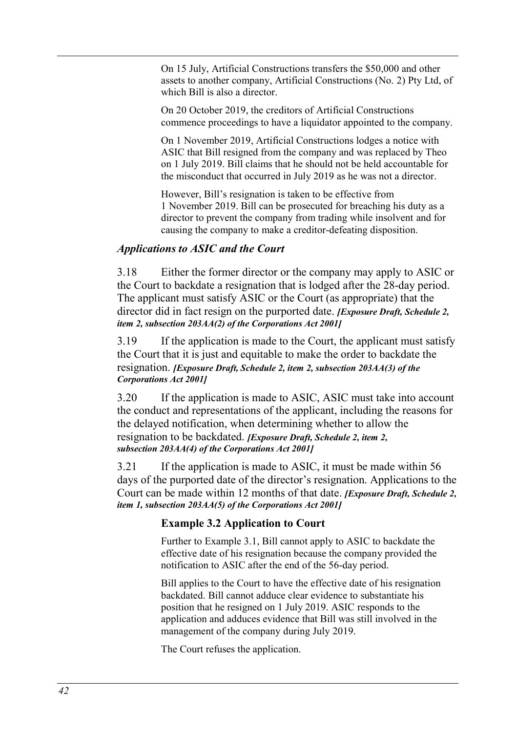On 15 July, Artificial Constructions transfers the $50,000 and other assets to another company, Artificial Constructions (No. 2) Pty Ltd, of which Bill is also a director.

On 20 October 2019, the creditors of Artificial Constructions commence proceedings to have a liquidator appointed to the company.

On 1 November 2019, Artificial Constructions lodges a notice with ASIC that Bill resigned from the company and was replaced by Theo on 1 July 2019. Bill claims that he should not be held accountable for the misconduct that occurred in July 2019 as he was not a director.

However, Bill's resignation is taken to be effective from 1 November 2019. Bill can be prosecuted for breaching his duty as a director to prevent the company from trading while insolvent and for causing the company to make a creditor-defeating disposition.

### *Applications to ASIC and the Court*

3.18 Either the former director or the company may apply to ASIC or the Court to backdate a resignation that is lodged after the 28-day period. The applicant must satisfy ASIC or the Court (as appropriate) that the director did in fact resign on the purported date. ***[Exposure Draft, Schedule 2, item 2, subsection 203AA(2) of the Corporations Act 2001]***

3.19 If the application is made to the Court, the applicant must satisfy the Court that it is just and equitable to make the order to backdate the resignation. ***[Exposure Draft, Schedule 2, item 2, subsection 203AA(3) of the Corporations Act 2001]***

3.20 If the application is made to ASIC, ASIC must take into account the conduct and representations of the applicant, including the reasons for the delayed notification, when determining whether to allow the resignation to be backdated. ***[Exposure Draft, Schedule 2, item 2, subsection 203AA(4) of the Corporations Act 2001]***

3.21 If the application is made to ASIC, it must be made within 56 days of the purported date of the director's resignation. Applications to the Court can be made within 12 months of that date. ***[Exposure Draft, Schedule 2, item 1, subsection 203AA(5) of the Corporations Act 2001]***

#### Example 3.2 Application to Court

Further to Example 3.1, Bill cannot apply to ASIC to backdate the effective date of his resignation because the company provided the notification to ASIC after the end of the 56-day period.

Bill applies to the Court to have the effective date of his resignation backdated. Bill cannot adduce clear evidence to substantiate his position that he resigned on 1 July 2019. ASIC responds to the application and adduces evidence that Bill was still involved in the management of the company during July 2019.

The Court refuses the application.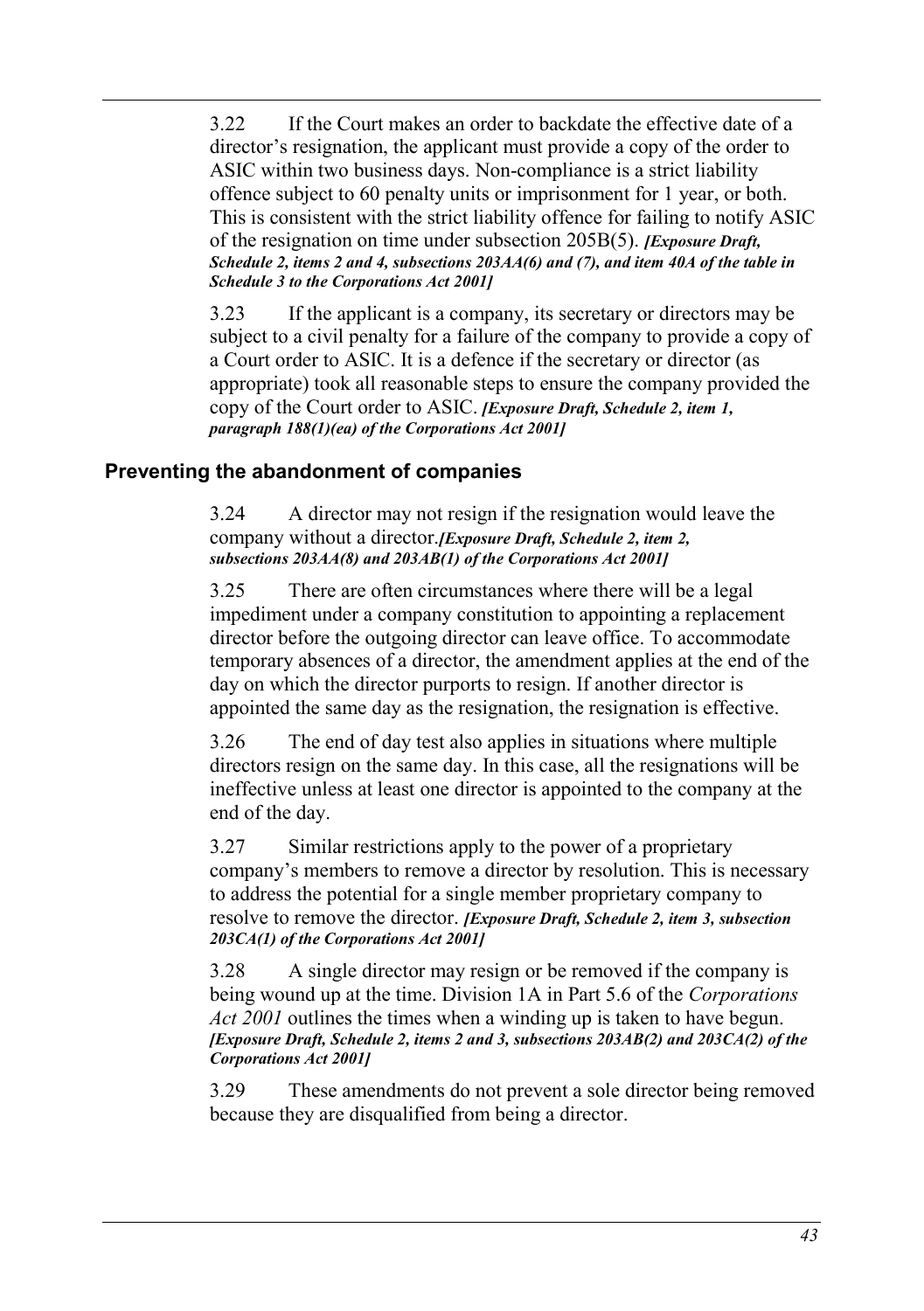3.22 If the Court makes an order to backdate the effective date of a director's resignation, the applicant must provide a copy of the order to ASIC within two business days. Non-compliance is a strict liability offence subject to 60 penalty units or imprisonment for 1 year, or both. This is consistent with the strict liability offence for failing to notify ASIC of the resignation on time under subsection 205B(5). ***[Exposure Draft, Schedule 2, items 2 and 4, subsections 203AA(6) and (7), and item 40A of the table in Schedule 3 to the Corporations Act 2001]***

3.23 If the applicant is a company, its secretary or directors may be subject to a civil penalty for a failure of the company to provide a copy of a Court order to ASIC. It is a defence if the secretary or director (as appropriate) took all reasonable steps to ensure the company provided the copy of the Court order to ASIC. ***[Exposure Draft, Schedule 2, item 1, paragraph 188(1)(ea) of the Corporations Act 2001]***

## Preventing the abandonment of companies

3.24 A director may not resign if the resignation would leave the company without a director.***[Exposure Draft, Schedule 2, item 2, subsections 203AA(8) and 203AB(1) of the Corporations Act 2001]***

3.25 There are often circumstances where there will be a legal impediment under a company constitution to appointing a replacement director before the outgoing director can leave office. To accommodate temporary absences of a director, the amendment applies at the end of the day on which the director purports to resign. If another director is appointed the same day as the resignation, the resignation is effective.

3.26 The end of day test also applies in situations where multiple directors resign on the same day. In this case, all the resignations will be ineffective unless at least one director is appointed to the company at the end of the day.

3.27 Similar restrictions apply to the power of a proprietary company's members to remove a director by resolution. This is necessary to address the potential for a single member proprietary company to resolve to remove the director. ***[Exposure Draft, Schedule 2, item 3, subsection 203CA(1) of the Corporations Act 2001]***

3.28 A single director may resign or be removed if the company is being wound up at the time. Division 1A in Part 5.6 of the *Corporations Act 2001* outlines the times when a winding up is taken to have begun. ***[Exposure Draft, Schedule 2, items 2 and 3, subsections 203AB(2) and 203CA(2) of the Corporations Act 2001]***

3.29 These amendments do not prevent a sole director being removed because they are disqualified from being a director.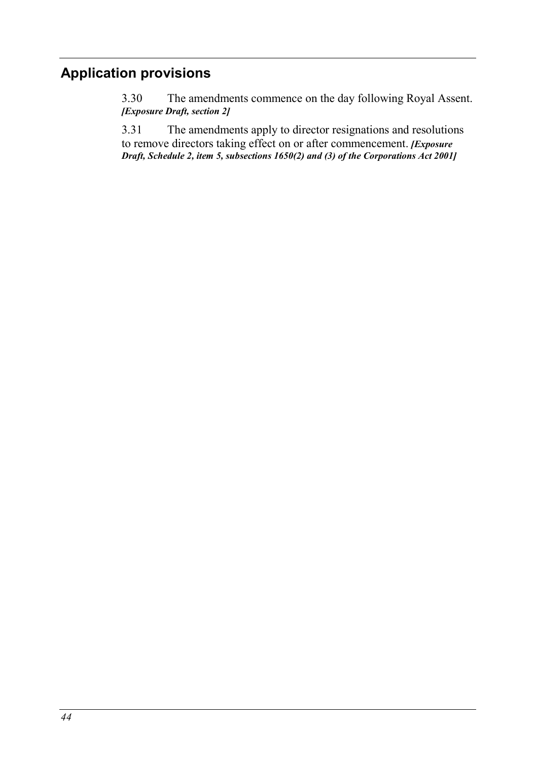## Application provisions

3.30 The amendments commence on the day following Royal Assent. ***[Exposure Draft, section 2]***

3.31 The amendments apply to director resignations and resolutions to remove directors taking effect on or after commencement. ***[Exposure Draft, Schedule 2, item 5, subsections 1650(2) and (3) of the Corporations Act 2001]***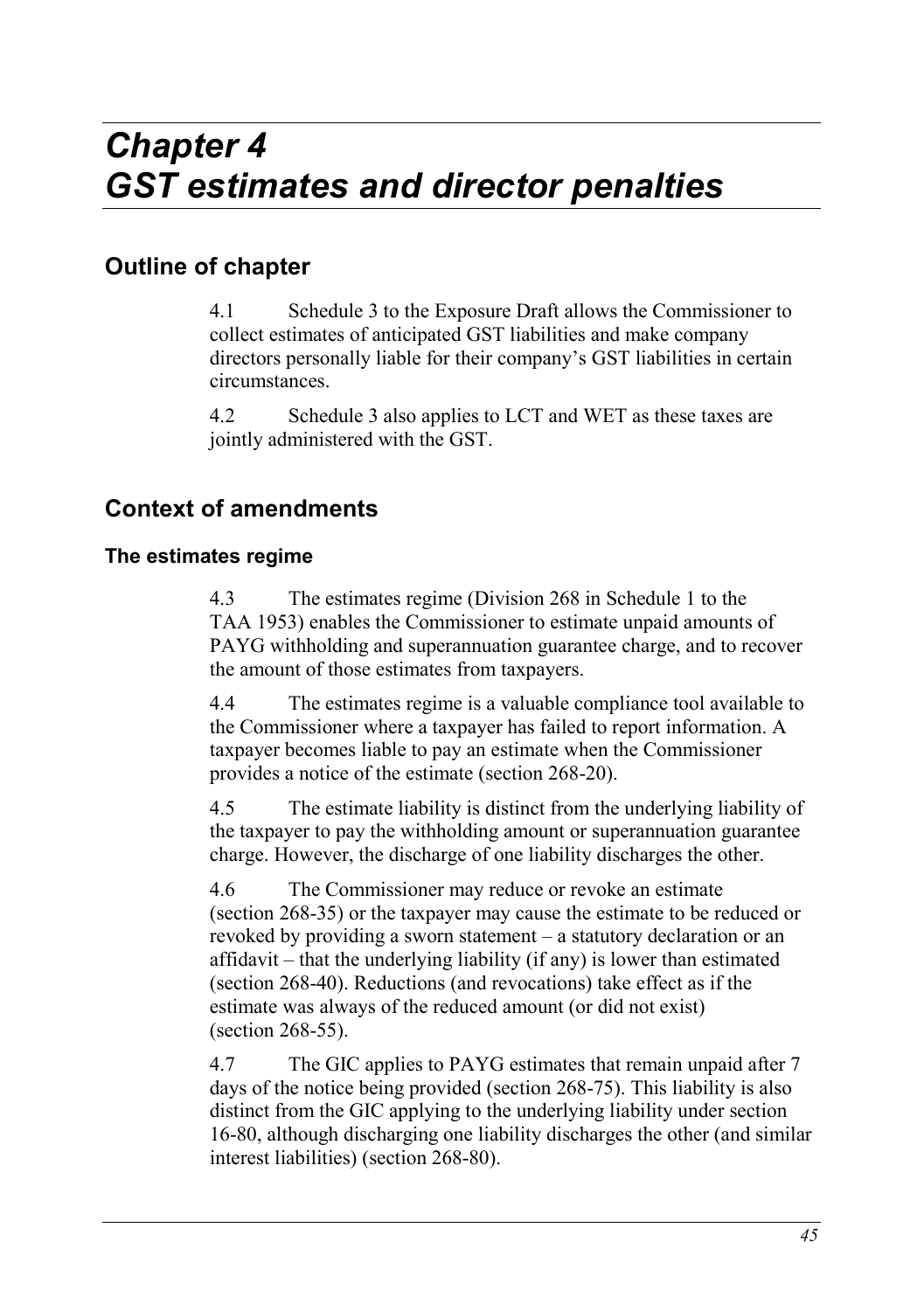# Chapter 4
# GST estimates and director penalties

## Outline of chapter

4.1 Schedule 3 to the Exposure Draft allows the Commissioner to collect estimates of anticipated GST liabilities and make company directors personally liable for their company's GST liabilities in certain circumstances.

4.2 Schedule 3 also applies to LCT and WET as these taxes are jointly administered with the GST.

## Context of amendments

### The estimates regime

4.3 The estimates regime (Division 268 in Schedule 1 to the TAA 1953) enables the Commissioner to estimate unpaid amounts of PAYG withholding and superannuation guarantee charge, and to recover the amount of those estimates from taxpayers.

4.4 The estimates regime is a valuable compliance tool available to the Commissioner where a taxpayer has failed to report information. A taxpayer becomes liable to pay an estimate when the Commissioner provides a notice of the estimate (section 268-20).

4.5 The estimate liability is distinct from the underlying liability of the taxpayer to pay the withholding amount or superannuation guarantee charge. However, the discharge of one liability discharges the other.

4.6 The Commissioner may reduce or revoke an estimate (section 268-35) or the taxpayer may cause the estimate to be reduced or revoked by providing a sworn statement – a statutory declaration or an affidavit – that the underlying liability (if any) is lower than estimated (section 268-40). Reductions (and revocations) take effect as if the estimate was always of the reduced amount (or did not exist) (section 268-55).

4.7 The GIC applies to PAYG estimates that remain unpaid after 7 days of the notice being provided (section 268-75). This liability is also distinct from the GIC applying to the underlying liability under section 16-80, although discharging one liability discharges the other (and similar interest liabilities) (section 268-80).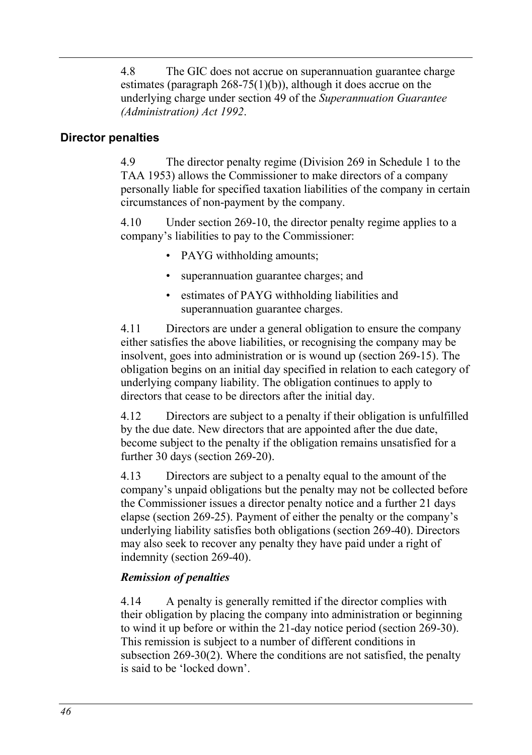4.8 The GIC does not accrue on superannuation guarantee charge estimates (paragraph 268-75(1)(b)), although it does accrue on the underlying charge under section 49 of the *Superannuation Guarantee (Administration) Act 1992*.

## Director penalties

4.9 The director penalty regime (Division 269 in Schedule 1 to the TAA 1953) allows the Commissioner to make directors of a company personally liable for specified taxation liabilities of the company in certain circumstances of non-payment by the company.

4.10 Under section 269-10, the director penalty regime applies to a company's liabilities to pay to the Commissioner:

- PAYG withholding amounts;
- superannuation guarantee charges; and
- estimates of PAYG withholding liabilities and superannuation guarantee charges.

4.11 Directors are under a general obligation to ensure the company either satisfies the above liabilities, or recognising the company may be insolvent, goes into administration or is wound up (section 269-15). The obligation begins on an initial day specified in relation to each category of underlying company liability. The obligation continues to apply to directors that cease to be directors after the initial day.

4.12 Directors are subject to a penalty if their obligation is unfulfilled by the due date. New directors that are appointed after the due date, become subject to the penalty if the obligation remains unsatisfied for a further 30 days (section 269-20).

4.13 Directors are subject to a penalty equal to the amount of the company's unpaid obligations but the penalty may not be collected before the Commissioner issues a director penalty notice and a further 21 days elapse (section 269-25). Payment of either the penalty or the company's underlying liability satisfies both obligations (section 269-40). Directors may also seek to recover any penalty they have paid under a right of indemnity (section 269-40).

### *Remission of penalties*

4.14 A penalty is generally remitted if the director complies with their obligation by placing the company into administration or beginning to wind it up before or within the 21-day notice period (section 269-30). This remission is subject to a number of different conditions in subsection 269-30(2). Where the conditions are not satisfied, the penalty is said to be 'locked down'.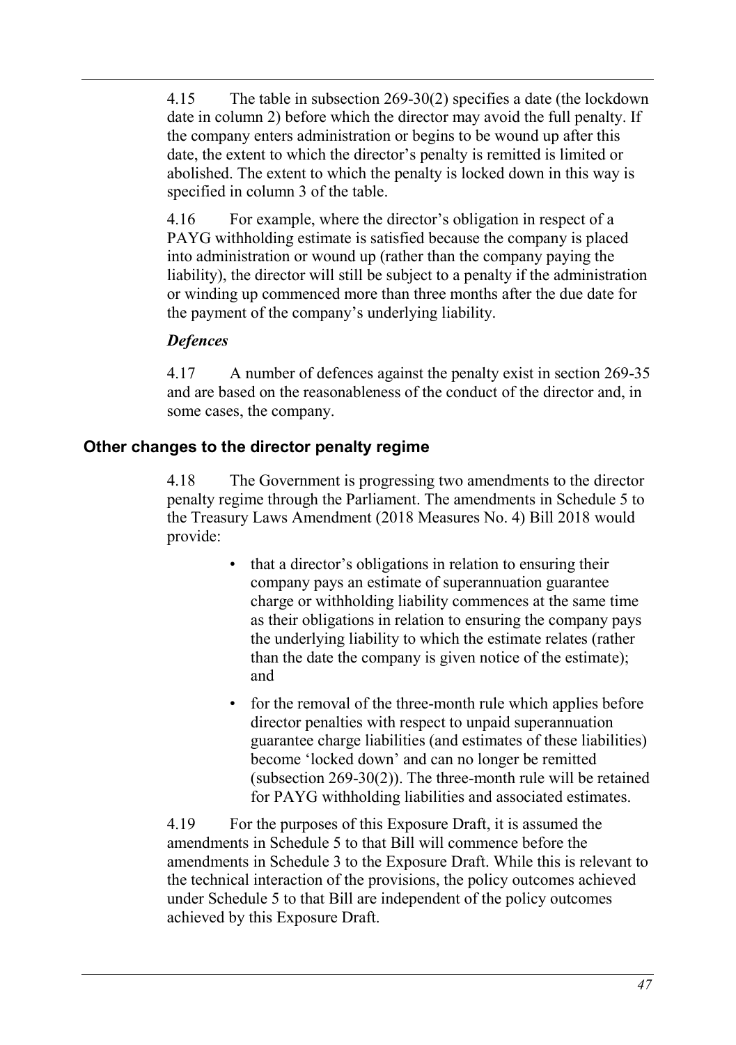4.15 The table in subsection 269-30(2) specifies a date (the lockdown date in column 2) before which the director may avoid the full penalty. If the company enters administration or begins to be wound up after this date, the extent to which the director's penalty is remitted is limited or abolished. The extent to which the penalty is locked down in this way is specified in column 3 of the table.

4.16 For example, where the director's obligation in respect of a PAYG withholding estimate is satisfied because the company is placed into administration or wound up (rather than the company paying the liability), the director will still be subject to a penalty if the administration or winding up commenced more than three months after the due date for the payment of the company's underlying liability.

### *Defences*

4.17 A number of defences against the penalty exist in section 269-35 and are based on the reasonableness of the conduct of the director and, in some cases, the company.

## Other changes to the director penalty regime

4.18 The Government is progressing two amendments to the director penalty regime through the Parliament. The amendments in Schedule 5 to the Treasury Laws Amendment (2018 Measures No. 4) Bill 2018 would provide:

- that a director's obligations in relation to ensuring their company pays an estimate of superannuation guarantee charge or withholding liability commences at the same time as their obligations in relation to ensuring the company pays the underlying liability to which the estimate relates (rather than the date the company is given notice of the estimate); and
- for the removal of the three-month rule which applies before director penalties with respect to unpaid superannuation guarantee charge liabilities (and estimates of these liabilities) become 'locked down' and can no longer be remitted (subsection 269-30(2)). The three-month rule will be retained for PAYG withholding liabilities and associated estimates.

4.19 For the purposes of this Exposure Draft, it is assumed the amendments in Schedule 5 to that Bill will commence before the amendments in Schedule 3 to the Exposure Draft. While this is relevant to the technical interaction of the provisions, the policy outcomes achieved under Schedule 5 to that Bill are independent of the policy outcomes achieved by this Exposure Draft.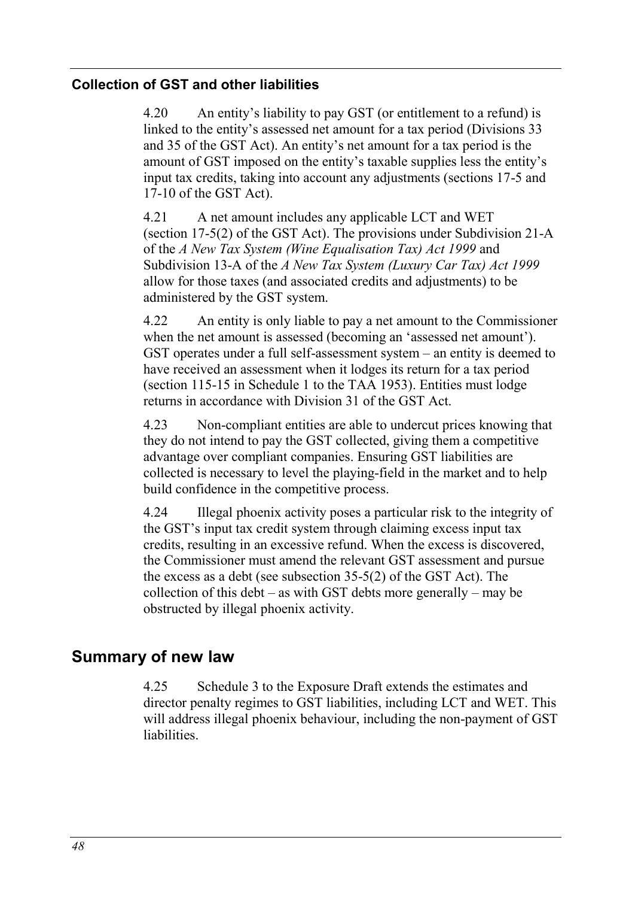### Collection of GST and other liabilities

4.20 An entity's liability to pay GST (or entitlement to a refund) is linked to the entity's assessed net amount for a tax period (Divisions 33 and 35 of the GST Act). An entity's net amount for a tax period is the amount of GST imposed on the entity's taxable supplies less the entity's input tax credits, taking into account any adjustments (sections 17-5 and 17-10 of the GST Act).

4.21 A net amount includes any applicable LCT and WET (section 17-5(2) of the GST Act). The provisions under Subdivision 21-A of the *A New Tax System (Wine Equalisation Tax) Act 1999* and Subdivision 13-A of the *A New Tax System (Luxury Car Tax) Act 1999* allow for those taxes (and associated credits and adjustments) to be administered by the GST system.

4.22 An entity is only liable to pay a net amount to the Commissioner when the net amount is assessed (becoming an 'assessed net amount'). GST operates under a full self-assessment system – an entity is deemed to have received an assessment when it lodges its return for a tax period (section 115-15 in Schedule 1 to the TAA 1953). Entities must lodge returns in accordance with Division 31 of the GST Act.

4.23 Non-compliant entities are able to undercut prices knowing that they do not intend to pay the GST collected, giving them a competitive advantage over compliant companies. Ensuring GST liabilities are collected is necessary to level the playing-field in the market and to help build confidence in the competitive process.

4.24 Illegal phoenix activity poses a particular risk to the integrity of the GST's input tax credit system through claiming excess input tax credits, resulting in an excessive refund. When the excess is discovered, the Commissioner must amend the relevant GST assessment and pursue the excess as a debt (see subsection 35-5(2) of the GST Act). The collection of this debt – as with GST debts more generally – may be obstructed by illegal phoenix activity.

## Summary of new law

4.25 Schedule 3 to the Exposure Draft extends the estimates and director penalty regimes to GST liabilities, including LCT and WET. This will address illegal phoenix behaviour, including the non-payment of GST liabilities.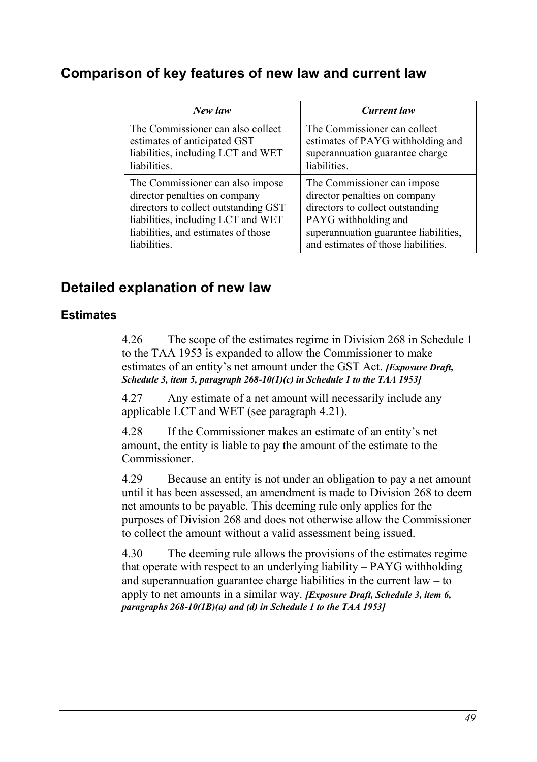## Comparison of key features of new law and current law

| *New law* | *Current law* |
|---|---|
| The Commissioner can also collect estimates of anticipated GST liabilities, including LCT and WET liabilities. | The Commissioner can collect estimates of PAYG withholding and superannuation guarantee charge liabilities. |
| The Commissioner can also impose director penalties on company directors to collect outstanding GST liabilities, including LCT and WET liabilities, and estimates of those liabilities. | The Commissioner can impose director penalties on company directors to collect outstanding PAYG withholding and superannuation guarantee liabilities, and estimates of those liabilities. |

## Detailed explanation of new law

### Estimates

4.26 The scope of the estimates regime in Division 268 in Schedule 1 to the TAA 1953 is expanded to allow the Commissioner to make estimates of an entity's net amount under the GST Act. ***[Exposure Draft, Schedule 3, item 5, paragraph 268-10(1)(c) in Schedule 1 to the TAA 1953]***

4.27 Any estimate of a net amount will necessarily include any applicable LCT and WET (see paragraph 4.21).

4.28 If the Commissioner makes an estimate of an entity's net amount, the entity is liable to pay the amount of the estimate to the Commissioner.

4.29 Because an entity is not under an obligation to pay a net amount until it has been assessed, an amendment is made to Division 268 to deem net amounts to be payable. This deeming rule only applies for the purposes of Division 268 and does not otherwise allow the Commissioner to collect the amount without a valid assessment being issued.

4.30 The deeming rule allows the provisions of the estimates regime that operate with respect to an underlying liability – PAYG withholding and superannuation guarantee charge liabilities in the current law – to apply to net amounts in a similar way. ***[Exposure Draft, Schedule 3, item 6, paragraphs 268-10(1B)(a) and (d) in Schedule 1 to the TAA 1953]***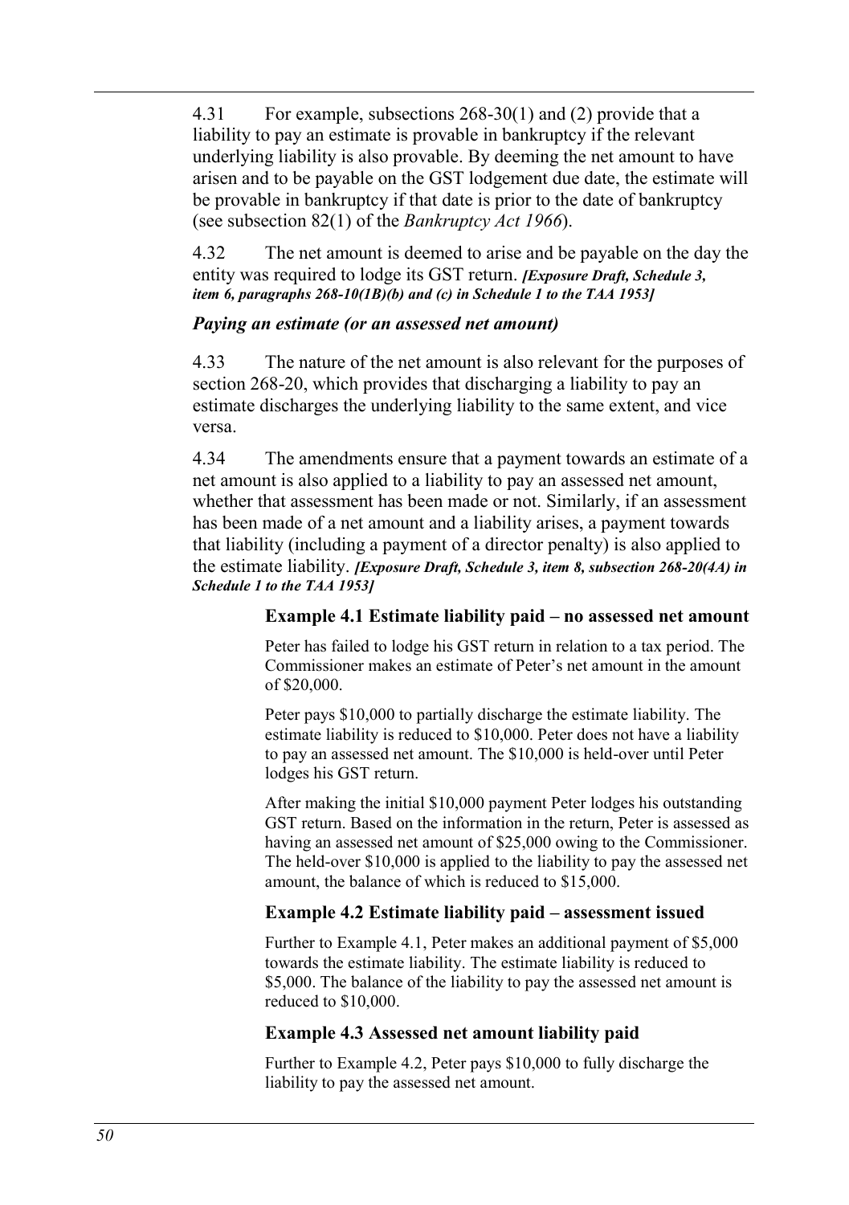4.31 For example, subsections 268-30(1) and (2) provide that a liability to pay an estimate is provable in bankruptcy if the relevant underlying liability is also provable. By deeming the net amount to have arisen and to be payable on the GST lodgement due date, the estimate will be provable in bankruptcy if that date is prior to the date of bankruptcy (see subsection 82(1) of the *Bankruptcy Act 1966*).

4.32 The net amount is deemed to arise and be payable on the day the entity was required to lodge its GST return. ***[Exposure Draft, Schedule 3, item 6, paragraphs 268-10(1B)(b) and (c) in Schedule 1 to the TAA 1953]***

### *Paying an estimate (or an assessed net amount)*

4.33 The nature of the net amount is also relevant for the purposes of section 268-20, which provides that discharging a liability to pay an estimate discharges the underlying liability to the same extent, and vice versa.

4.34 The amendments ensure that a payment towards an estimate of a net amount is also applied to a liability to pay an assessed net amount, whether that assessment has been made or not. Similarly, if an assessment has been made of a net amount and a liability arises, a payment towards that liability (including a payment of a director penalty) is also applied to the estimate liability. ***[Exposure Draft, Schedule 3, item 8, subsection 268-20(4A) in Schedule 1 to the TAA 1953]***

#### Example 4.1 Estimate liability paid – no assessed net amount

Peter has failed to lodge his GST return in relation to a tax period. The Commissioner makes an estimate of Peter's net amount in the amount of $20,000.

Peter pays $10,000 to partially discharge the estimate liability. The estimate liability is reduced to $10,000. Peter does not have a liability to pay an assessed net amount. The $10,000 is held-over until Peter lodges his GST return.

After making the initial $10,000 payment Peter lodges his outstanding GST return. Based on the information in the return, Peter is assessed as having an assessed net amount of $25,000 owing to the Commissioner. The held-over $10,000 is applied to the liability to pay the assessed net amount, the balance of which is reduced to $15,000.

#### Example 4.2 Estimate liability paid – assessment issued

Further to Example 4.1, Peter makes an additional payment of $5,000 towards the estimate liability. The estimate liability is reduced to $5,000. The balance of the liability to pay the assessed net amount is reduced to $10,000.

#### Example 4.3 Assessed net amount liability paid

Further to Example 4.2, Peter pays $10,000 to fully discharge the liability to pay the assessed net amount.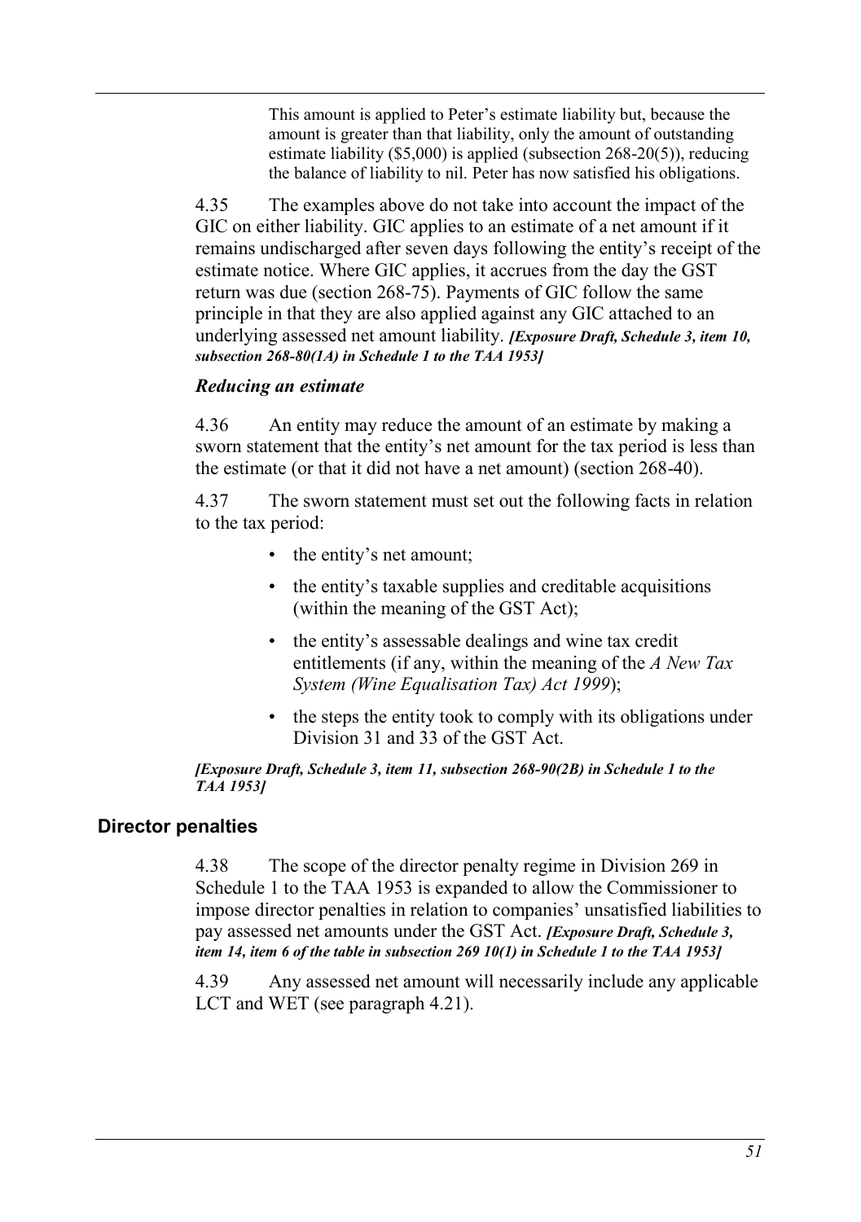This amount is applied to Peter's estimate liability but, because the amount is greater than that liability, only the amount of outstanding estimate liability ($5,000) is applied (subsection 268-20(5)), reducing the balance of liability to nil. Peter has now satisfied his obligations.

4.35 The examples above do not take into account the impact of the GIC on either liability. GIC applies to an estimate of a net amount if it remains undischarged after seven days following the entity's receipt of the estimate notice. Where GIC applies, it accrues from the day the GST return was due (section 268-75). Payments of GIC follow the same principle in that they are also applied against any GIC attached to an underlying assessed net amount liability. ***[Exposure Draft, Schedule 3, item 10, subsection 268-80(1A) in Schedule 1 to the TAA 1953]***

### *Reducing an estimate*

4.36 An entity may reduce the amount of an estimate by making a sworn statement that the entity's net amount for the tax period is less than the estimate (or that it did not have a net amount) (section 268-40).

4.37 The sworn statement must set out the following facts in relation to the tax period:

- the entity's net amount;
- the entity's taxable supplies and creditable acquisitions (within the meaning of the GST Act);
- the entity's assessable dealings and wine tax credit entitlements (if any, within the meaning of the *A New Tax System (Wine Equalisation Tax) Act 1999*);
- the steps the entity took to comply with its obligations under Division 31 and 33 of the GST Act.

***[Exposure Draft, Schedule 3, item 11, subsection 268-90(2B) in Schedule 1 to the TAA 1953]***

## Director penalties

4.38 The scope of the director penalty regime in Division 269 in Schedule 1 to the TAA 1953 is expanded to allow the Commissioner to impose director penalties in relation to companies' unsatisfied liabilities to pay assessed net amounts under the GST Act. ***[Exposure Draft, Schedule 3, item 14, item 6 of the table in subsection 269 10(1) in Schedule 1 to the TAA 1953]***

4.39 Any assessed net amount will necessarily include any applicable LCT and WET (see paragraph 4.21).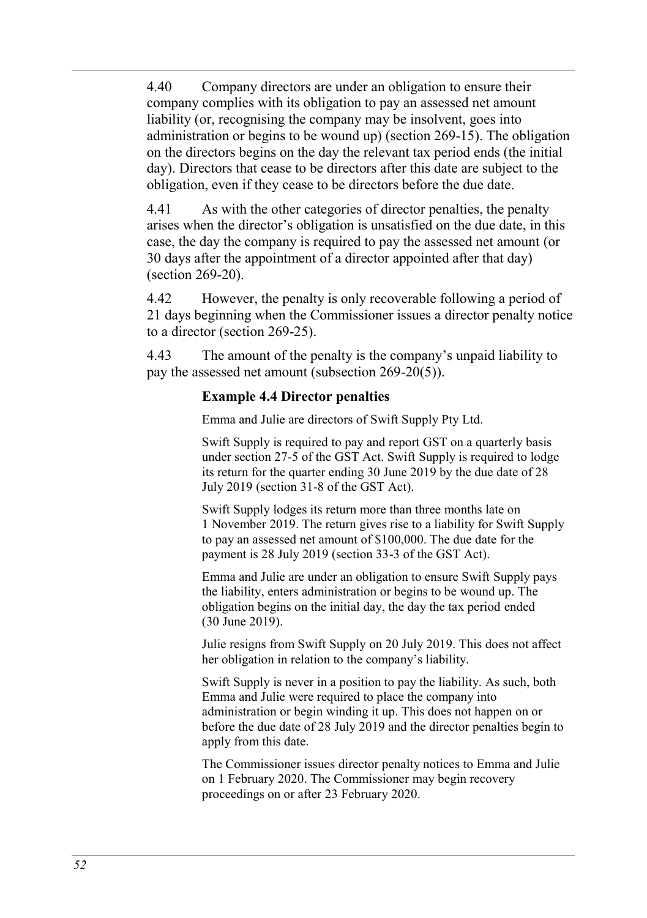4.40 Company directors are under an obligation to ensure their company complies with its obligation to pay an assessed net amount liability (or, recognising the company may be insolvent, goes into administration or begins to be wound up) (section 269-15). The obligation on the directors begins on the day the relevant tax period ends (the initial day). Directors that cease to be directors after this date are subject to the obligation, even if they cease to be directors before the due date.

4.41 As with the other categories of director penalties, the penalty arises when the director's obligation is unsatisfied on the due date, in this case, the day the company is required to pay the assessed net amount (or 30 days after the appointment of a director appointed after that day) (section 269-20).

4.42 However, the penalty is only recoverable following a period of 21 days beginning when the Commissioner issues a director penalty notice to a director (section 269-25).

4.43 The amount of the penalty is the company's unpaid liability to pay the assessed net amount (subsection 269-20(5)).

**Example 4.4 Director penalties**

Emma and Julie are directors of Swift Supply Pty Ltd.

Swift Supply is required to pay and report GST on a quarterly basis under section 27-5 of the GST Act. Swift Supply is required to lodge its return for the quarter ending 30 June 2019 by the due date of 28 July 2019 (section 31-8 of the GST Act).

Swift Supply lodges its return more than three months late on 1 November 2019. The return gives rise to a liability for Swift Supply to pay an assessed net amount of $100,000. The due date for the payment is 28 July 2019 (section 33-3 of the GST Act).

Emma and Julie are under an obligation to ensure Swift Supply pays the liability, enters administration or begins to be wound up. The obligation begins on the initial day, the day the tax period ended (30 June 2019).

Julie resigns from Swift Supply on 20 July 2019. This does not affect her obligation in relation to the company's liability.

Swift Supply is never in a position to pay the liability. As such, both Emma and Julie were required to place the company into administration or begin winding it up. This does not happen on or before the due date of 28 July 2019 and the director penalties begin to apply from this date.

The Commissioner issues director penalty notices to Emma and Julie on 1 February 2020. The Commissioner may begin recovery proceedings on or after 23 February 2020.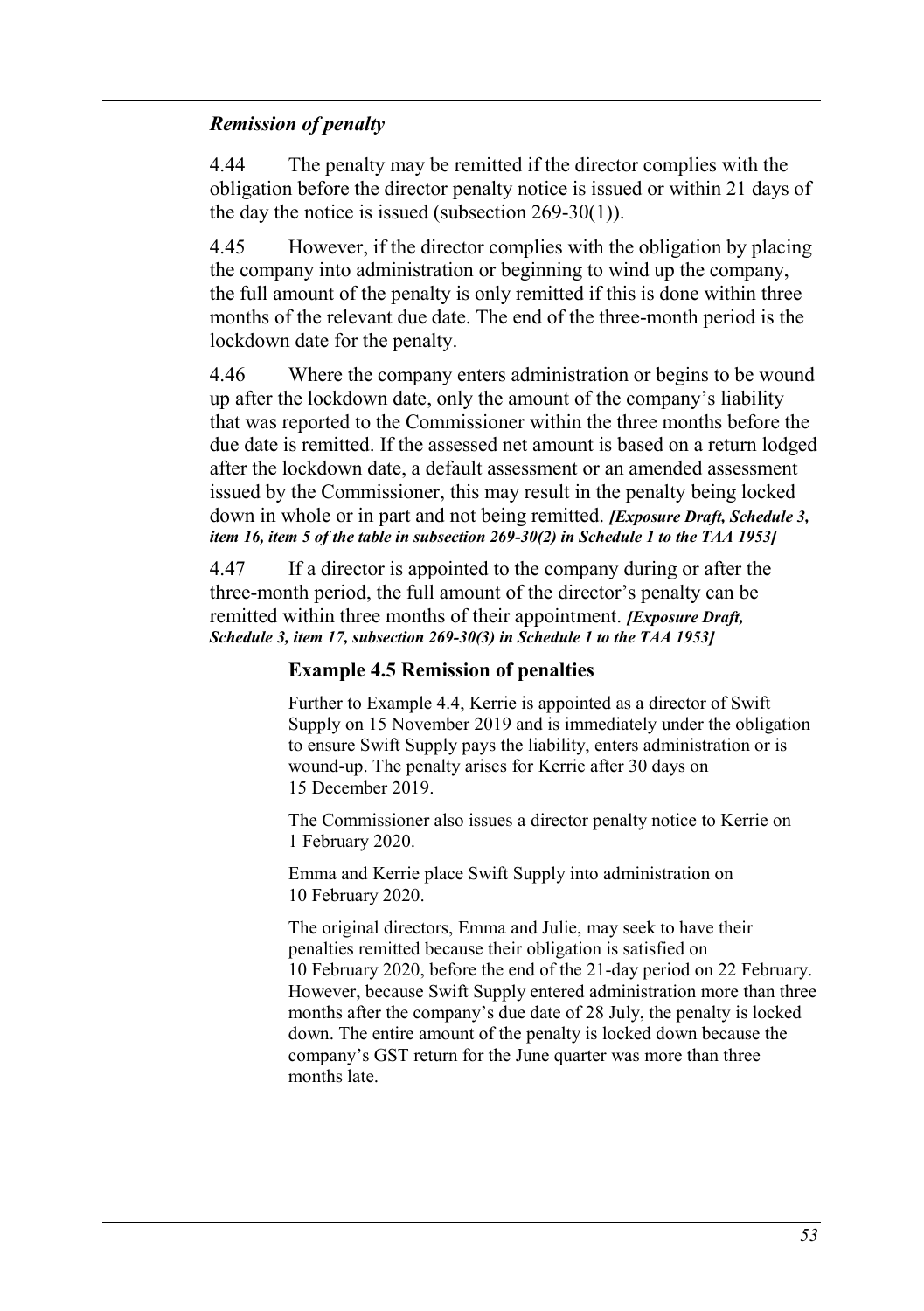### *Remission of penalty*

4.44 The penalty may be remitted if the director complies with the obligation before the director penalty notice is issued or within 21 days of the day the notice is issued (subsection 269-30(1)).

4.45 However, if the director complies with the obligation by placing the company into administration or beginning to wind up the company, the full amount of the penalty is only remitted if this is done within three months of the relevant due date. The end of the three-month period is the lockdown date for the penalty.

4.46 Where the company enters administration or begins to be wound up after the lockdown date, only the amount of the company's liability that was reported to the Commissioner within the three months before the due date is remitted. If the assessed net amount is based on a return lodged after the lockdown date, a default assessment or an amended assessment issued by the Commissioner, this may result in the penalty being locked down in whole or in part and not being remitted. ***[Exposure Draft, Schedule 3, item 16, item 5 of the table in subsection 269-30(2) in Schedule 1 to the TAA 1953]***

4.47 If a director is appointed to the company during or after the three-month period, the full amount of the director's penalty can be remitted within three months of their appointment. ***[Exposure Draft, Schedule 3, item 17, subsection 269-30(3) in Schedule 1 to the TAA 1953]***

**Example 4.5 Remission of penalties**

Further to Example 4.4, Kerrie is appointed as a director of Swift Supply on 15 November 2019 and is immediately under the obligation to ensure Swift Supply pays the liability, enters administration or is wound-up. The penalty arises for Kerrie after 30 days on 15 December 2019.

The Commissioner also issues a director penalty notice to Kerrie on 1 February 2020.

Emma and Kerrie place Swift Supply into administration on 10 February 2020.

The original directors, Emma and Julie, may seek to have their penalties remitted because their obligation is satisfied on 10 February 2020, before the end of the 21-day period on 22 February. However, because Swift Supply entered administration more than three months after the company's due date of 28 July, the penalty is locked down. The entire amount of the penalty is locked down because the company's GST return for the June quarter was more than three months late.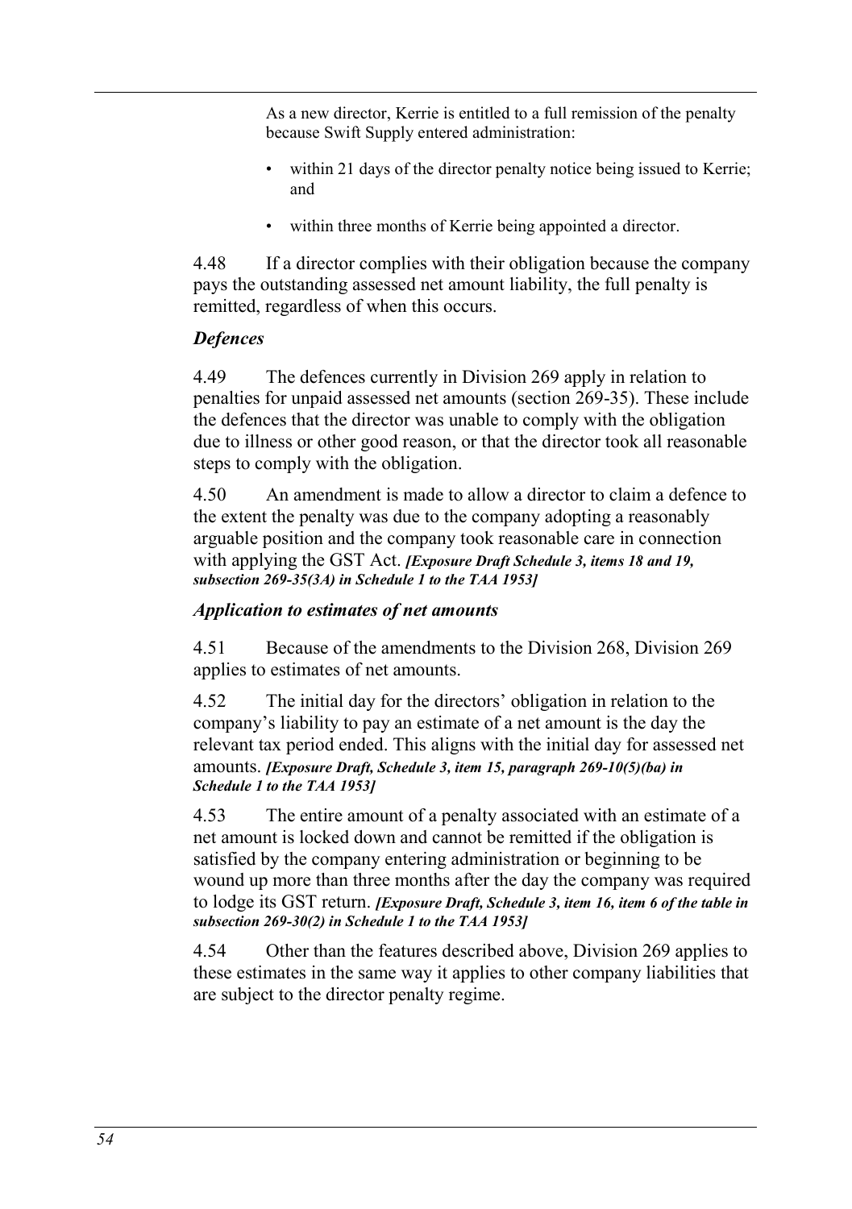As a new director, Kerrie is entitled to a full remission of the penalty because Swift Supply entered administration:

- within 21 days of the director penalty notice being issued to Kerrie; and
- within three months of Kerrie being appointed a director.

4.48 If a director complies with their obligation because the company pays the outstanding assessed net amount liability, the full penalty is remitted, regardless of when this occurs.

### *Defences*

4.49 The defences currently in Division 269 apply in relation to penalties for unpaid assessed net amounts (section 269-35). These include the defences that the director was unable to comply with the obligation due to illness or other good reason, or that the director took all reasonable steps to comply with the obligation.

4.50 An amendment is made to allow a director to claim a defence to the extent the penalty was due to the company adopting a reasonably arguable position and the company took reasonable care in connection with applying the GST Act. ***[Exposure Draft Schedule 3, items 18 and 19, subsection 269-35(3A) in Schedule 1 to the TAA 1953]***

### *Application to estimates of net amounts*

4.51 Because of the amendments to the Division 268, Division 269 applies to estimates of net amounts.

4.52 The initial day for the directors' obligation in relation to the company's liability to pay an estimate of a net amount is the day the relevant tax period ended. This aligns with the initial day for assessed net amounts. ***[Exposure Draft, Schedule 3, item 15, paragraph 269-10(5)(ba) in Schedule 1 to the TAA 1953]***

4.53 The entire amount of a penalty associated with an estimate of a net amount is locked down and cannot be remitted if the obligation is satisfied by the company entering administration or beginning to be wound up more than three months after the day the company was required to lodge its GST return. ***[Exposure Draft, Schedule 3, item 16, item 6 of the table in subsection 269-30(2) in Schedule 1 to the TAA 1953]***

4.54 Other than the features described above, Division 269 applies to these estimates in the same way it applies to other company liabilities that are subject to the director penalty regime.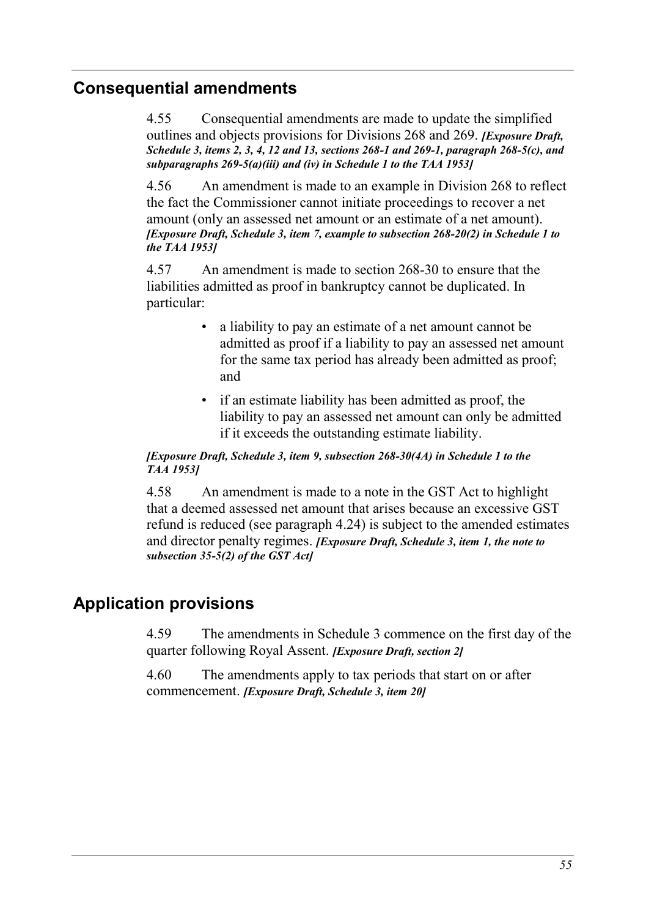## Consequential amendments

4.55 Consequential amendments are made to update the simplified outlines and objects provisions for Divisions 268 and 269. ***[Exposure Draft, Schedule 3, items 2, 3, 4, 12 and 13, sections 268-1 and 269-1, paragraph 268-5(c), and subparagraphs 269-5(a)(iii) and (iv) in Schedule 1 to the TAA 1953]***

4.56 An amendment is made to an example in Division 268 to reflect the fact the Commissioner cannot initiate proceedings to recover a net amount (only an assessed net amount or an estimate of a net amount). ***[Exposure Draft, Schedule 3, item 7, example to subsection 268-20(2) in Schedule 1 to the TAA 1953]***

4.57 An amendment is made to section 268-30 to ensure that the liabilities admitted as proof in bankruptcy cannot be duplicated. In particular:

- a liability to pay an estimate of a net amount cannot be admitted as proof if a liability to pay an assessed net amount for the same tax period has already been admitted as proof; and
- if an estimate liability has been admitted as proof, the liability to pay an assessed net amount can only be admitted if it exceeds the outstanding estimate liability.

***[Exposure Draft, Schedule 3, item 9, subsection 268-30(4A) in Schedule 1 to the TAA 1953]***

4.58 An amendment is made to a note in the GST Act to highlight that a deemed assessed net amount that arises because an excessive GST refund is reduced (see paragraph 4.24) is subject to the amended estimates and director penalty regimes. ***[Exposure Draft, Schedule 3, item 1, the note to subsection 35-5(2) of the GST Act]***

## Application provisions

4.59 The amendments in Schedule 3 commence on the first day of the quarter following Royal Assent. ***[Exposure Draft, section 2]***

4.60 The amendments apply to tax periods that start on or after commencement. ***[Exposure Draft, Schedule 3, item 20]***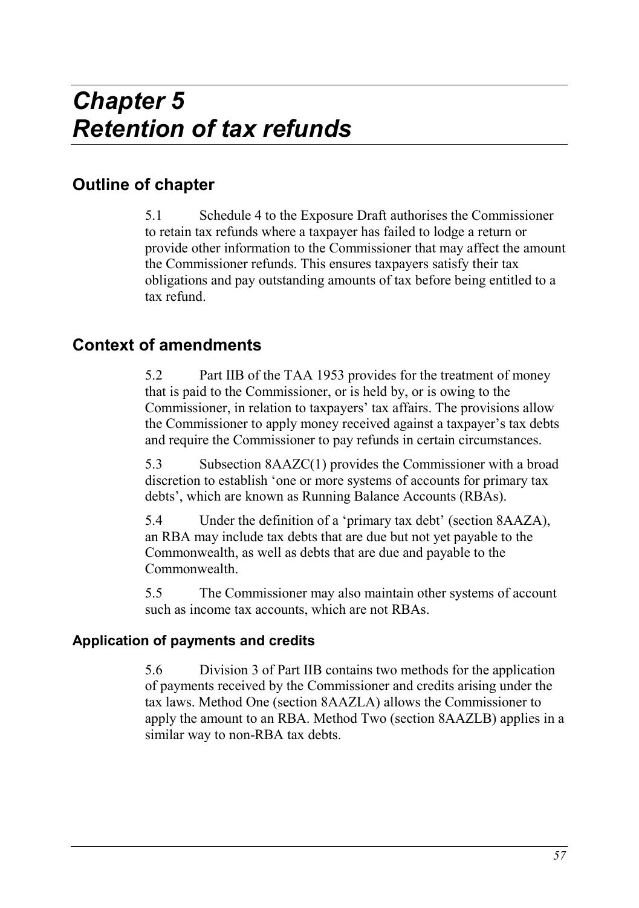# *Chapter 5*
# *Retention of tax refunds*

## Outline of chapter

5.1 Schedule 4 to the Exposure Draft authorises the Commissioner to retain tax refunds where a taxpayer has failed to lodge a return or provide other information to the Commissioner that may affect the amount the Commissioner refunds. This ensures taxpayers satisfy their tax obligations and pay outstanding amounts of tax before being entitled to a tax refund.

## Context of amendments

5.2 Part IIB of the TAA 1953 provides for the treatment of money that is paid to the Commissioner, or is held by, or is owing to the Commissioner, in relation to taxpayers' tax affairs. The provisions allow the Commissioner to apply money received against a taxpayer's tax debts and require the Commissioner to pay refunds in certain circumstances.

5.3 Subsection 8AAZC(1) provides the Commissioner with a broad discretion to establish 'one or more systems of accounts for primary tax debts', which are known as Running Balance Accounts (RBAs).

5.4 Under the definition of a 'primary tax debt' (section 8AAZA), an RBA may include tax debts that are due but not yet payable to the Commonwealth, as well as debts that are due and payable to the Commonwealth.

5.5 The Commissioner may also maintain other systems of account such as income tax accounts, which are not RBAs.

### Application of payments and credits

5.6 Division 3 of Part IIB contains two methods for the application of payments received by the Commissioner and credits arising under the tax laws. Method One (section 8AAZLA) allows the Commissioner to apply the amount to an RBA. Method Two (section 8AAZLB) applies in a similar way to non-RBA tax debts.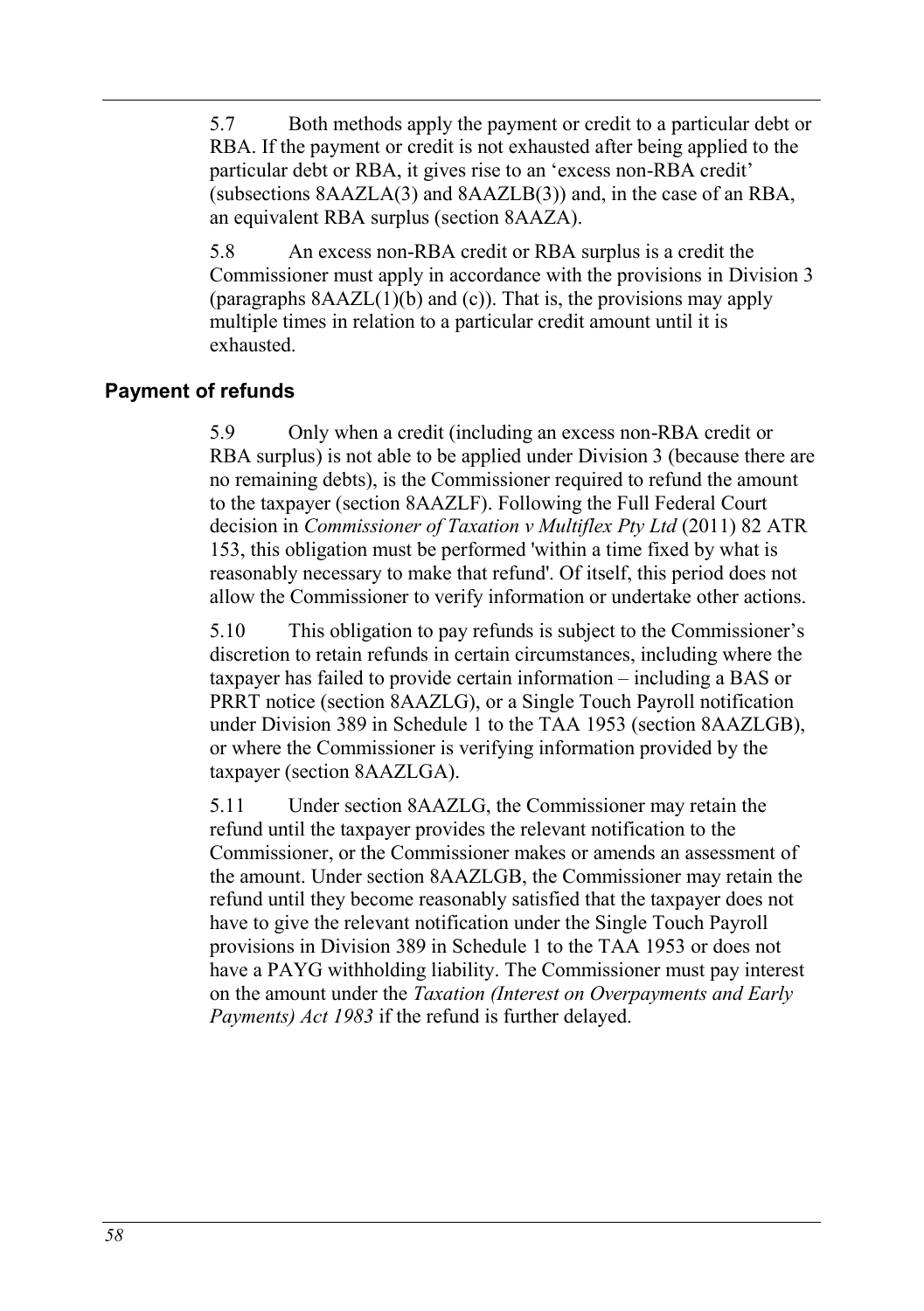5.7 Both methods apply the payment or credit to a particular debt or RBA. If the payment or credit is not exhausted after being applied to the particular debt or RBA, it gives rise to an 'excess non-RBA credit' (subsections 8AAZLA(3) and 8AAZLB(3)) and, in the case of an RBA, an equivalent RBA surplus (section 8AAZA).

5.8 An excess non-RBA credit or RBA surplus is a credit the Commissioner must apply in accordance with the provisions in Division 3 (paragraphs 8AAZL(1)(b) and (c)). That is, the provisions may apply multiple times in relation to a particular credit amount until it is exhausted.

## Payment of refunds

5.9 Only when a credit (including an excess non-RBA credit or RBA surplus) is not able to be applied under Division 3 (because there are no remaining debts), is the Commissioner required to refund the amount to the taxpayer (section 8AAZLF). Following the Full Federal Court decision in *Commissioner of Taxation v Multiflex Pty Ltd* (2011) 82 ATR 153, this obligation must be performed 'within a time fixed by what is reasonably necessary to make that refund'. Of itself, this period does not allow the Commissioner to verify information or undertake other actions.

5.10 This obligation to pay refunds is subject to the Commissioner's discretion to retain refunds in certain circumstances, including where the taxpayer has failed to provide certain information – including a BAS or PRRT notice (section 8AAZLG), or a Single Touch Payroll notification under Division 389 in Schedule 1 to the TAA 1953 (section 8AAZLGB), or where the Commissioner is verifying information provided by the taxpayer (section 8AAZLGA).

5.11 Under section 8AAZLG, the Commissioner may retain the refund until the taxpayer provides the relevant notification to the Commissioner, or the Commissioner makes or amends an assessment of the amount. Under section 8AAZLGB, the Commissioner may retain the refund until they become reasonably satisfied that the taxpayer does not have to give the relevant notification under the Single Touch Payroll provisions in Division 389 in Schedule 1 to the TAA 1953 or does not have a PAYG withholding liability. The Commissioner must pay interest on the amount under the *Taxation (Interest on Overpayments and Early Payments) Act 1983* if the refund is further delayed.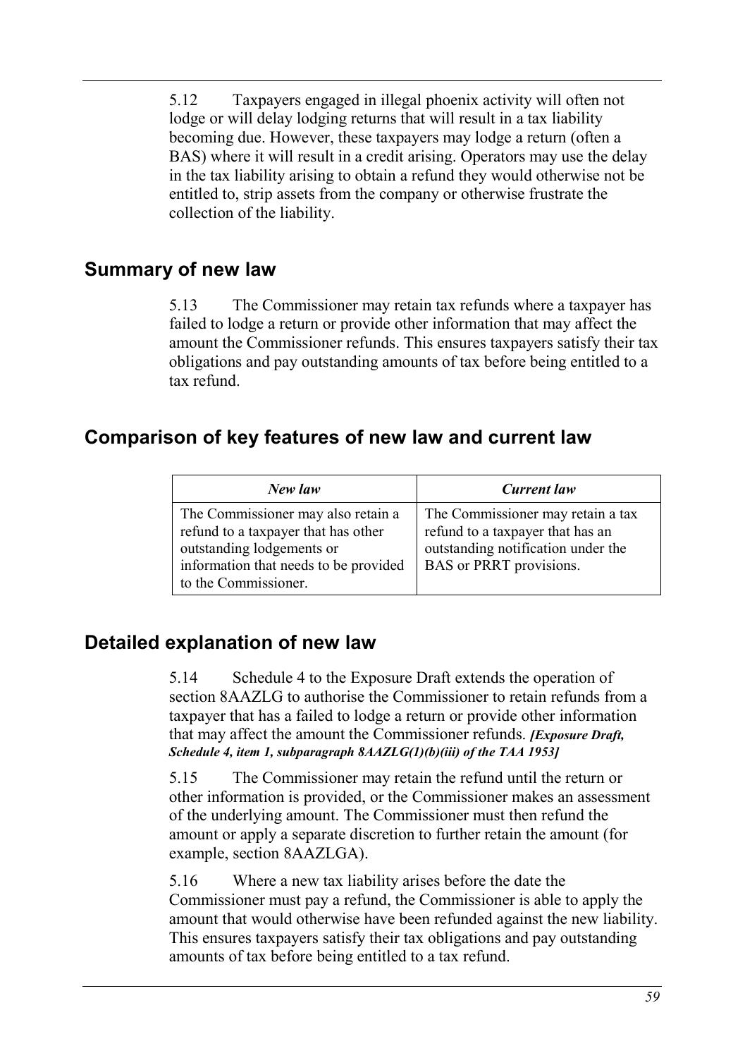5.12 Taxpayers engaged in illegal phoenix activity will often not lodge or will delay lodging returns that will result in a tax liability becoming due. However, these taxpayers may lodge a return (often a BAS) where it will result in a credit arising. Operators may use the delay in the tax liability arising to obtain a refund they would otherwise not be entitled to, strip assets from the company or otherwise frustrate the collection of the liability.

## Summary of new law

5.13 The Commissioner may retain tax refunds where a taxpayer has failed to lodge a return or provide other information that may affect the amount the Commissioner refunds. This ensures taxpayers satisfy their tax obligations and pay outstanding amounts of tax before being entitled to a tax refund.

## Comparison of key features of new law and current law

| *New law* | *Current law* |
|---|---|
| The Commissioner may also retain a refund to a taxpayer that has other outstanding lodgements or information that needs to be provided to the Commissioner. | The Commissioner may retain a tax refund to a taxpayer that has an outstanding notification under the BAS or PRRT provisions. |

## Detailed explanation of new law

5.14 Schedule 4 to the Exposure Draft extends the operation of section 8AAZLG to authorise the Commissioner to retain refunds from a taxpayer that has a failed to lodge a return or provide other information that may affect the amount the Commissioner refunds. ***[Exposure Draft, Schedule 4, item 1, subparagraph 8AAZLG(1)(b)(iii) of the TAA 1953]***

5.15 The Commissioner may retain the refund until the return or other information is provided, or the Commissioner makes an assessment of the underlying amount. The Commissioner must then refund the amount or apply a separate discretion to further retain the amount (for example, section 8AAZLGA).

5.16 Where a new tax liability arises before the date the Commissioner must pay a refund, the Commissioner is able to apply the amount that would otherwise have been refunded against the new liability. This ensures taxpayers satisfy their tax obligations and pay outstanding amounts of tax before being entitled to a tax refund.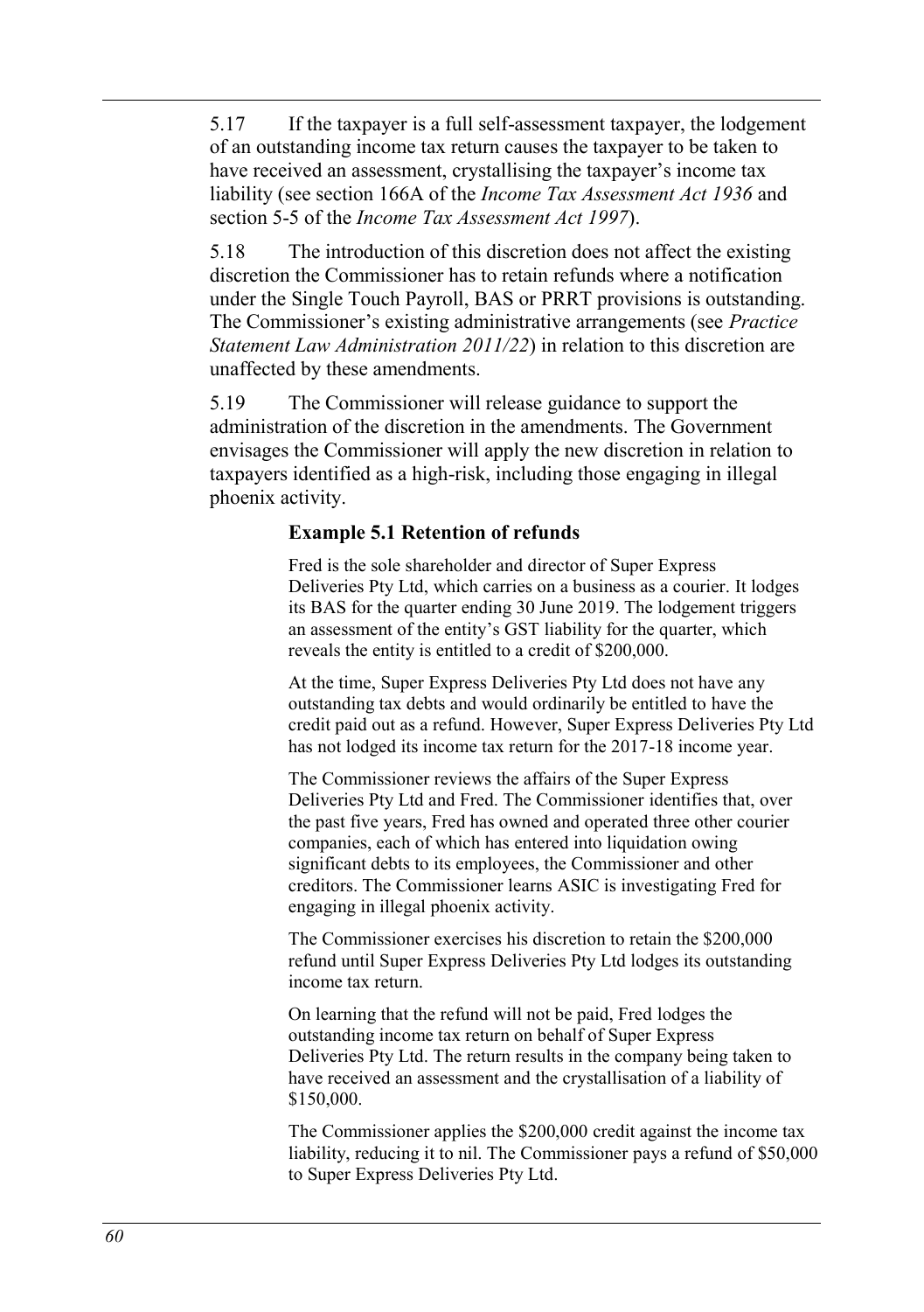5.17 If the taxpayer is a full self-assessment taxpayer, the lodgement of an outstanding income tax return causes the taxpayer to be taken to have received an assessment, crystallising the taxpayer's income tax liability (see section 166A of the *Income Tax Assessment Act 1936* and section 5-5 of the *Income Tax Assessment Act 1997*).

5.18 The introduction of this discretion does not affect the existing discretion the Commissioner has to retain refunds where a notification under the Single Touch Payroll, BAS or PRRT provisions is outstanding. The Commissioner's existing administrative arrangements (see *Practice Statement Law Administration 2011/22*) in relation to this discretion are unaffected by these amendments.

5.19 The Commissioner will release guidance to support the administration of the discretion in the amendments. The Government envisages the Commissioner will apply the new discretion in relation to taxpayers identified as a high-risk, including those engaging in illegal phoenix activity.

### Example 5.1 Retention of refunds

Fred is the sole shareholder and director of Super Express Deliveries Pty Ltd, which carries on a business as a courier. It lodges its BAS for the quarter ending 30 June 2019. The lodgement triggers an assessment of the entity's GST liability for the quarter, which reveals the entity is entitled to a credit of $200,000.

At the time, Super Express Deliveries Pty Ltd does not have any outstanding tax debts and would ordinarily be entitled to have the credit paid out as a refund. However, Super Express Deliveries Pty Ltd has not lodged its income tax return for the 2017-18 income year.

The Commissioner reviews the affairs of the Super Express Deliveries Pty Ltd and Fred. The Commissioner identifies that, over the past five years, Fred has owned and operated three other courier companies, each of which has entered into liquidation owing significant debts to its employees, the Commissioner and other creditors. The Commissioner learns ASIC is investigating Fred for engaging in illegal phoenix activity.

The Commissioner exercises his discretion to retain the $200,000 refund until Super Express Deliveries Pty Ltd lodges its outstanding income tax return.

On learning that the refund will not be paid, Fred lodges the outstanding income tax return on behalf of Super Express Deliveries Pty Ltd. The return results in the company being taken to have received an assessment and the crystallisation of a liability of $150,000.

The Commissioner applies the $200,000 credit against the income tax liability, reducing it to nil. The Commissioner pays a refund of $50,000 to Super Express Deliveries Pty Ltd.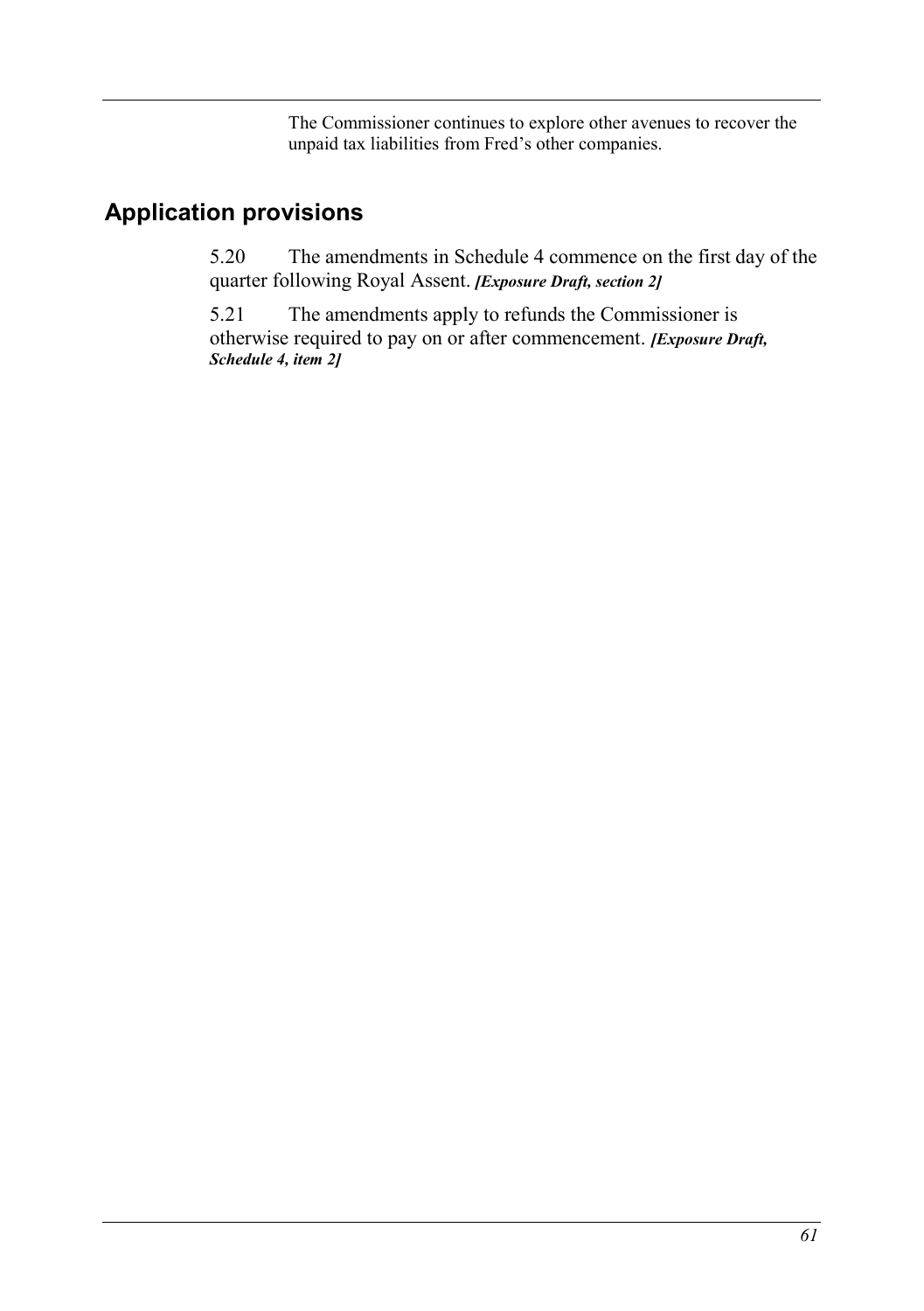The Commissioner continues to explore other avenues to recover the unpaid tax liabilities from Fred's other companies.

## Application provisions

5.20 The amendments in Schedule 4 commence on the first day of the quarter following Royal Assent. ***[Exposure Draft, section 2]***

5.21 The amendments apply to refunds the Commissioner is otherwise required to pay on or after commencement. ***[Exposure Draft, Schedule 4, item 2]***